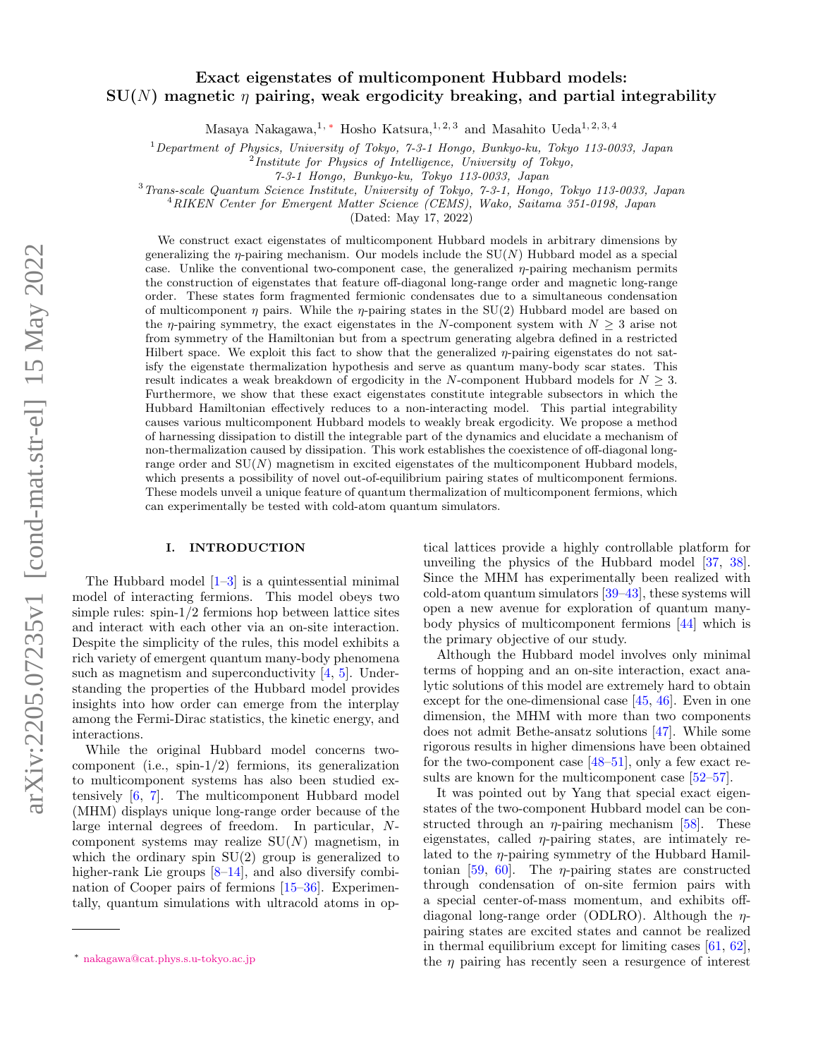# Exact eigenstates of multicomponent Hubbard models: SU($N$) magnetic $\eta$ pairing, weak ergodicity breaking, and partial integrability

Masaya Nakagawa,[1,*] Hosho Katsura,[1,2,3] and Masahito Ueda[1,2,3,4]

[1] *Department of Physics, University of Tokyo, 7-3-1 Hongo, Bunkyo-ku, Tokyo 113-0033, Japan*
[2] *Institute for Physics of Intelligence, University of Tokyo, 7-3-1 Hongo, Bunkyo-ku, Tokyo 113-0033, Japan*
[3] *Trans-scale Quantum Science Institute, University of Tokyo, 7-3-1, Hongo, Tokyo 113-0033, Japan*
[4] *RIKEN Center for Emergent Matter Science (CEMS), Wako, Saitama 351-0198, Japan*

(Dated: May 17, 2022)

We construct exact eigenstates of multicomponent Hubbard models in arbitrary dimensions by generalizing the $\eta$-pairing mechanism. Our models include the SU($N$) Hubbard model as a special case. Unlike the conventional two-component case, the generalized $\eta$-pairing mechanism permits the construction of eigenstates that feature off-diagonal long-range order and magnetic long-range order. These states form fragmented fermionic condensates due to a simultaneous condensation of multicomponent $\eta$ pairs. While the $\eta$-pairing states in the SU(2) Hubbard model are based on the $\eta$-pairing symmetry, the exact eigenstates in the $N$-component system with $N \geq 3$ arise not from symmetry of the Hamiltonian but from a spectrum generating algebra defined in a restricted Hilbert space. We exploit this fact to show that the generalized $\eta$-pairing eigenstates do not satisfy the eigenstate thermalization hypothesis and serve as quantum many-body scar states. This result indicates a weak breakdown of ergodicity in the $N$-component Hubbard models for $N \geq 3$. Furthermore, we show that these exact eigenstates constitute integrable subsectors in which the Hubbard Hamiltonian effectively reduces to a non-interacting model. This partial integrability causes various multicomponent Hubbard models to weakly break ergodicity. We propose a method of harnessing dissipation to distill the integrable part of the dynamics and elucidate a mechanism of non-thermalization caused by dissipation. This work establishes the coexistence of off-diagonal long-range order and SU($N$) magnetism in excited eigenstates of the multicomponent Hubbard models, which presents a possibility of novel out-of-equilibrium pairing states of multicomponent fermions. These models unveil a unique feature of quantum thermalization of multicomponent fermions, which can experimentally be tested with cold-atom quantum simulators.

## I. INTRODUCTION

The Hubbard model [1–3] is a quintessential minimal model of interacting fermions. This model obeys two simple rules: spin-1/2 fermions hop between lattice sites and interact with each other via an on-site interaction. Despite the simplicity of the rules, this model exhibits a rich variety of emergent quantum many-body phenomena such as magnetism and superconductivity [4, 5]. Understanding the properties of the Hubbard model provides insights into how order can emerge from the interplay among the Fermi-Dirac statistics, the kinetic energy, and interactions.

While the original Hubbard model concerns two-component (i.e., spin-1/2) fermions, its generalization to multicomponent systems has also been studied extensively [6, 7]. The multicomponent Hubbard model (MHM) displays unique long-range order because of the large internal degrees of freedom. In particular, $N$-component systems may realize SU($N$) magnetism, in which the ordinary spin SU(2) group is generalized to higher-rank Lie groups [8–14], and also diversify combination of Cooper pairs of fermions [15–36]. Experimentally, quantum simulations with ultracold atoms in optical lattices provide a highly controllable platform for unveiling the physics of the Hubbard model [37, 38]. Since the MHM has experimentally been realized with cold-atom quantum simulators [39–43], these systems will open a new avenue for exploration of quantum many-body physics of multicomponent fermions [44] which is the primary objective of our study.

Although the Hubbard model involves only minimal terms of hopping and an on-site interaction, exact analytic solutions of this model are extremely hard to obtain except for the one-dimensional case [45, 46]. Even in one dimension, the MHM with more than two components does not admit Bethe-ansatz solutions [47]. While some rigorous results in higher dimensions have been obtained for the two-component case [48–51], only a few exact results are known for the multicomponent case [52–57].

It was pointed out by Yang that special exact eigenstates of the two-component Hubbard model can be constructed through an $\eta$-pairing mechanism [58]. These eigenstates, called $\eta$-pairing states, are intimately related to the $\eta$-pairing symmetry of the Hubbard Hamiltonian [59, 60]. The $\eta$-pairing states are constructed through condensation of on-site fermion pairs with a special center-of-mass momentum, and exhibits off-diagonal long-range order (ODLRO). Although the $\eta$-pairing states are excited states and cannot be realized in thermal equilibrium except for limiting cases [61, 62], the $\eta$ pairing has recently seen a resurgence of interest

* nakagawa@cat.phys.s.u-tokyo.ac.jp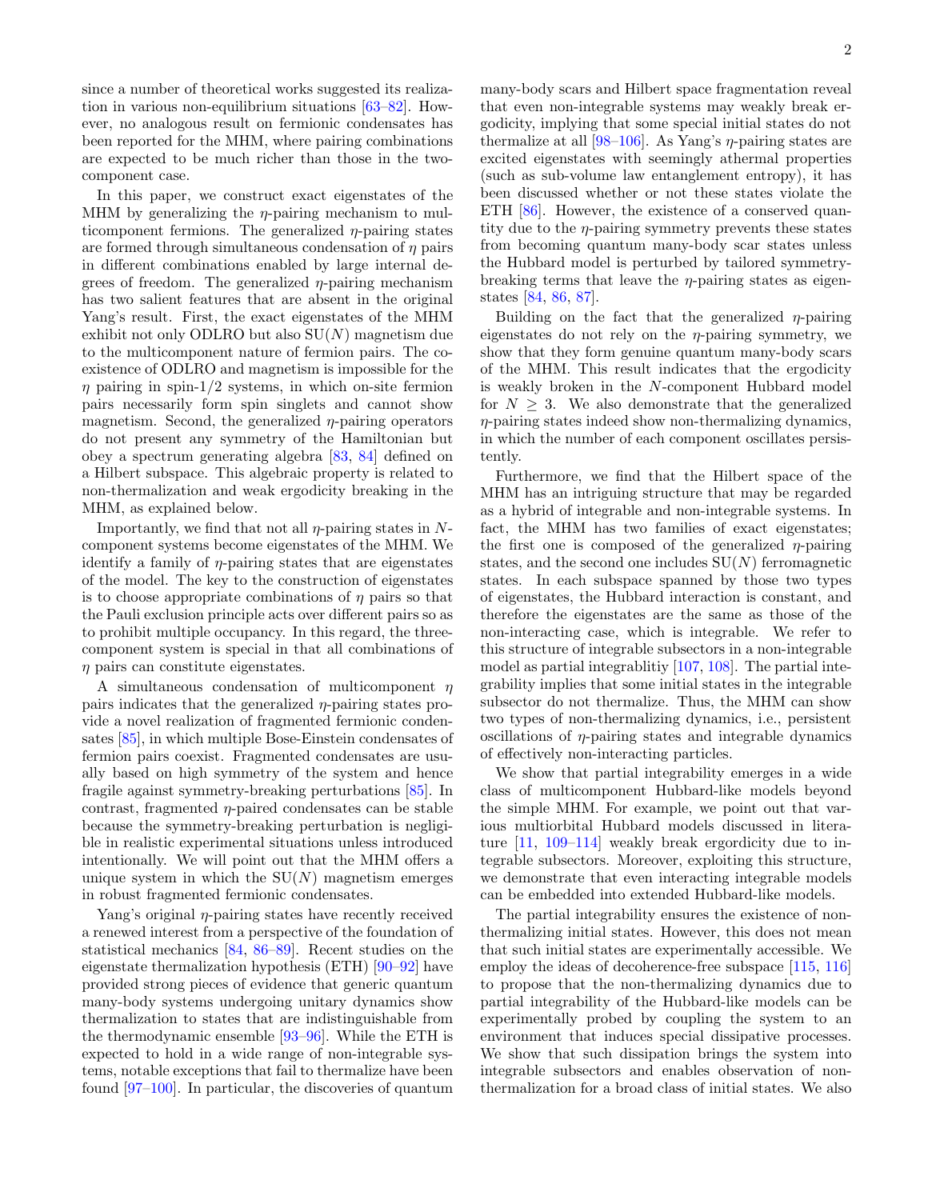since a number of theoretical works suggested its realization in various non-equilibrium situations [63–82]. However, no analogous result on fermionic condensates has been reported for the MHM, where pairing combinations are expected to be much richer than those in the two-component case.

In this paper, we construct exact eigenstates of the MHM by generalizing the $\eta$-pairing mechanism to multicomponent fermions. The generalized $\eta$-pairing states are formed through simultaneous condensation of $\eta$ pairs in different combinations enabled by large internal degrees of freedom. The generalized $\eta$-pairing mechanism has two salient features that are absent in the original Yang's result. First, the exact eigenstates of the MHM exhibit not only ODLRO but also SU($N$) magnetism due to the multicomponent nature of fermion pairs. The coexistence of ODLRO and magnetism is impossible for the $\eta$ pairing in spin-1/2 systems, in which on-site fermion pairs necessarily form spin singlets and cannot show magnetism. Second, the generalized $\eta$-pairing operators do not present any symmetry of the Hamiltonian but obey a spectrum generating algebra [83, 84] defined on a Hilbert subspace. This algebraic property is related to non-thermalization and weak ergodicity breaking in the MHM, as explained below.

Importantly, we find that not all $\eta$-pairing states in $N$-component systems become eigenstates of the MHM. We identify a family of $\eta$-pairing states that are eigenstates of the model. The key to the construction of eigenstates is to choose appropriate combinations of $\eta$ pairs so that the Pauli exclusion principle acts over different pairs so as to prohibit multiple occupancy. In this regard, the three-component system is special in that all combinations of $\eta$ pairs can constitute eigenstates.

A simultaneous condensation of multicomponent $\eta$ pairs indicates that the generalized $\eta$-pairing states provide a novel realization of fragmented fermionic condensates [85], in which multiple Bose-Einstein condensates of fermion pairs coexist. Fragmented condensates are usually based on high symmetry of the system and hence fragile against symmetry-breaking perturbations [85]. In contrast, fragmented $\eta$-paired condensates can be stable because the symmetry-breaking perturbation is negligible in realistic experimental situations unless introduced intentionally. We will point out that the MHM offers a unique system in which the SU($N$) magnetism emerges in robust fragmented fermionic condensates.

Yang's original $\eta$-pairing states have recently received a renewed interest from a perspective of the foundation of statistical mechanics [84, 86–89]. Recent studies on the eigenstate thermalization hypothesis (ETH) [90–92] have provided strong pieces of evidence that generic quantum many-body systems undergoing unitary dynamics show thermalization to states that are indistinguishable from the thermodynamic ensemble [93–96]. While the ETH is expected to hold in a wide range of non-integrable systems, notable exceptions that fail to thermalize have been found [97–100]. In particular, the discoveries of quantum many-body scars and Hilbert space fragmentation reveal that even non-integrable systems may weakly break ergodicity, implying that some special initial states do not thermalize at all [98–106]. As Yang's $\eta$-pairing states are excited eigenstates with seemingly athermal properties (such as sub-volume law entanglement entropy), it has been discussed whether or not these states violate the ETH [86]. However, the existence of a conserved quantity due to the $\eta$-pairing symmetry prevents these states from becoming quantum many-body scar states unless the Hubbard model is perturbed by tailored symmetry-breaking terms that leave the $\eta$-pairing states as eigenstates [84, 86, 87].

Building on the fact that the generalized $\eta$-pairing eigenstates do not rely on the $\eta$-pairing symmetry, we show that they form genuine quantum many-body scars of the MHM. This result indicates that the ergodicity is weakly broken in the $N$-component Hubbard model for $N \geq 3$. We also demonstrate that the generalized $\eta$-pairing states indeed show non-thermalizing dynamics, in which the number of each component oscillates persistently.

Furthermore, we find that the Hilbert space of the MHM has an intriguing structure that may be regarded as a hybrid of integrable and non-integrable systems. In fact, the MHM has two families of exact eigenstates; the first one is composed of the generalized $\eta$-pairing states, and the second one includes SU($N$) ferromagnetic states. In each subspace spanned by those two types of eigenstates, the Hubbard interaction is constant, and therefore the eigenstates are the same as those of the non-interacting case, which is integrable. We refer to this structure of integrable subsectors in a non-integrable model as partial integrablitiy [107, 108]. The partial integrability implies that some initial states in the integrable subsector do not thermalize. Thus, the MHM can show two types of non-thermalizing dynamics, i.e., persistent oscillations of $\eta$-pairing states and integrable dynamics of effectively non-interacting particles.

We show that partial integrability emerges in a wide class of multicomponent Hubbard-like models beyond the simple MHM. For example, we point out that various multiorbital Hubbard models discussed in literature [11, 109–114] weakly break ergordicity due to integrable subsectors. Moreover, exploiting this structure, we demonstrate that even interacting integrable models can be embedded into extended Hubbard-like models.

The partial integrability ensures the existence of non-thermalizing initial states. However, this does not mean that such initial states are experimentally accessible. We employ the ideas of decoherence-free subspace [115, 116] to propose that the non-thermalizing dynamics due to partial integrability of the Hubbard-like models can be experimentally probed by coupling the system to an environment that induces special dissipative processes. We show that such dissipation brings the system into integrable subsectors and enables observation of non-thermalization for a broad class of initial states. We also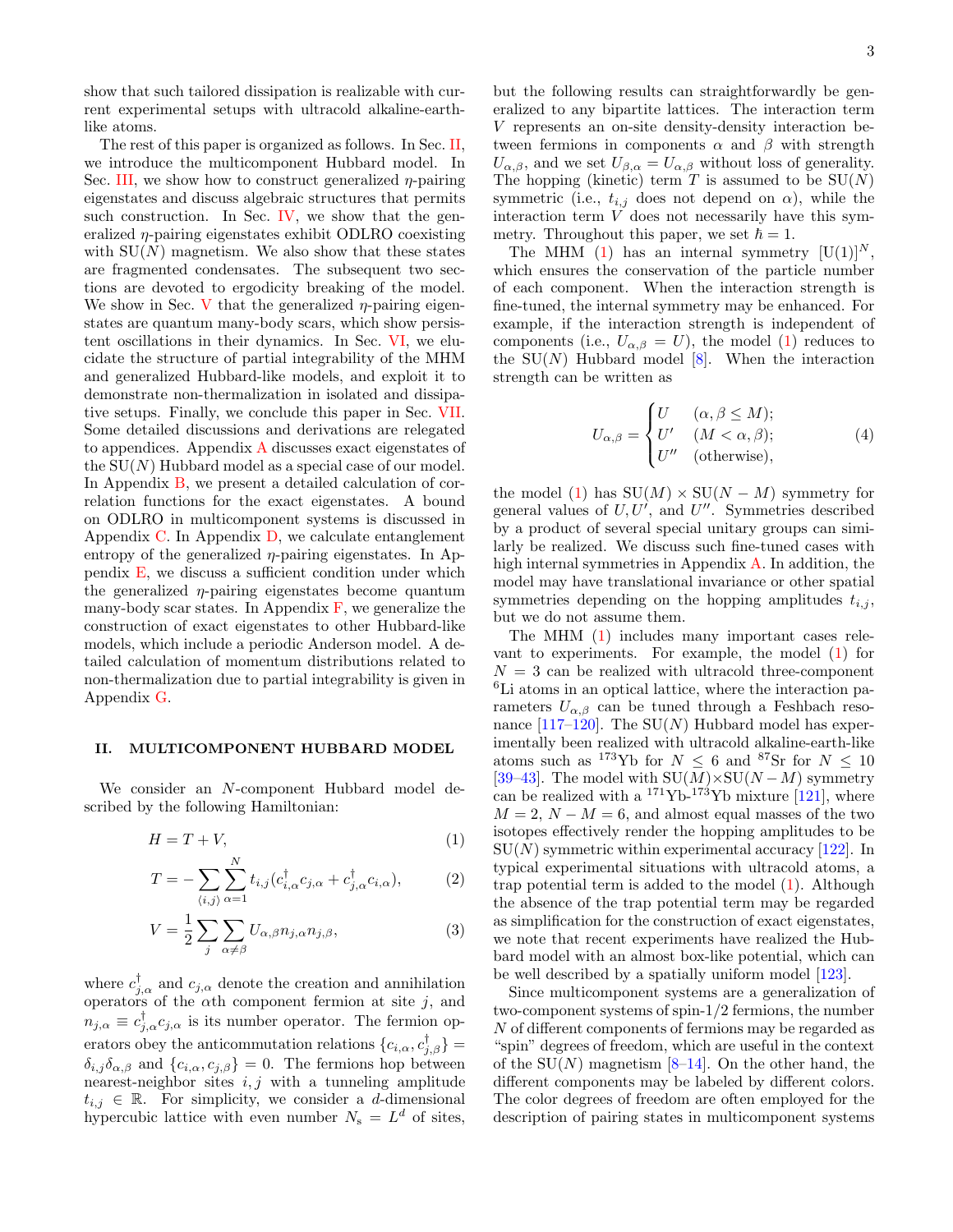show that such tailored dissipation is realizable with current experimental setups with ultracold alkaline-earth-like atoms.

The rest of this paper is organized as follows. In Sec. II, we introduce the multicomponent Hubbard model. In Sec. III, we show how to construct generalized $\eta$-pairing eigenstates and discuss algebraic structures that permits such construction. In Sec. IV, we show that the generalized $\eta$-pairing eigenstates exhibit ODLRO coexisting with SU($N$) magnetism. We also show that these states are fragmented condensates. The subsequent two sections are devoted to ergodicity breaking of the model. We show in Sec. V that the generalized $\eta$-pairing eigenstates are quantum many-body scars, which show persistent oscillations in their dynamics. In Sec. VI, we elucidate the structure of partial integrability of the MHM and generalized Hubbard-like models, and exploit it to demonstrate non-thermalization in isolated and dissipative setups. Finally, we conclude this paper in Sec. VII. Some detailed discussions and derivations are relegated to appendices. Appendix A discusses exact eigenstates of the SU($N$) Hubbard model as a special case of our model. In Appendix B, we present a detailed calculation of correlation functions for the exact eigenstates. A bound on ODLRO in multicomponent systems is discussed in Appendix C. In Appendix D, we calculate entanglement entropy of the generalized $\eta$-pairing eigenstates. In Appendix E, we discuss a sufficient condition under which the generalized $\eta$-pairing eigenstates become quantum many-body scar states. In Appendix F, we generalize the construction of exact eigenstates to other Hubbard-like models, which include a periodic Anderson model. A detailed calculation of momentum distributions related to non-thermalization due to partial integrability is given in Appendix G.

## II. MULTICOMPONENT HUBBARD MODEL

We consider an $N$-component Hubbard model described by the following Hamiltonian:

$$H = T + V, \tag{1}$$

$$T = -\sum_{\langle i,j\rangle}\sum_{\alpha=1}^{N} t_{i,j}(c_{i,\alpha}^{\dagger}c_{j,\alpha} + c_{j,\alpha}^{\dagger}c_{i,\alpha}), \tag{2}$$

$$V = \frac{1}{2}\sum_{j}\sum_{\alpha\neq\beta} U_{\alpha,\beta} n_{j,\alpha} n_{j,\beta}, \tag{3}$$

where $c_{j,\alpha}^{\dagger}$ and $c_{j,\alpha}$ denote the creation and annihilation operators of the $\alpha$th component fermion at site $j$, and $n_{j,\alpha} \equiv c_{j,\alpha}^{\dagger}c_{j,\alpha}$ is its number operator. The fermion operators obey the anticommutation relations $\{c_{i,\alpha}, c_{j,\beta}^{\dagger}\} = \delta_{i,j}\delta_{\alpha,\beta}$ and $\{c_{i,\alpha}, c_{j,\beta}\} = 0$. The fermions hop between nearest-neighbor sites $i, j$ with a tunneling amplitude $t_{i,j} \in \mathbb{R}$. For simplicity, we consider a $d$-dimensional hypercubic lattice with even number $N_{\mathrm{s}} = L^d$ of sites, but the following results can straightforwardly be generalized to any bipartite lattices. The interaction term $V$ represents an on-site density-density interaction between fermions in components $\alpha$ and $\beta$ with strength $U_{\alpha,\beta}$, and we set $U_{\beta,\alpha} = U_{\alpha,\beta}$ without loss of generality. The hopping (kinetic) term $T$ is assumed to be SU($N$) symmetric (i.e., $t_{i,j}$ does not depend on $\alpha$), while the interaction term $V$ does not necessarily have this symmetry. Throughout this paper, we set $\hbar = 1$.

The MHM (1) has an internal symmetry $[\mathrm{U}(1)]^N$, which ensures the conservation of the particle number of each component. When the interaction strength is fine-tuned, the internal symmetry may be enhanced. For example, if the interaction strength is independent of components (i.e., $U_{\alpha,\beta} = U$), the model (1) reduces to the SU($N$) Hubbard model [8]. When the interaction strength can be written as

$$U_{\alpha,\beta} = \begin{cases} U & (\alpha,\beta \leq M); \\ U' & (M < \alpha,\beta); \\ U'' & (\text{otherwise}), \end{cases} \tag{4}$$

the model (1) has SU($M$) $\times$ SU($N-M$) symmetry for general values of $U, U'$, and $U''$. Symmetries described by a product of several special unitary groups can similarly be realized. We discuss such fine-tuned cases with high internal symmetries in Appendix A. In addition, the model may have translational invariance or other spatial symmetries depending on the hopping amplitudes $t_{i,j}$, but we do not assume them.

The MHM (1) includes many important cases relevant to experiments. For example, the model (1) for $N = 3$ can be realized with ultracold three-component $^{6}$Li atoms in an optical lattice, where the interaction parameters $U_{\alpha,\beta}$ can be tuned through a Feshbach resonance [117–120]. The SU($N$) Hubbard model has experimentally been realized with ultracold alkaline-earth-like atoms such as $^{173}$Yb for $N \leq 6$ and $^{87}$Sr for $N \leq 10$ [39–43]. The model with SU($M$)$\times$SU($N-M$) symmetry can be realized with a $^{171}$Yb-$^{173}$Yb mixture [121], where $M = 2$, $N - M = 6$, and almost equal masses of the two isotopes effectively render the hopping amplitudes to be SU($N$) symmetric within experimental accuracy [122]. In typical experimental situations with ultracold atoms, a trap potential term is added to the model (1). Although the absence of the trap potential term may be regarded as simplification for the construction of exact eigenstates, we note that recent experiments have realized the Hubbard model with an almost box-like potential, which can be well described by a spatially uniform model [123].

Since multicomponent systems are a generalization of two-component systems of spin-1/2 fermions, the number $N$ of different components of fermions may be regarded as "spin" degrees of freedom, which are useful in the context of the SU($N$) magnetism [8–14]. On the other hand, the different components may be labeled by different colors. The color degrees of freedom are often employed for the description of pairing states in multicomponent systems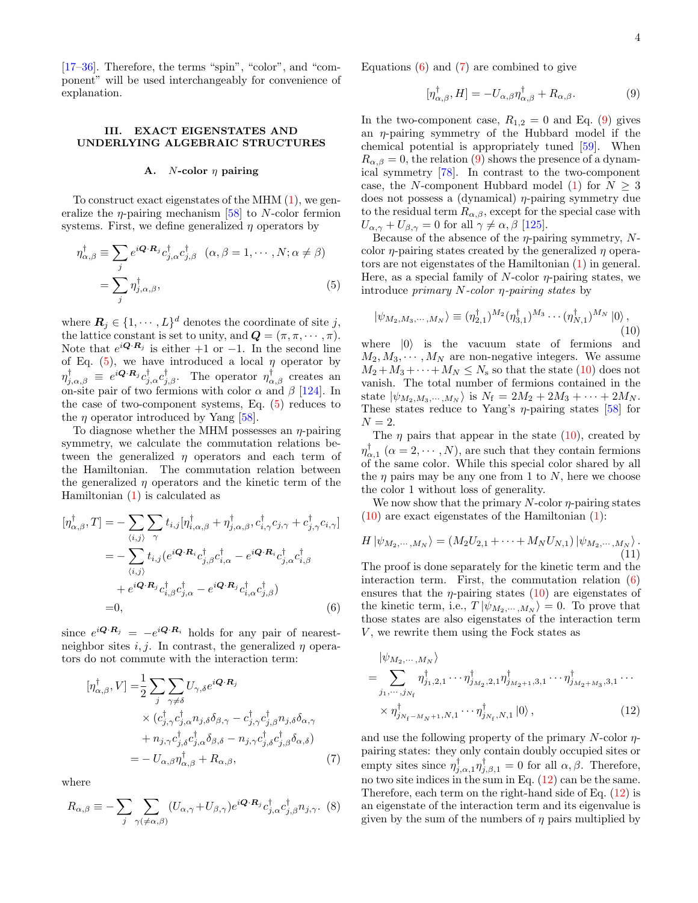[17–36]. Therefore, the terms "spin", "color", and "component" will be used interchangeably for convenience of explanation.

## III. EXACT EIGENSTATES AND UNDERLYING ALGEBRAIC STRUCTURES

### A. $N$-color $\eta$ pairing

To construct exact eigenstates of the MHM (1), we generalize the $\eta$-pairing mechanism [58] to $N$-color fermion systems. First, we define generalized $\eta$ operators by

$$
\begin{aligned}
\eta^\dagger_{\alpha,\beta} &\equiv \sum_j e^{i\boldsymbol{Q}\cdot\boldsymbol{R}_j} c^\dagger_{j,\alpha} c^\dagger_{j,\beta} \quad (\alpha,\beta = 1,\cdots,N; \alpha\neq\beta) \\
&= \sum_j \eta^\dagger_{j,\alpha,\beta},
\end{aligned} \tag{5}
$$

where $\boldsymbol{R}_j \in \{1,\cdots,L\}^d$ denotes the coordinate of site $j$, the lattice constant is set to unity, and $\boldsymbol{Q} = (\pi,\pi,\cdots,\pi)$. Note that $e^{i\boldsymbol{Q}\cdot\boldsymbol{R}_j}$ is either $+1$ or $-1$. In the second line of Eq. (5), we have introduced a local $\eta$ operator by $\eta^\dagger_{j,\alpha,\beta} \equiv e^{i\boldsymbol{Q}\cdot\boldsymbol{R}_j} c^\dagger_{j,\alpha} c^\dagger_{j,\beta}$. The operator $\eta^\dagger_{\alpha,\beta}$ creates an on-site pair of two fermions with color $\alpha$ and $\beta$ [124]. In the case of two-component systems, Eq. (5) reduces to the $\eta$ operator introduced by Yang [58].

To diagnose whether the MHM possesses an $\eta$-pairing symmetry, we calculate the commutation relations between the generalized $\eta$ operators and each term of the Hamiltonian. The commutation relation between the generalized $\eta$ operators and the kinetic term of the Hamiltonian (1) is calculated as

$$
\begin{aligned}
[\eta^\dagger_{\alpha,\beta}, T] =& -\sum_{\langle i,j\rangle}\sum_\gamma t_{i,j} [\eta^\dagger_{i,\alpha,\beta} + \eta^\dagger_{j,\alpha,\beta}, c^\dagger_{i,\gamma} c_{j,\gamma} + c^\dagger_{j,\gamma} c_{i,\gamma}] \\
=& -\sum_{\langle i,j\rangle} t_{i,j} (e^{i\boldsymbol{Q}\cdot\boldsymbol{R}_i} c^\dagger_{j,\beta} c^\dagger_{i,\alpha} - e^{i\boldsymbol{Q}\cdot\boldsymbol{R}_i} c^\dagger_{j,\alpha} c^\dagger_{i,\beta} \\
&+ e^{i\boldsymbol{Q}\cdot\boldsymbol{R}_j} c^\dagger_{i,\beta} c^\dagger_{j,\alpha} - e^{i\boldsymbol{Q}\cdot\boldsymbol{R}_j} c^\dagger_{i,\alpha} c^\dagger_{j,\beta}) \\
=& 0,
\end{aligned} \tag{6}
$$

since $e^{i\boldsymbol{Q}\cdot\boldsymbol{R}_j} = -e^{i\boldsymbol{Q}\cdot\boldsymbol{R}_i}$ holds for any pair of nearest-neighbor sites $i,j$. In contrast, the generalized $\eta$ operators do not commute with the interaction term:

$$
\begin{aligned}
[\eta^\dagger_{\alpha,\beta}, V] =& \frac{1}{2}\sum_j \sum_{\gamma\neq\delta} U_{\gamma,\delta} e^{i\boldsymbol{Q}\cdot\boldsymbol{R}_j} \\
&\times (c^\dagger_{j,\gamma} c^\dagger_{j,\alpha} n_{j,\delta} \delta_{\beta,\gamma} - c^\dagger_{j,\gamma} c^\dagger_{j,\beta} n_{j,\delta} \delta_{\alpha,\gamma} \\
&+ n_{j,\gamma} c^\dagger_{j,\delta} c^\dagger_{j,\alpha} \delta_{\beta,\delta} - n_{j,\gamma} c^\dagger_{j,\delta} c^\dagger_{j,\beta} \delta_{\alpha,\delta}) \\
=& -U_{\alpha,\beta}\eta^\dagger_{\alpha,\beta} + R_{\alpha,\beta},
\end{aligned} \tag{7}
$$

where

$$
R_{\alpha,\beta} \equiv -\sum_j \sum_{\gamma(\neq\alpha,\beta)} (U_{\alpha,\gamma} + U_{\beta,\gamma}) e^{i\boldsymbol{Q}\cdot\boldsymbol{R}_j} c^\dagger_{j,\alpha} c^\dagger_{j,\beta} n_{j,\gamma}. \tag{8}
$$

Equations (6) and (7) are combined to give

$$
[\eta^\dagger_{\alpha,\beta}, H] = -U_{\alpha,\beta}\eta^\dagger_{\alpha,\beta} + R_{\alpha,\beta}. \tag{9}
$$

In the two-component case, $R_{1,2} = 0$ and Eq. (9) gives an $\eta$-pairing symmetry of the Hubbard model if the chemical potential is appropriately tuned [59]. When $R_{\alpha,\beta} = 0$, the relation (9) shows the presence of a dynamical symmetry [78]. In contrast to the two-component case, the $N$-component Hubbard model (1) for $N \geq 3$ does not possess a (dynamical) $\eta$-pairing symmetry due to the residual term $R_{\alpha,\beta}$, except for the special case with $U_{\alpha,\gamma} + U_{\beta,\gamma} = 0$ for all $\gamma \neq \alpha,\beta$ [125].

Because of the absence of the $\eta$-pairing symmetry, $N$-color $\eta$-pairing states created by the generalized $\eta$ operators are not eigenstates of the Hamiltonian (1) in general. Here, as a special family of $N$-color $\eta$-pairing states, we introduce *primary $N$-color $\eta$-pairing states* by

$$
|\psi_{M_2,M_3,\cdots,M_N}\rangle \equiv (\eta^\dagger_{2,1})^{M_2} (\eta^\dagger_{3,1})^{M_3} \cdots (\eta^\dagger_{N,1})^{M_N} |0\rangle, \tag{10}
$$

where $|0\rangle$ is the vacuum state of fermions and $M_2, M_3, \cdots, M_N$ are non-negative integers. We assume $M_2 + M_3 + \cdots + M_N \leq N_\mathrm{s}$ so that the state (10) does not vanish. The total number of fermions contained in the state $|\psi_{M_2,M_3,\cdots,M_N}\rangle$ is $N_\mathrm{f} = 2M_2 + 2M_3 + \cdots + 2M_N$. These states reduce to Yang's $\eta$-pairing states [58] for $N = 2$.

The $\eta$ pairs that appear in the state (10), created by $\eta^\dagger_{\alpha,1}$ ($\alpha = 2,\cdots,N$), are such that they contain fermions of the same color. While this special color shared by all the $\eta$ pairs may be any one from 1 to $N$, here we choose the color 1 without loss of generality.

We now show that the primary $N$-color $\eta$-pairing states (10) are exact eigenstates of the Hamiltonian (1):

$$
H|\psi_{M_2,\cdots,M_N}\rangle = (M_2 U_{2,1} + \cdots + M_N U_{N,1}) |\psi_{M_2,\cdots,M_N}\rangle. \tag{11}
$$

The proof is done separately for the kinetic term and the interaction term. First, the commutation relation (6) ensures that the $\eta$-pairing states (10) are eigenstates of the kinetic term, i.e., $T|\psi_{M_2,\cdots,M_N}\rangle = 0$. To prove that those states are also eigenstates of the interaction term $V$, we rewrite them using the Fock states as

$$
\begin{aligned}
&|\psi_{M_2,\cdots,M_N}\rangle \\
&= \sum_{j_1,\cdots,j_{N_\mathrm{f}}} \eta^\dagger_{j_1,2,1} \cdots \eta^\dagger_{j_{M_2},2,1} \eta^\dagger_{j_{M_2+1},3,1} \cdots \eta^\dagger_{j_{M_2+M_3},3,1} \cdots \\
&\quad \times \eta^\dagger_{j_{N_\mathrm{f}-M_N+1},N,1} \cdots \eta^\dagger_{j_{N_\mathrm{f}},N,1} |0\rangle,
\end{aligned} \tag{12}
$$

and use the following property of the primary $N$-color $\eta$-pairing states: they only contain doubly occupied sites or empty sites since $\eta^\dagger_{j,\alpha,1}\eta^\dagger_{j,\beta,1} = 0$ for all $\alpha,\beta$. Therefore, no two site indices in the sum in Eq. (12) can be the same. Therefore, each term on the right-hand side of Eq. (12) is an eigenstate of the interaction term and its eigenvalue is given by the sum of the numbers of $\eta$ pairs multiplied by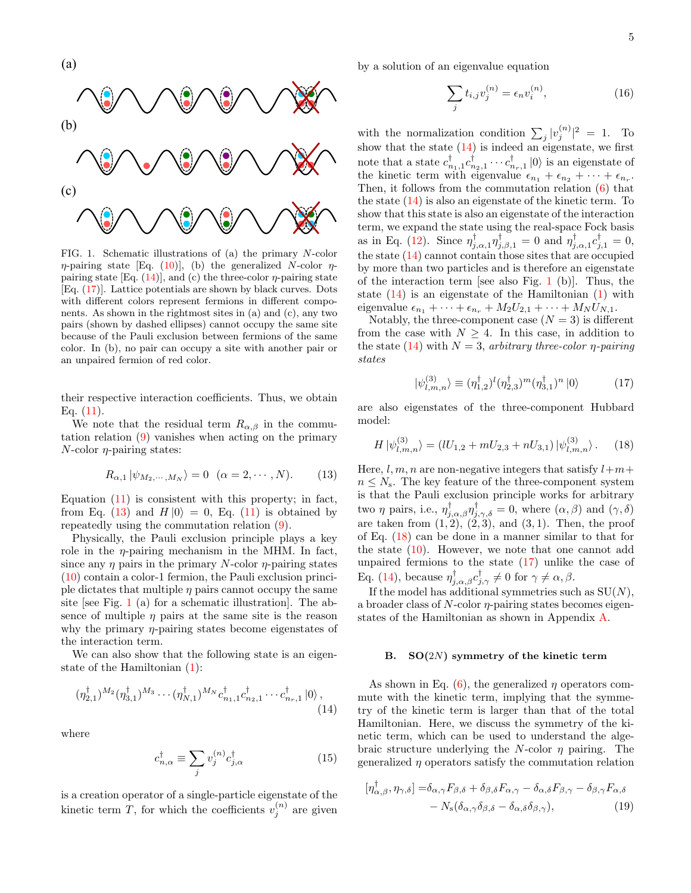(a)

(b)

(c)

FIG. 1. Schematic illustrations of (a) the primary $N$-color $\eta$-pairing state [Eq. (10)], (b) the generalized $N$-color $\eta$-pairing state [Eq. (14)], and (c) the three-color $\eta$-pairing state [Eq. (17)]. Lattice potentials are shown by black curves. Dots with different colors represent fermions in different components. As shown in the rightmost sites in (a) and (c), any two pairs (shown by dashed ellipses) cannot occupy the same site because of the Pauli exclusion between fermions of the same color. In (b), no pair can occupy a site with another pair or an unpaired fermion of red color.

their respective interaction coefficients. Thus, we obtain Eq. (11).

We note that the residual term $R_{\alpha,\beta}$ in the commutation relation (9) vanishes when acting on the primary $N$-color $\eta$-pairing states:

$$R_{\alpha,1}\left|\psi_{M_2,\cdots,M_N}\right\rangle = 0 \quad (\alpha = 2,\cdots,N). \tag{13}$$

Equation (11) is consistent with this property; in fact, from Eq. (13) and $H\left|0\right\rangle = 0$, Eq. (11) is obtained by repeatedly using the commutation relation (9).

Physically, the Pauli exclusion principle plays a key role in the $\eta$-pairing mechanism in the MHM. In fact, since any $\eta$ pairs in the primary $N$-color $\eta$-pairing states (10) contain a color-1 fermion, the Pauli exclusion principle dictates that multiple $\eta$ pairs cannot occupy the same site [see Fig. 1 (a) for a schematic illustration]. The absence of multiple $\eta$ pairs at the same site is the reason why the primary $\eta$-pairing states become eigenstates of the interaction term.

We can also show that the following state is an eigenstate of the Hamiltonian (1):

$$(\eta_{2,1}^\dagger)^{M_2}(\eta_{3,1}^\dagger)^{M_3}\cdots(\eta_{N,1}^\dagger)^{M_N} c_{n_1,1}^\dagger c_{n_2,1}^\dagger\cdots c_{n_r,1}^\dagger\left|0\right\rangle, \tag{14}$$

where

$$c_{n,\alpha}^\dagger \equiv \sum_j v_j^{(n)} c_{j,\alpha}^\dagger \tag{15}$$

is a creation operator of a single-particle eigenstate of the kinetic term $T$, for which the coefficients $v_j^{(n)}$ are given by a solution of an eigenvalue equation

$$\sum_j t_{i,j} v_j^{(n)} = \epsilon_n v_i^{(n)}, \tag{16}$$

with the normalization condition $\sum_j |v_j^{(n)}|^2 = 1$. To show that the state (14) is indeed an eigenstate, we first note that a state $c_{n_1,1}^\dagger c_{n_2,1}^\dagger\cdots c_{n_r,1}^\dagger\left|0\right\rangle$ is an eigenstate of the kinetic term with eigenvalue $\epsilon_{n_1}+\epsilon_{n_2}+\cdots+\epsilon_{n_r}$. Then, it follows from the commutation relation (6) that the state (14) is also an eigenstate of the kinetic term. To show that this state is also an eigenstate of the interaction term, we expand the state using the real-space Fock basis as in Eq. (12). Since $\eta_{j,\alpha,1}^\dagger\eta_{j,\beta,1}^\dagger = 0$ and $\eta_{j,\alpha,1}^\dagger c_{j,1}^\dagger = 0$, the state (14) cannot contain those sites that are occupied by more than two particles and is therefore an eigenstate of the interaction term [see also Fig. 1 (b)]. Thus, the state (14) is an eigenstate of the Hamiltonian (1) with eigenvalue $\epsilon_{n_1}+\cdots+\epsilon_{n_r}+M_2U_{2,1}+\cdots+M_NU_{N,1}$.

Notably, the three-component case ($N=3$) is different from the case with $N\geq 4$. In this case, in addition to the state (14) with $N=3$, *arbitrary three-color $\eta$-pairing states*

$$\left|\psi_{l,m,n}^{(3)}\right\rangle \equiv (\eta_{1,2}^\dagger)^l(\eta_{2,3}^\dagger)^m(\eta_{3,1}^\dagger)^n\left|0\right\rangle \tag{17}$$

are also eigenstates of the three-component Hubbard model:

$$H\left|\psi_{l,m,n}^{(3)}\right\rangle = (lU_{1,2}+mU_{2,3}+nU_{3,1})\left|\psi_{l,m,n}^{(3)}\right\rangle. \tag{18}$$

Here, $l,m,n$ are non-negative integers that satisfy $l+m+n\leq N_{\mathrm{s}}$. The key feature of the three-component system is that the Pauli exclusion principle works for arbitrary two $\eta$ pairs, i.e., $\eta_{j,\alpha,\beta}^\dagger\eta_{j,\gamma,\delta}^\dagger = 0$, where $(\alpha,\beta)$ and $(\gamma,\delta)$ are taken from $(1,2)$, $(2,3)$, and $(3,1)$. Then, the proof of Eq. (18) can be done in a manner similar to that for the state (10). However, we note that one cannot add unpaired fermions to the state (17) unlike the case of Eq. (14), because $\eta_{j,\alpha,\beta}^\dagger c_{j,\gamma}^\dagger \neq 0$ for $\gamma\neq\alpha,\beta$.

If the model has additional symmetries such as SU($N$), a broader class of $N$-color $\eta$-pairing states becomes eigenstates of the Hamiltonian as shown in Appendix A.

### B. SO($2N$) symmetry of the kinetic term

As shown in Eq. (6), the generalized $\eta$ operators commute with the kinetic term, implying that the symmetry of the kinetic term is larger than that of the total Hamiltonian. Here, we discuss the symmetry of the kinetic term, which can be used to understand the algebraic structure underlying the $N$-color $\eta$ pairing. The generalized $\eta$ operators satisfy the commutation relation

$$\begin{aligned}[\eta_{\alpha,\beta}^\dagger,\eta_{\gamma,\delta}] =& \delta_{\alpha,\gamma}F_{\beta,\delta}+\delta_{\beta,\delta}F_{\alpha,\gamma}-\delta_{\alpha,\delta}F_{\beta,\gamma}-\delta_{\beta,\gamma}F_{\alpha,\delta} \\ &- N_{\mathrm{s}}(\delta_{\alpha,\gamma}\delta_{\beta,\delta}-\delta_{\alpha,\delta}\delta_{\beta,\gamma}),\end{aligned} \tag{19}$$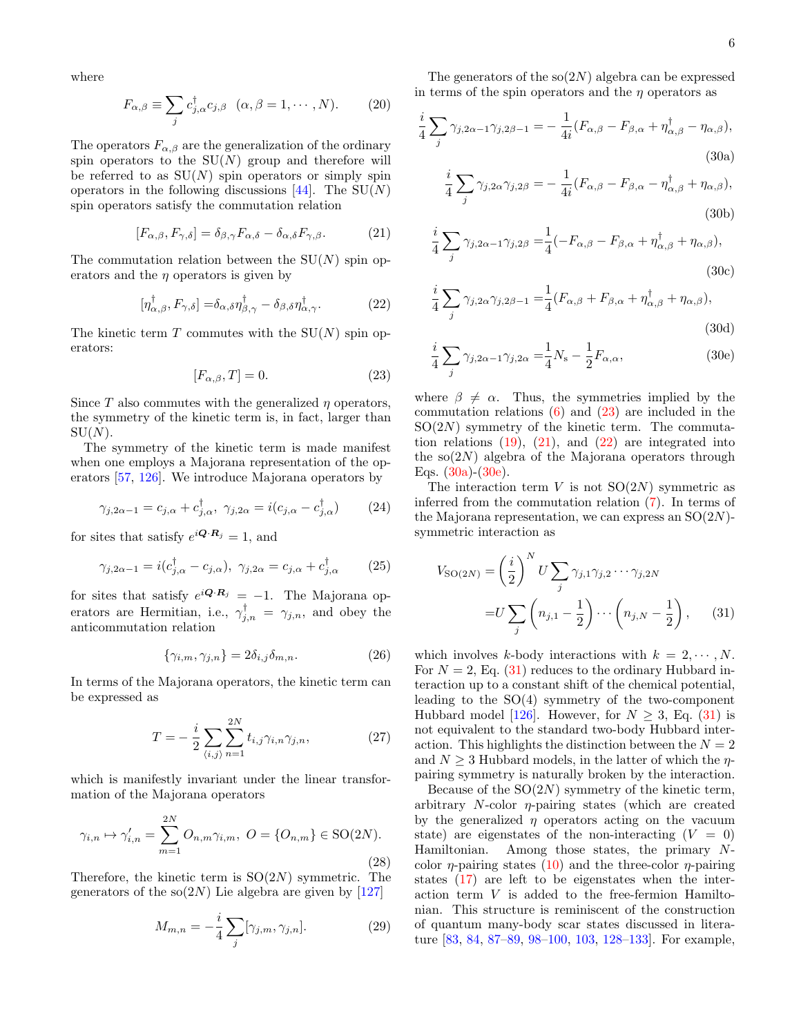where

$$F_{\alpha,\beta} \equiv \sum_j c^\dagger_{j,\alpha} c_{j,\beta} \quad (\alpha, \beta = 1, \cdots, N). \tag{20}$$

The operators $F_{\alpha,\beta}$ are the generalization of the ordinary spin operators to the SU($N$) group and therefore will be referred to as SU($N$) spin operators or simply spin operators in the following discussions [44]. The SU($N$) spin operators satisfy the commutation relation

$$[F_{\alpha,\beta}, F_{\gamma,\delta}] = \delta_{\beta,\gamma} F_{\alpha,\delta} - \delta_{\alpha,\delta} F_{\gamma,\beta}. \tag{21}$$

The commutation relation between the SU($N$) spin operators and the $\eta$ operators is given by

$$[\eta^\dagger_{\alpha,\beta}, F_{\gamma,\delta}] = \delta_{\alpha,\delta} \eta^\dagger_{\beta,\gamma} - \delta_{\beta,\delta} \eta^\dagger_{\alpha,\gamma}. \tag{22}$$

The kinetic term $T$ commutes with the SU($N$) spin operators:

$$[F_{\alpha,\beta}, T] = 0. \tag{23}$$

Since $T$ also commutes with the generalized $\eta$ operators, the symmetry of the kinetic term is, in fact, larger than SU($N$).

The symmetry of the kinetic term is made manifest when one employs a Majorana representation of the operators [57, 126]. We introduce Majorana operators by

$$\gamma_{j,2\alpha-1} = c_{j,\alpha} + c^\dagger_{j,\alpha}, \ \gamma_{j,2\alpha} = i(c_{j,\alpha} - c^\dagger_{j,\alpha}) \tag{24}$$

for sites that satisfy $e^{i\boldsymbol{Q}\cdot\boldsymbol{R}_j} = 1$, and

$$\gamma_{j,2\alpha-1} = i(c^\dagger_{j,\alpha} - c_{j,\alpha}), \ \gamma_{j,2\alpha} = c_{j,\alpha} + c^\dagger_{j,\alpha} \tag{25}$$

for sites that satisfy $e^{i\boldsymbol{Q}\cdot\boldsymbol{R}_j} = -1$. The Majorana operators are Hermitian, i.e., $\gamma^\dagger_{j,n} = \gamma_{j,n}$, and obey the anticommutation relation

$$\{\gamma_{i,m}, \gamma_{j,n}\} = 2\delta_{i,j}\delta_{m,n}. \tag{26}$$

In terms of the Majorana operators, the kinetic term can be expressed as

$$T = -\frac{i}{2} \sum_{\langle i,j \rangle} \sum_{n=1}^{2N} t_{i,j} \gamma_{i,n} \gamma_{j,n}, \tag{27}$$

which is manifestly invariant under the linear transformation of the Majorana operators

$$\gamma_{i,n} \mapsto \gamma'_{i,n} = \sum_{m=1}^{2N} O_{n,m} \gamma_{i,m}, \ O = \{O_{n,m}\} \in \mathrm{SO}(2N). \tag{28}$$

Therefore, the kinetic term is SO($2N$) symmetric. The generators of the so($2N$) Lie algebra are given by [127]

$$M_{m,n} = -\frac{i}{4} \sum_j [\gamma_{j,m}, \gamma_{j,n}]. \tag{29}$$

The generators of the so($2N$) algebra can be expressed in terms of the spin operators and the $\eta$ operators as

$$\frac{i}{4} \sum_j \gamma_{j,2\alpha-1}\gamma_{j,2\beta-1} = -\frac{1}{4i}(F_{\alpha,\beta} - F_{\beta,\alpha} + \eta^\dagger_{\alpha,\beta} - \eta_{\alpha,\beta}), \tag{30a}$$

$$\frac{i}{4} \sum_j \gamma_{j,2\alpha}\gamma_{j,2\beta} = -\frac{1}{4i}(F_{\alpha,\beta} - F_{\beta,\alpha} - \eta^\dagger_{\alpha,\beta} + \eta_{\alpha,\beta}), \tag{30b}$$

$$\frac{i}{4} \sum_j \gamma_{j,2\alpha-1}\gamma_{j,2\beta} = \frac{1}{4}(-F_{\alpha,\beta} - F_{\beta,\alpha} + \eta^\dagger_{\alpha,\beta} + \eta_{\alpha,\beta}), \tag{30c}$$

$$\frac{i}{4} \sum_j \gamma_{j,2\alpha}\gamma_{j,2\beta-1} = \frac{1}{4}(F_{\alpha,\beta} + F_{\beta,\alpha} + \eta^\dagger_{\alpha,\beta} + \eta_{\alpha,\beta}), \tag{30d}$$

$$\frac{i}{4} \sum_j \gamma_{j,2\alpha-1}\gamma_{j,2\alpha} = \frac{1}{4}N_\mathrm{s} - \frac{1}{2}F_{\alpha,\alpha}, \tag{30e}$$

where $\beta \neq \alpha$. Thus, the symmetries implied by the commutation relations (6) and (23) are included in the SO($2N$) symmetry of the kinetic term. The commutation relations (19), (21), and (22) are integrated into the so($2N$) algebra of the Majorana operators through Eqs. (30a)-(30e).

The interaction term $V$ is not SO($2N$) symmetric as inferred from the commutation relation (7). In terms of the Majorana representation, we can express an SO($2N$)-symmetric interaction as

$$\begin{aligned} V_{\mathrm{SO}(2N)} &= \left(\frac{i}{2}\right)^N U \sum_j \gamma_{j,1}\gamma_{j,2} \cdots \gamma_{j,2N} \\ &= U \sum_j \left(n_{j,1} - \frac{1}{2}\right) \cdots \left(n_{j,N} - \frac{1}{2}\right), \end{aligned} \tag{31}$$

which involves $k$-body interactions with $k = 2, \cdots, N$. For $N = 2$, Eq. (31) reduces to the ordinary Hubbard interaction up to a constant shift of the chemical potential, leading to the SO(4) symmetry of the two-component Hubbard model [126]. However, for $N \geq 3$, Eq. (31) is not equivalent to the standard two-body Hubbard interaction. This highlights the distinction between the $N = 2$ and $N \geq 3$ Hubbard models, in the latter of which the $\eta$-pairing symmetry is naturally broken by the interaction.

Because of the SO($2N$) symmetry of the kinetic term, arbitrary $N$-color $\eta$-pairing states (which are created by the generalized $\eta$ operators acting on the vacuum state) are eigenstates of the non-interacting ($V = 0$) Hamiltonian. Among those states, the primary $N$-color $\eta$-pairing states (10) and the three-color $\eta$-pairing states (17) are left to be eigenstates when the interaction term $V$ is added to the free-fermion Hamiltonian. This structure is reminiscent of the construction of quantum many-body scar states discussed in literature [83, 84, 87–89, 98–100, 103, 128–133]. For example,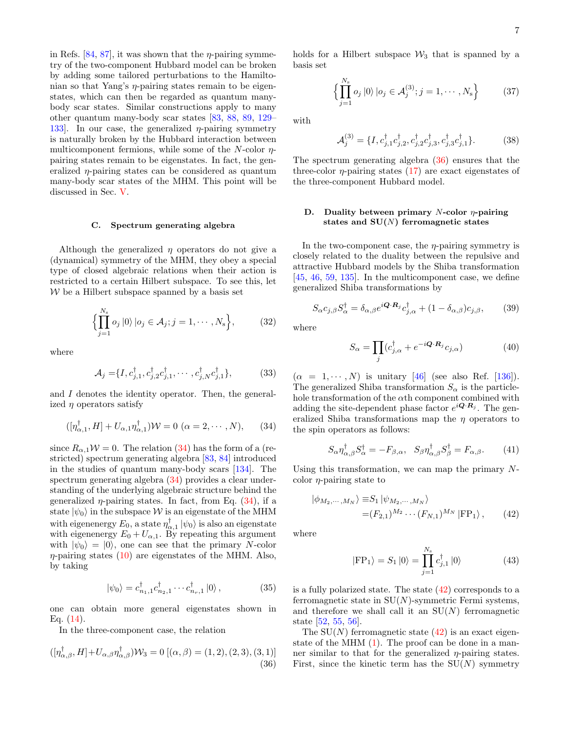in Refs. [84, 87], it was shown that the $\eta$-pairing symmetry of the two-component Hubbard model can be broken by adding some tailored perturbations to the Hamiltonian so that Yang's $\eta$-pairing states remain to be eigenstates, which can then be regarded as quantum many-body scar states. Similar constructions apply to many other quantum many-body scar states [83, 88, 89, 129–133]. In our case, the generalized $\eta$-pairing symmetry is naturally broken by the Hubbard interaction between multicomponent fermions, while some of the $N$-color $\eta$-pairing states remain to be eigenstates. In fact, the generalized $\eta$-pairing states can be considered as quantum many-body scar states of the MHM. This point will be discussed in Sec. V.

### C. Spectrum generating algebra

Although the generalized $\eta$ operators do not give a (dynamical) symmetry of the MHM, they obey a special type of closed algebraic relations when their action is restricted to a certain Hilbert subspace. To see this, let $\mathcal{W}$ be a Hilbert subspace spanned by a basis set

$$\Big\{\prod_{j=1}^{N_s} o_j \left|0\right\rangle | o_j \in \mathcal{A}_j; j=1,\cdots,N_s\Big\}, \tag{32}$$

where

$$\mathcal{A}_j = \{I, c_{j,1}^\dagger, c_{j,2}^\dagger c_{j,1}^\dagger, \cdots, c_{j,N}^\dagger c_{j,1}^\dagger\}, \tag{33}$$

and $I$ denotes the identity operator. Then, the generalized $\eta$ operators satisfy

$$([\eta_{\alpha,1}^\dagger, H] + U_{\alpha,1}\eta_{\alpha,1}^\dagger)\mathcal{W} = 0 \ (\alpha = 2,\cdots,N), \tag{34}$$

since $R_{\alpha,1}\mathcal{W} = 0$. The relation (34) has the form of a (restricted) spectrum generating algebra [83, 84] introduced in the studies of quantum many-body scars [134]. The spectrum generating algebra (34) provides a clear understanding of the underlying algebraic structure behind the generalized $\eta$-pairing states. In fact, from Eq. (34), if a state $|\psi_0\rangle$ in the subspace $\mathcal{W}$ is an eigenstate of the MHM with eigenenergy $E_0$, a state $\eta_{\alpha,1}^\dagger |\psi_0\rangle$ is also an eigenstate with eigenenergy $E_0 + U_{\alpha,1}$. By repeating this argument with $|\psi_0\rangle = |0\rangle$, one can see that the primary $N$-color $\eta$-pairing states (10) are eigenstates of the MHM. Also, by taking

$$|\psi_0\rangle = c_{n_1,1}^\dagger c_{n_2,1}^\dagger \cdots c_{n_r,1}^\dagger |0\rangle, \tag{35}$$

one can obtain more general eigenstates shown in Eq. (14).

In the three-component case, the relation

$$([\eta_{\alpha,\beta}^\dagger, H] + U_{\alpha,\beta}\eta_{\alpha,\beta}^\dagger)\mathcal{W}_3 = 0 \ [(\alpha,\beta) = (1,2),(2,3),(3,1)] \tag{36}$$

holds for a Hilbert subspace $\mathcal{W}_3$ that is spanned by a basis set

$$\Big\{\prod_{j=1}^{N_s} o_j \left|0\right\rangle | o_j \in \mathcal{A}_j^{(3)}; j=1,\cdots,N_s\Big\} \tag{37}$$

with

$$\mathcal{A}_j^{(3)} = \{I, c_{j,1}^\dagger c_{j,2}^\dagger, c_{j,2}^\dagger c_{j,3}^\dagger, c_{j,3}^\dagger c_{j,1}^\dagger\}. \tag{38}$$

The spectrum generating algebra (36) ensures that the three-color $\eta$-pairing states (17) are exact eigenstates of the three-component Hubbard model.

### D. Duality between primary $N$-color $\eta$-pairing states and SU($N$) ferromagnetic states

In the two-component case, the $\eta$-pairing symmetry is closely related to the duality between the repulsive and attractive Hubbard models by the Shiba transformation [45, 46, 59, 135]. In the multicomponent case, we define generalized Shiba transformations by

$$S_\alpha c_{j,\beta} S_\alpha^\dagger = \delta_{\alpha,\beta} e^{i\boldsymbol{Q}\cdot\boldsymbol{R}_j} c_{j,\alpha}^\dagger + (1-\delta_{\alpha,\beta}) c_{j,\beta}, \tag{39}$$

where

$$S_\alpha = \prod_j (c_{j,\alpha}^\dagger + e^{-i\boldsymbol{Q}\cdot\boldsymbol{R}_j} c_{j,\alpha}) \tag{40}$$

($\alpha = 1,\cdots,N$) is unitary [46] (see also Ref. [136]). The generalized Shiba transformation $S_\alpha$ is the particle-hole transformation of the $\alpha$th component combined with adding the site-dependent phase factor $e^{i\boldsymbol{Q}\cdot\boldsymbol{R}_j}$. The generalized Shiba transformations map the $\eta$ operators to the spin operators as follows:

$$S_\alpha \eta_{\alpha,\beta}^\dagger S_\alpha^\dagger = -F_{\beta,\alpha}, \quad S_\beta \eta_{\alpha,\beta}^\dagger S_\beta^\dagger = F_{\alpha,\beta}. \tag{41}$$

Using this transformation, we can map the primary $N$-color $\eta$-pairing state to

$$\begin{aligned} |\phi_{M_2,\cdots,M_N}\rangle &\equiv S_1 |\psi_{M_2,\cdots,M_N}\rangle \\ &= (F_{2,1})^{M_2} \cdots (F_{N,1})^{M_N} |\mathrm{FP}_1\rangle, \end{aligned} \tag{42}$$

where

$$|\mathrm{FP}_1\rangle = S_1 |0\rangle = \prod_{j=1}^{N_s} c_{j,1}^\dagger |0\rangle \tag{43}$$

is a fully polarized state. The state (42) corresponds to a ferromagnetic state in SU($N$)-symmetric Fermi systems, and therefore we shall call it an SU($N$) ferromagnetic state [52, 55, 56].

The SU($N$) ferromagnetic state (42) is an exact eigenstate of the MHM (1). The proof can be done in a manner similar to that for the generalized $\eta$-pairing states. First, since the kinetic term has the SU($N$) symmetry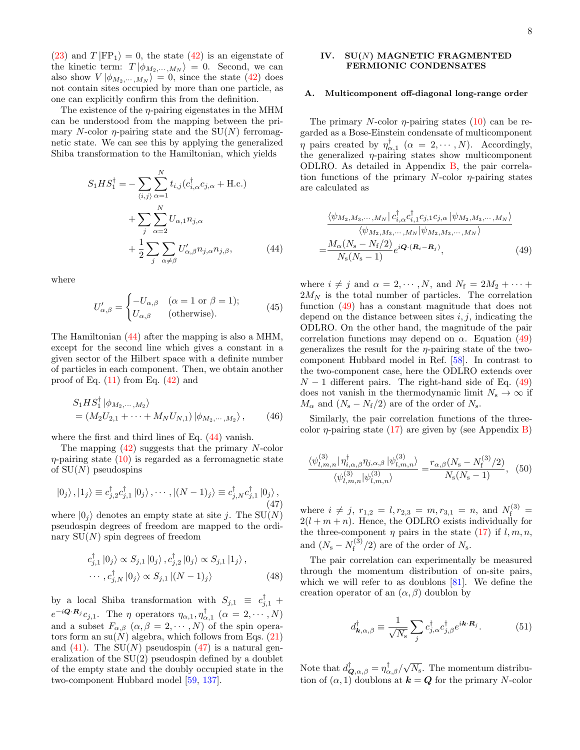(23) and $T\left|\mathrm{FP}_1\right\rangle = 0$, the state (42) is an eigenstate of the kinetic term: $T\left|\phi_{M_2,\cdots,M_N}\right\rangle = 0$. Second, we can also show $V\left|\phi_{M_2,\cdots,M_N}\right\rangle = 0$, since the state (42) does not contain sites occupied by more than one particle, as one can explicitly confirm this from the definition.

The existence of the $\eta$-pairing eigenstates in the MHM can be understood from the mapping between the primary $N$-color $\eta$-pairing state and the SU($N$) ferromagnetic state. We can see this by applying the generalized Shiba transformation to the Hamiltonian, which yields

$$
\begin{aligned}
S_1 H S_1^\dagger =& -\sum_{\langle i,j\rangle}\sum_{\alpha=1}^{N} t_{i,j}(c_{i,\alpha}^\dagger c_{j,\alpha} + \mathrm{H.c.}) \\
&+ \sum_j \sum_{\alpha=2}^{N} U_{\alpha,1} n_{j,\alpha} \\
&+ \frac{1}{2}\sum_j \sum_{\alpha\neq\beta} U'_{\alpha,\beta} n_{j,\alpha} n_{j,\beta},
\end{aligned} \tag{44}
$$

where

$$
U'_{\alpha,\beta} = \begin{cases} -U_{\alpha,\beta} & (\alpha = 1 \text{ or } \beta = 1); \\ U_{\alpha,\beta} & (\text{otherwise}). \end{cases} \tag{45}
$$

The Hamiltonian (44) after the mapping is also a MHM, except for the second line which gives a constant in a given sector of the Hilbert space with a definite number of particles in each component. Then, we obtain another proof of Eq. (11) from Eq. (42) and

$$
\begin{aligned}
&S_1 H S_1^\dagger \left|\phi_{M_2,\cdots,M_2}\right\rangle \\
&= (M_2 U_{2,1} + \cdots + M_N U_{N,1})\left|\phi_{M_2,\cdots,M_2}\right\rangle,
\end{aligned} \tag{46}
$$

where the first and third lines of Eq. (44) vanish.

The mapping (42) suggests that the primary $N$-color $\eta$-pairing state (10) is regarded as a ferromagnetic state of SU($N$) pseudospins

$$
\left|0_j\right\rangle, \left|1_j\right\rangle \equiv c_{j,2}^\dagger c_{j,1}^\dagger \left|0_j\right\rangle, \cdots, \left|(N-1)_j\right\rangle \equiv c_{j,N}^\dagger c_{j,1}^\dagger \left|0_j\right\rangle, \tag{47}
$$

where $\left|0_j\right\rangle$ denotes an empty state at site $j$. The SU($N$) pseudospin degrees of freedom are mapped to the ordinary SU($N$) spin degrees of freedom

$$
\begin{aligned}
&c_{j,1}^\dagger \left|0_j\right\rangle \propto S_{j,1}\left|0_j\right\rangle, c_{j,2}^\dagger\left|0_j\right\rangle \propto S_{j,1}\left|1_j\right\rangle, \\
&\cdots, c_{j,N}^\dagger\left|0_j\right\rangle \propto S_{j,1}\left|(N-1)_j\right\rangle
\end{aligned} \tag{48}
$$

by a local Shiba transformation with $S_{j,1} \equiv c_{j,1}^\dagger + e^{-i\boldsymbol{Q}\cdot\boldsymbol{R}_j} c_{j,1}$. The $\eta$ operators $\eta_{\alpha,1}, \eta_{\alpha,1}^\dagger$ ($\alpha = 2,\cdots,N$) and a subset $F_{\alpha,\beta}$ ($\alpha,\beta = 2,\cdots,N$) of the spin operators form an su($N$) algebra, which follows from Eqs. (21) and (41). The SU($N$) pseudospin (47) is a natural generalization of the SU(2) pseudospin defined by a doublet of the empty state and the doubly occupied state in the two-component Hubbard model [59, 137].

## IV. SU($N$) MAGNETIC FRAGMENTED FERMIONIC CONDENSATES

### A. Multicomponent off-diagonal long-range order

The primary $N$-color $\eta$-pairing states (10) can be regarded as a Bose-Einstein condensate of multicomponent $\eta$ pairs created by $\eta_{\alpha,1}^\dagger$ ($\alpha = 2,\cdots,N$). Accordingly, the generalized $\eta$-pairing states show multicomponent ODLRO. As detailed in Appendix B, the pair correlation functions of the primary $N$-color $\eta$-pairing states are calculated as

$$
\begin{aligned}
&\frac{\left\langle\psi_{M_2,M_3,\cdots,M_N}\right| c_{i,\alpha}^\dagger c_{i,1}^\dagger c_{j,1} c_{j,\alpha}\left|\psi_{M_2,M_3,\cdots,M_N}\right\rangle}{\left\langle\psi_{M_2,M_3,\cdots,M_N}|\psi_{M_2,M_3,\cdots,M_N}\right\rangle} \\
=& \frac{M_\alpha(N_\mathrm{s} - N_\mathrm{f}/2)}{N_\mathrm{s}(N_\mathrm{s}-1)} e^{i\boldsymbol{Q}\cdot(\boldsymbol{R}_i - \boldsymbol{R}_j)},
\end{aligned} \tag{49}
$$

where $i \neq j$ and $\alpha = 2,\cdots,N$, and $N_\mathrm{f} = 2M_2 + \cdots + 2M_N$ is the total number of particles. The correlation function (49) has a constant magnitude that does not depend on the distance between sites $i,j$, indicating the ODLRO. On the other hand, the magnitude of the pair correlation functions may depend on $\alpha$. Equation (49) generalizes the result for the $\eta$-pairing state of the two-component Hubbard model in Ref. [58]. In contrast to the two-component case, here the ODLRO extends over $N-1$ different pairs. The right-hand side of Eq. (49) does not vanish in the thermodynamic limit $N_\mathrm{s} \to \infty$ if $M_\alpha$ and $(N_\mathrm{s} - N_\mathrm{f}/2)$ are of the order of $N_\mathrm{s}$.

Similarly, the pair correlation functions of the three-color $\eta$-pairing state (17) are given by (see Appendix B)

$$
\frac{\langle\psi_{l,m,n}^{(3)}|\,\eta_{i,\alpha,\beta}^\dagger \eta_{j,\alpha,\beta}\,|\psi_{l,m,n}^{(3)}\rangle}{\langle\psi_{l,m,n}^{(3)}|\psi_{l,m,n}^{(3)}\rangle} = \frac{r_{\alpha,\beta}(N_\mathrm{s} - N_\mathrm{f}^{(3)}/2)}{N_\mathrm{s}(N_\mathrm{s}-1)}, \tag{50}
$$

where $i \neq j$, $r_{1,2} = l, r_{2,3} = m, r_{3,1} = n$, and $N_\mathrm{f}^{(3)} = 2(l+m+n)$. Hence, the ODLRO exists individually for the three-component $\eta$ pairs in the state (17) if $l,m,n$, and $(N_\mathrm{s} - N_\mathrm{f}^{(3)}/2)$ are of the order of $N_\mathrm{s}$.

The pair correlation can experimentally be measured through the momentum distribution of on-site pairs, which we will refer to as doublons [81]. We define the creation operator of an $(\alpha,\beta)$ doublon by

$$
d_{\boldsymbol{k},\alpha,\beta}^\dagger \equiv \frac{1}{\sqrt{N_\mathrm{s}}}\sum_j c_{j,\alpha}^\dagger c_{j,\beta}^\dagger e^{i\boldsymbol{k}\cdot\boldsymbol{R}_j}. \tag{51}
$$

Note that $d_{\boldsymbol{Q},\alpha,\beta}^\dagger = \eta_{\alpha,\beta}^\dagger/\sqrt{N_\mathrm{s}}$. The momentum distribution of $(\alpha,1)$ doublons at $\boldsymbol{k} = \boldsymbol{Q}$ for the primary $N$-color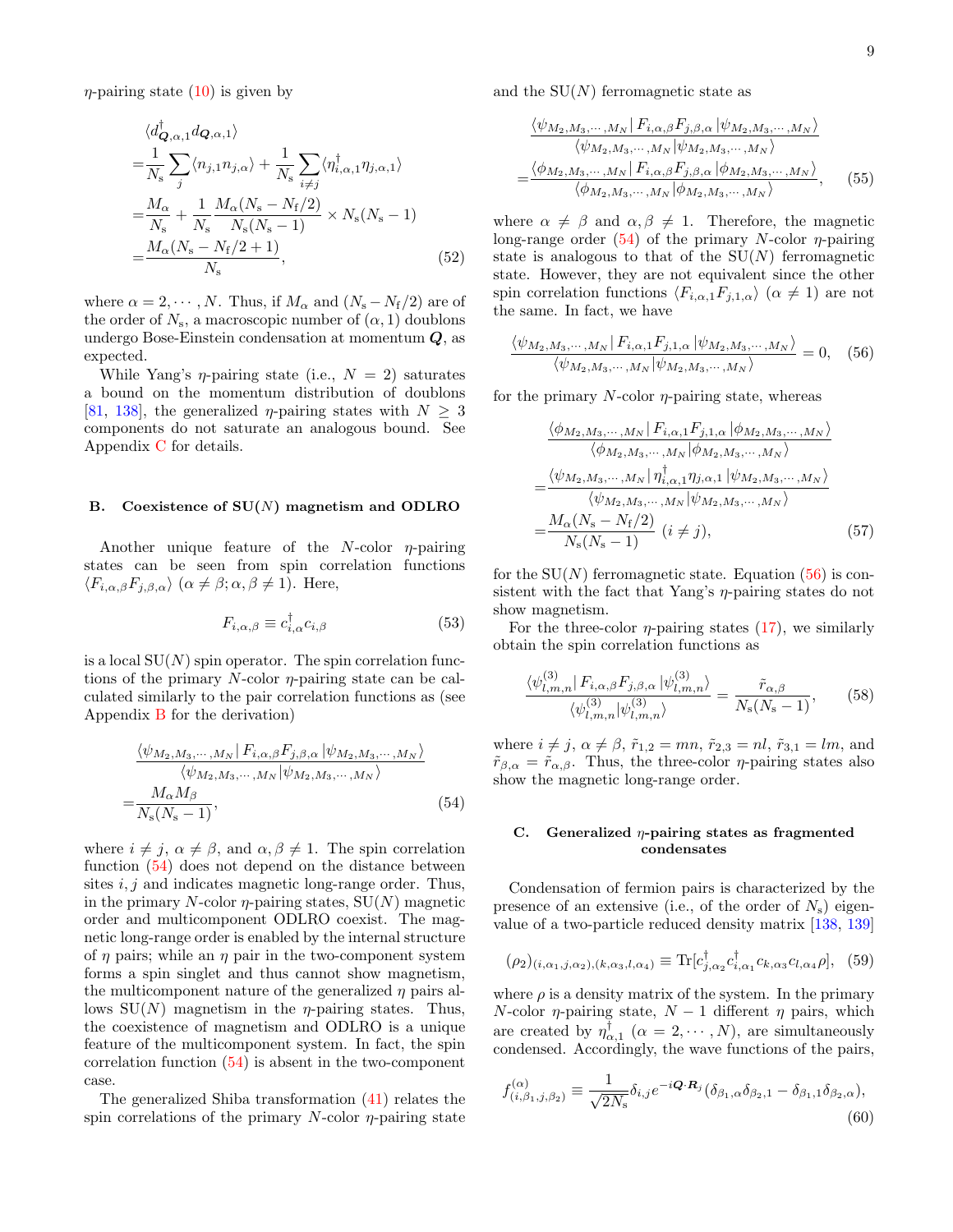$\eta$-pairing state (10) is given by

$$
\begin{aligned}
&\langle d^{\dagger}_{\boldsymbol{Q},\alpha,1} d_{\boldsymbol{Q},\alpha,1}\rangle \\
=&\frac{1}{N_{\rm s}}\sum_{j}\langle n_{j,1}n_{j,\alpha}\rangle + \frac{1}{N_{\rm s}}\sum_{i\neq j}\langle \eta^{\dagger}_{i,\alpha,1}\eta_{j,\alpha,1}\rangle \\
=&\frac{M_\alpha}{N_{\rm s}} + \frac{1}{N_{\rm s}}\frac{M_\alpha(N_{\rm s}-N_{\rm f}/2)}{N_{\rm s}(N_{\rm s}-1)}\times N_{\rm s}(N_{\rm s}-1) \\
=&\frac{M_\alpha(N_{\rm s}-N_{\rm f}/2+1)}{N_{\rm s}},
\end{aligned}
\tag{52}
$$

where $\alpha = 2,\cdots,N$. Thus, if $M_\alpha$ and $(N_{\rm s}-N_{\rm f}/2)$ are of the order of $N_{\rm s}$, a macroscopic number of $(\alpha,1)$ doublons undergo Bose-Einstein condensation at momentum $\boldsymbol{Q}$, as expected.

While Yang's $\eta$-pairing state (i.e., $N=2$) saturates a bound on the momentum distribution of doublons [81, 138], the generalized $\eta$-pairing states with $N\geq 3$ components do not saturate an analogous bound. See Appendix C for details.

## B. Coexistence of SU($N$) magnetism and ODLRO

Another unique feature of the $N$-color $\eta$-pairing states can be seen from spin correlation functions $\langle F_{i,\alpha,\beta}F_{j,\beta,\alpha}\rangle$ ($\alpha\neq\beta;\alpha,\beta\neq 1$). Here,

$$
F_{i,\alpha,\beta}\equiv c^{\dagger}_{i,\alpha}c_{i,\beta}
\tag{53}
$$

is a local SU($N$) spin operator. The spin correlation functions of the primary $N$-color $\eta$-pairing state can be calculated similarly to the pair correlation functions as (see Appendix B for the derivation)

$$
\begin{aligned}
&\frac{\langle\psi_{M_2,M_3,\cdots,M_N}|\,F_{i,\alpha,\beta}F_{j,\beta,\alpha}\,|\psi_{M_2,M_3,\cdots,M_N}\rangle}{\langle\psi_{M_2,M_3,\cdots,M_N}|\psi_{M_2,M_3,\cdots,M_N}\rangle} \\
=&\frac{M_\alpha M_\beta}{N_{\rm s}(N_{\rm s}-1)},
\end{aligned}
\tag{54}
$$

where $i\neq j$, $\alpha\neq\beta$, and $\alpha,\beta\neq 1$. The spin correlation function (54) does not depend on the distance between sites $i,j$ and indicates magnetic long-range order. Thus, in the primary $N$-color $\eta$-pairing states, SU($N$) magnetic order and multicomponent ODLRO coexist. The magnetic long-range order is enabled by the internal structure of $\eta$ pairs; while an $\eta$ pair in the two-component system forms a spin singlet and thus cannot show magnetism, the multicomponent nature of the generalized $\eta$ pairs allows SU($N$) magnetism in the $\eta$-pairing states. Thus, the coexistence of magnetism and ODLRO is a unique feature of the multicomponent system. In fact, the spin correlation function (54) is absent in the two-component case.

The generalized Shiba transformation (41) relates the spin correlations of the primary $N$-color $\eta$-pairing state and the SU($N$) ferromagnetic state as

$$
\begin{aligned}
&\frac{\langle\psi_{M_2,M_3,\cdots,M_N}|\,F_{i,\alpha,\beta}F_{j,\beta,\alpha}\,|\psi_{M_2,M_3,\cdots,M_N}\rangle}{\langle\psi_{M_2,M_3,\cdots,M_N}|\psi_{M_2,M_3,\cdots,M_N}\rangle} \\
=&\frac{\langle\phi_{M_2,M_3,\cdots,M_N}|\,F_{i,\alpha,\beta}F_{j,\beta,\alpha}\,|\phi_{M_2,M_3,\cdots,M_N}\rangle}{\langle\phi_{M_2,M_3,\cdots,M_N}|\phi_{M_2,M_3,\cdots,M_N}\rangle},
\end{aligned}
\tag{55}
$$

where $\alpha\neq\beta$ and $\alpha,\beta\neq 1$. Therefore, the magnetic long-range order (54) of the primary $N$-color $\eta$-pairing state is analogous to that of the SU($N$) ferromagnetic state. However, they are not equivalent since the other spin correlation functions $\langle F_{i,\alpha,1}F_{j,1,\alpha}\rangle$ ($\alpha\neq 1$) are not the same. In fact, we have

$$
\frac{\langle\psi_{M_2,M_3,\cdots,M_N}|\,F_{i,\alpha,1}F_{j,1,\alpha}\,|\psi_{M_2,M_3,\cdots,M_N}\rangle}{\langle\psi_{M_2,M_3,\cdots,M_N}|\psi_{M_2,M_3,\cdots,M_N}\rangle}=0,
\tag{56}
$$

for the primary $N$-color $\eta$-pairing state, whereas

$$
\begin{aligned}
&\frac{\langle\phi_{M_2,M_3,\cdots,M_N}|\,F_{i,\alpha,1}F_{j,1,\alpha}\,|\phi_{M_2,M_3,\cdots,M_N}\rangle}{\langle\phi_{M_2,M_3,\cdots,M_N}|\phi_{M_2,M_3,\cdots,M_N}\rangle} \\
=&\frac{\langle\psi_{M_2,M_3,\cdots,M_N}|\,\eta^{\dagger}_{i,\alpha,1}\eta_{j,\alpha,1}\,|\psi_{M_2,M_3,\cdots,M_N}\rangle}{\langle\psi_{M_2,M_3,\cdots,M_N}|\psi_{M_2,M_3,\cdots,M_N}\rangle} \\
=&\frac{M_\alpha(N_{\rm s}-N_{\rm f}/2)}{N_{\rm s}(N_{\rm s}-1)}\ (i\neq j),
\end{aligned}
\tag{57}
$$

for the SU($N$) ferromagnetic state. Equation (56) is consistent with the fact that Yang's $\eta$-pairing states do not show magnetism.

For the three-color $\eta$-pairing states (17), we similarly obtain the spin correlation functions as

$$
\frac{\langle\psi^{(3)}_{l,m,n}|\,F_{i,\alpha,\beta}F_{j,\beta,\alpha}\,|\psi^{(3)}_{l,m,n}\rangle}{\langle\psi^{(3)}_{l,m,n}|\psi^{(3)}_{l,m,n}\rangle}=\frac{\tilde{r}_{\alpha,\beta}}{N_{\rm s}(N_{\rm s}-1)},
\tag{58}
$$

where $i\neq j$, $\alpha\neq\beta$, $\tilde{r}_{1,2}=mn$, $\tilde{r}_{2,3}=nl$, $\tilde{r}_{3,1}=lm$, and $\tilde{r}_{\beta,\alpha}=\tilde{r}_{\alpha,\beta}$. Thus, the three-color $\eta$-pairing states also show the magnetic long-range order.

## C. Generalized $\eta$-pairing states as fragmented condensates

Condensation of fermion pairs is characterized by the presence of an extensive (i.e., of the order of $N_{\rm s}$) eigenvalue of a two-particle reduced density matrix [138, 139]

$$
(\rho_2)_{(i,\alpha_1,j,\alpha_2),(k,\alpha_3,l,\alpha_4)}\equiv{\rm Tr}[c^{\dagger}_{j,\alpha_2}c^{\dagger}_{i,\alpha_1}c_{k,\alpha_3}c_{l,\alpha_4}\rho],
\tag{59}
$$

where $\rho$ is a density matrix of the system. In the primary $N$-color $\eta$-pairing state, $N-1$ different $\eta$ pairs, which are created by $\eta^{\dagger}_{\alpha,1}$ ($\alpha=2,\cdots,N$), are simultaneously condensed. Accordingly, the wave functions of the pairs,

$$
f^{(\alpha)}_{(i,\beta_1,j,\beta_2)}\equiv\frac{1}{\sqrt{2N_{\rm s}}}\delta_{i,j}e^{-i\boldsymbol{Q}\cdot\boldsymbol{R}_j}(\delta_{\beta_1,\alpha}\delta_{\beta_2,1}-\delta_{\beta_1,1}\delta_{\beta_2,\alpha}),
\tag{60}
$$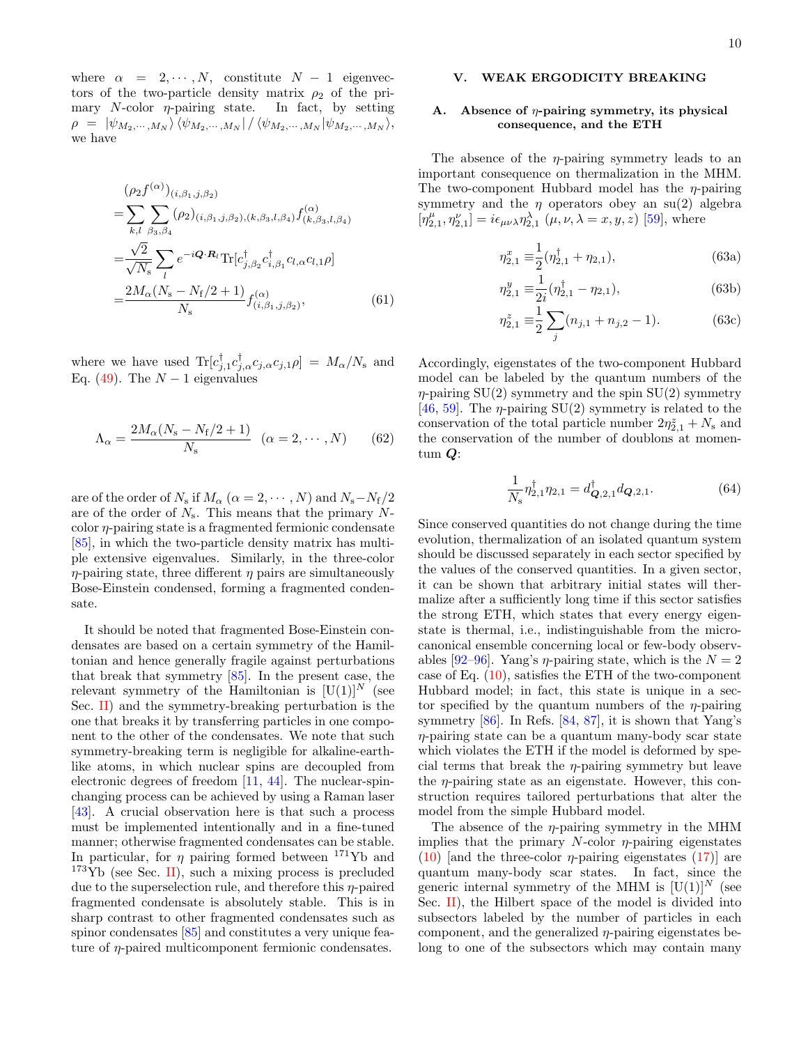where $\alpha = 2, \cdots, N$, constitute $N-1$ eigenvectors of the two-particle density matrix $\rho_2$ of the primary $N$-color $\eta$-pairing state. In fact, by setting $\rho = |\psi_{M_2,\cdots,M_N}\rangle\langle\psi_{M_2,\cdots,M_N}| / \langle\psi_{M_2,\cdots,M_N}|\psi_{M_2,\cdots,M_N}\rangle$, we have

$$
\begin{aligned}
&(\rho_2 f^{(\alpha)})_{(i,\beta_1,j,\beta_2)} \\
=&\sum_{k,l}\sum_{\beta_3,\beta_4}(\rho_2)_{(i,\beta_1,j,\beta_2),(k,\beta_3,l,\beta_4)} f^{(\alpha)}_{(k,\beta_3,l,\beta_4)} \\
=&\frac{\sqrt{2}}{\sqrt{N_\mathrm{s}}}\sum_l e^{-i\boldsymbol{Q}\cdot\boldsymbol{R}_l}\mathrm{Tr}[c^\dagger_{j,\beta_2}c^\dagger_{i,\beta_1}c_{l,\alpha}c_{l,1}\rho] \\
=&\frac{2M_\alpha(N_\mathrm{s}-N_\mathrm{f}/2+1)}{N_\mathrm{s}} f^{(\alpha)}_{(i,\beta_1,j,\beta_2)},
\end{aligned} \tag{61}
$$

where we have used $\mathrm{Tr}[c^\dagger_{j,1}c^\dagger_{j,\alpha}c_{j,\alpha}c_{j,1}\rho] = M_\alpha/N_\mathrm{s}$ and Eq. (49). The $N-1$ eigenvalues

$$
\Lambda_\alpha = \frac{2M_\alpha(N_\mathrm{s}-N_\mathrm{f}/2+1)}{N_\mathrm{s}} \quad (\alpha = 2, \cdots, N) \tag{62}
$$

are of the order of $N_\mathrm{s}$ if $M_\alpha$ ($\alpha = 2, \cdots, N$) and $N_\mathrm{s} - N_\mathrm{f}/2$ are of the order of $N_\mathrm{s}$. This means that the primary $N$-color $\eta$-pairing state is a fragmented fermionic condensate [85], in which the two-particle density matrix has multiple extensive eigenvalues. Similarly, in the three-color $\eta$-pairing state, three different $\eta$ pairs are simultaneously Bose-Einstein condensed, forming a fragmented condensate.

It should be noted that fragmented Bose-Einstein condensates are based on a certain symmetry of the Hamiltonian and hence generally fragile against perturbations that break that symmetry [85]. In the present case, the relevant symmetry of the Hamiltonian is $[\mathrm{U}(1)]^N$ (see Sec. II) and the symmetry-breaking perturbation is the one that breaks it by transferring particles in one component to the other of the condensates. We note that such symmetry-breaking term is negligible for alkaline-earth-like atoms, in which nuclear spins are decoupled from electronic degrees of freedom [11, 44]. The nuclear-spin-changing process can be achieved by using a Raman laser [43]. A crucial observation here is that such a process must be implemented intentionally and in a fine-tuned manner; otherwise fragmented condensates can be stable. In particular, for $\eta$ pairing formed between $^{171}$Yb and $^{173}$Yb (see Sec. II), such a mixing process is precluded due to the superselection rule, and therefore this $\eta$-paired fragmented condensate is absolutely stable. This is in sharp contrast to other fragmented condensates such as spinor condensates [85] and constitutes a very unique feature of $\eta$-paired multicomponent fermionic condensates.

## V. WEAK ERGODICITY BREAKING

### A. Absence of $\eta$-pairing symmetry, its physical consequence, and the ETH

The absence of the $\eta$-pairing symmetry leads to an important consequence on thermalization in the MHM. The two-component Hubbard model has the $\eta$-pairing symmetry and the $\eta$ operators obey an su(2) algebra $[\eta^\mu_{2,1}, \eta^\nu_{2,1}] = i\epsilon_{\mu\nu\lambda}\eta^\lambda_{2,1}$ ($\mu,\nu,\lambda = x,y,z$) [59], where

$$\eta^x_{2,1} \equiv \frac{1}{2}(\eta^\dagger_{2,1} + \eta_{2,1}), \tag{63a}$$

$$\eta^y_{2,1} \equiv \frac{1}{2i}(\eta^\dagger_{2,1} - \eta_{2,1}), \tag{63b}$$

$$\eta^z_{2,1} \equiv \frac{1}{2}\sum_j (n_{j,1} + n_{j,2} - 1). \tag{63c}$$

Accordingly, eigenstates of the two-component Hubbard model can be labeled by the quantum numbers of the $\eta$-pairing SU(2) symmetry and the spin SU(2) symmetry [46, 59]. The $\eta$-pairing SU(2) symmetry is related to the conservation of the total particle number $2\eta^z_{2,1} + N_\mathrm{s}$ and the conservation of the number of doublons at momentum $\boldsymbol{Q}$:

$$\frac{1}{N_\mathrm{s}}\eta^\dagger_{2,1}\eta_{2,1} = d^\dagger_{\boldsymbol{Q},2,1}d_{\boldsymbol{Q},2,1}. \tag{64}$$

Since conserved quantities do not change during the time evolution, thermalization of an isolated quantum system should be discussed separately in each sector specified by the values of the conserved quantities. In a given sector, it can be shown that arbitrary initial states will thermalize after a sufficiently long time if this sector satisfies the strong ETH, which states that every energy eigenstate is thermal, i.e., indistinguishable from the microcanonical ensemble concerning local or few-body observables [92–96]. Yang's $\eta$-pairing state, which is the $N = 2$ case of Eq. (10), satisfies the ETH of the two-component Hubbard model; in fact, this state is unique in a sector specified by the quantum numbers of the $\eta$-pairing symmetry [86]. In Refs. [84, 87], it is shown that Yang's $\eta$-pairing state can be a quantum many-body scar state which violates the ETH if the model is deformed by special terms that break the $\eta$-pairing symmetry but leave the $\eta$-pairing state as an eigenstate. However, this construction requires tailored perturbations that alter the model from the simple Hubbard model.

The absence of the $\eta$-pairing symmetry in the MHM implies that the primary $N$-color $\eta$-pairing eigenstates (10) [and the three-color $\eta$-pairing eigenstates (17)] are quantum many-body scar states. In fact, since the generic internal symmetry of the MHM is $[\mathrm{U}(1)]^N$ (see Sec. II), the Hilbert space of the model is divided into subsectors labeled by the number of particles in each component, and the generalized $\eta$-pairing eigenstates belong to one of the subsectors which may contain many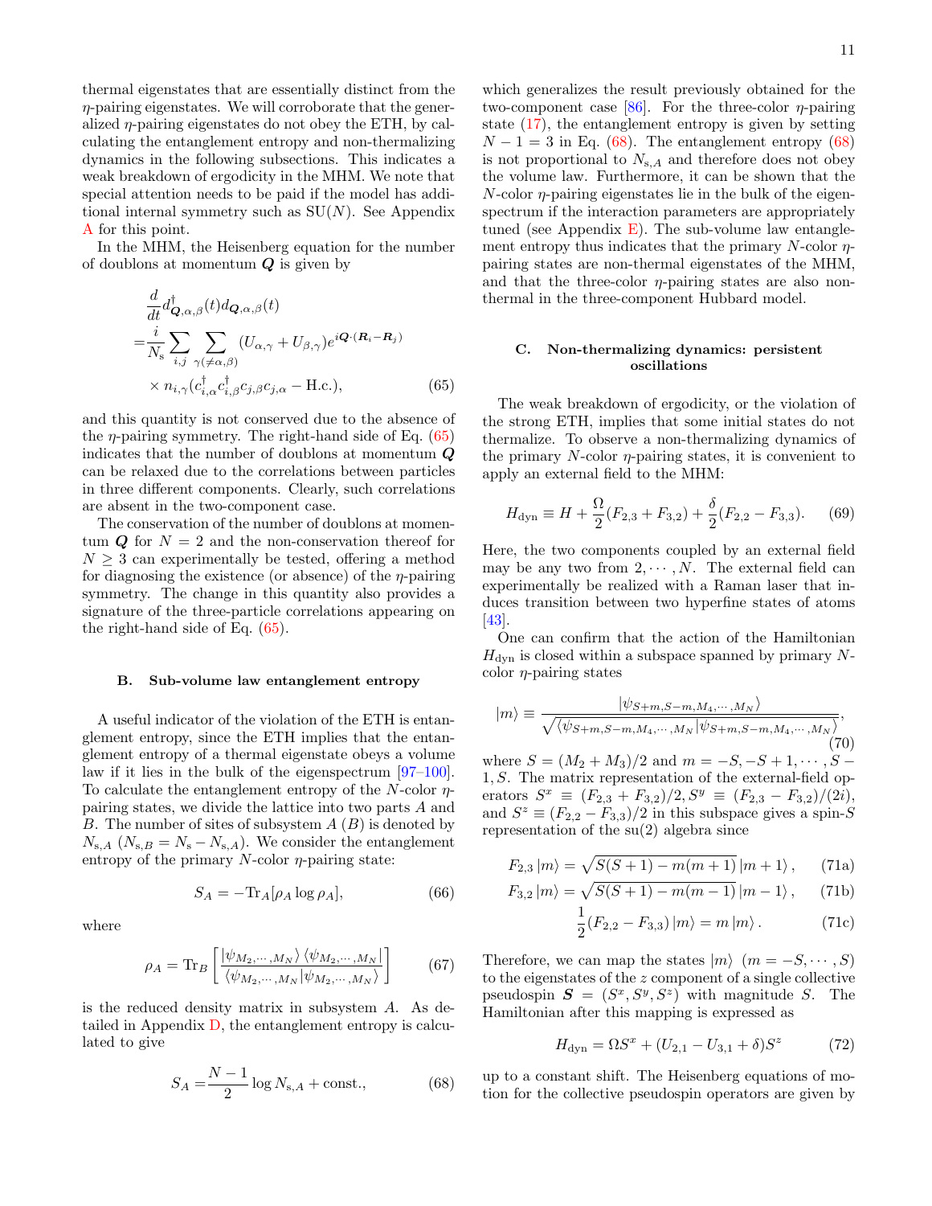thermal eigenstates that are essentially distinct from the $\eta$-pairing eigenstates. We will corroborate that the generalized $\eta$-pairing eigenstates do not obey the ETH, by calculating the entanglement entropy and non-thermalizing dynamics in the following subsections. This indicates a weak breakdown of ergodicity in the MHM. We note that special attention needs to be paid if the model has additional internal symmetry such as SU($N$). See Appendix A for this point.

In the MHM, the Heisenberg equation for the number of doublons at momentum $\boldsymbol{Q}$ is given by

$$
\begin{aligned}
&\frac{d}{dt}d^\dagger_{\boldsymbol{Q},\alpha,\beta}(t)d_{\boldsymbol{Q},\alpha,\beta}(t) \\
=&\frac{i}{N_\mathrm{s}}\sum_{i,j}\sum_{\gamma(\neq\alpha,\beta)}(U_{\alpha,\gamma}+U_{\beta,\gamma})e^{i\boldsymbol{Q}\cdot(\boldsymbol{R}_i-\boldsymbol{R}_j)} \\
&\times n_{i,\gamma}(c^\dagger_{i,\alpha}c^\dagger_{i,\beta}c_{j,\beta}c_{j,\alpha}-\mathrm{H.c.}),
\end{aligned}
\tag{65}
$$

and this quantity is not conserved due to the absence of the $\eta$-pairing symmetry. The right-hand side of Eq. (65) indicates that the number of doublons at momentum $\boldsymbol{Q}$ can be relaxed due to the correlations between particles in three different components. Clearly, such correlations are absent in the two-component case.

The conservation of the number of doublons at momentum $\boldsymbol{Q}$ for $N=2$ and the non-conservation thereof for $N\geq 3$ can experimentally be tested, offering a method for diagnosing the existence (or absence) of the $\eta$-pairing symmetry. The change in this quantity also provides a signature of the three-particle correlations appearing on the right-hand side of Eq. (65).

### B. Sub-volume law entanglement entropy

A useful indicator of the violation of the ETH is entanglement entropy, since the ETH implies that the entanglement entropy of a thermal eigenstate obeys a volume law if it lies in the bulk of the eigenspectrum [97–100]. To calculate the entanglement entropy of the $N$-color $\eta$-pairing states, we divide the lattice into two parts $A$ and $B$. The number of sites of subsystem $A$ ($B$) is denoted by $N_{\mathrm{s},A}$ ($N_{\mathrm{s},B}=N_\mathrm{s}-N_{\mathrm{s},A}$). We consider the entanglement entropy of the primary $N$-color $\eta$-pairing state:

$$
S_A=-\mathrm{Tr}_A[\rho_A\log\rho_A],
\tag{66}
$$

where

$$
\rho_A=\mathrm{Tr}_B\left[\frac{|\psi_{M_2,\cdots,M_N}\rangle\langle\psi_{M_2,\cdots,M_N}|}{\langle\psi_{M_2,\cdots,M_N}|\psi_{M_2,\cdots,M_N}\rangle}\right]
\tag{67}
$$

is the reduced density matrix in subsystem $A$. As detailed in Appendix D, the entanglement entropy is calculated to give

$$
S_A=\frac{N-1}{2}\log N_{\mathrm{s},A}+\mathrm{const.},
\tag{68}
$$

which generalizes the result previously obtained for the two-component case [86]. For the three-color $\eta$-pairing state (17), the entanglement entropy is given by setting $N-1=3$ in Eq. (68). The entanglement entropy (68) is not proportional to $N_{\mathrm{s},A}$ and therefore does not obey the volume law. Furthermore, it can be shown that the $N$-color $\eta$-pairing eigenstates lie in the bulk of the eigenspectrum if the interaction parameters are appropriately tuned (see Appendix E). The sub-volume law entanglement entropy thus indicates that the primary $N$-color $\eta$-pairing states are non-thermal eigenstates of the MHM, and that the three-color $\eta$-pairing states are also non-thermal in the three-component Hubbard model.

### C. Non-thermalizing dynamics: persistent oscillations

The weak breakdown of ergodicity, or the violation of the strong ETH, implies that some initial states do not thermalize. To observe a non-thermalizing dynamics of the primary $N$-color $\eta$-pairing states, it is convenient to apply an external field to the MHM:

$$
H_\mathrm{dyn}\equiv H+\frac{\Omega}{2}(F_{2,3}+F_{3,2})+\frac{\delta}{2}(F_{2,2}-F_{3,3}).
\tag{69}
$$

Here, the two components coupled by an external field may be any two from $2,\cdots,N$. The external field can experimentally be realized with a Raman laser that induces transition between two hyperfine states of atoms [43].

One can confirm that the action of the Hamiltonian $H_\mathrm{dyn}$ is closed within a subspace spanned by primary $N$-color $\eta$-pairing states

$$
|m\rangle\equiv\frac{|\psi_{S+m,S-m,M_4,\cdots,M_N}\rangle}{\sqrt{\langle\psi_{S+m,S-m,M_4,\cdots,M_N}|\psi_{S+m,S-m,M_4,\cdots,M_N}\rangle}},
\tag{70}
$$

where $S=(M_2+M_3)/2$ and $m=-S,-S+1,\cdots,S-1,S$. The matrix representation of the external-field operators $S^x\equiv(F_{2,3}+F_{3,2})/2, S^y\equiv(F_{2,3}-F_{3,2})/(2i)$, and $S^z\equiv(F_{2,2}-F_{3,3})/2$ in this subspace gives a spin-$S$ representation of the su(2) algebra since

$$
F_{2,3}|m\rangle=\sqrt{S(S+1)-m(m+1)}\,|m+1\rangle,
\tag{71a}
$$

$$
F_{3,2}|m\rangle=\sqrt{S(S+1)-m(m-1)}\,|m-1\rangle,
\tag{71b}
$$

$$
\frac{1}{2}(F_{2,2}-F_{3,3})\,|m\rangle=m\,|m\rangle\,.
\tag{71c}
$$

Therefore, we can map the states $|m\rangle$ $(m=-S,\cdots,S)$ to the eigenstates of the $z$ component of a single collective pseudospin $\boldsymbol{S}=(S^x,S^y,S^z)$ with magnitude $S$. The Hamiltonian after this mapping is expressed as

$$
H_\mathrm{dyn}=\Omega S^x+(U_{2,1}-U_{3,1}+\delta)S^z
\tag{72}
$$

up to a constant shift. The Heisenberg equations of motion for the collective pseudospin operators are given by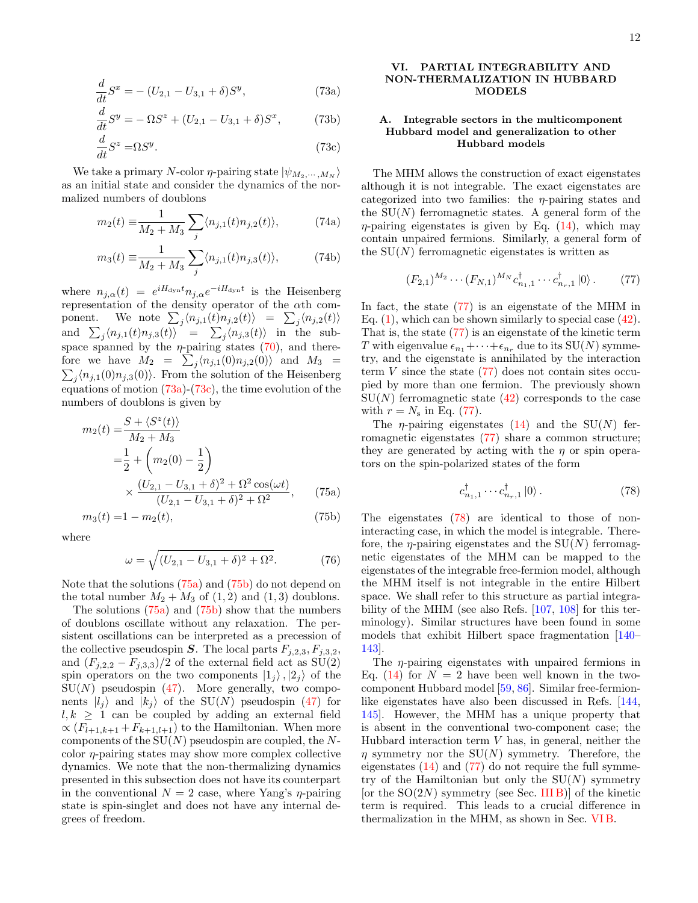$$\frac{d}{dt}S^x =-(U_{2,1}-U_{3,1}+\delta)S^y, \tag{73a}$$

$$\frac{d}{dt}S^y =-\Omega S^z+(U_{2,1}-U_{3,1}+\delta)S^x, \tag{73b}$$

$$\frac{d}{dt}S^z =\Omega S^y. \tag{73c}$$

We take a primary $N$-color $\eta$-pairing state $|\psi_{M_2,\cdots,M_N}\rangle$ as an initial state and consider the dynamics of the normalized numbers of doublons

$$m_2(t) \equiv\frac{1}{M_2+M_3}\sum_j \langle n_{j,1}(t)n_{j,2}(t)\rangle, \tag{74a}$$

$$m_3(t) \equiv\frac{1}{M_2+M_3}\sum_j \langle n_{j,1}(t)n_{j,3}(t)\rangle, \tag{74b}$$

where $n_{j,\alpha}(t) = e^{iH_{\mathrm{dyn}}t}n_{j,\alpha}e^{-iH_{\mathrm{dyn}}t}$ is the Heisenberg representation of the density operator of the $\alpha$th component. We note $\sum_j\langle n_{j,1}(t)n_{j,2}(t)\rangle = \sum_j\langle n_{j,2}(t)\rangle$ and $\sum_j\langle n_{j,1}(t)n_{j,3}(t)\rangle = \sum_j\langle n_{j,3}(t)\rangle$ in the subspace spanned by the $\eta$-pairing states (70), and therefore we have $M_2 = \sum_j\langle n_{j,1}(0)n_{j,2}(0)\rangle$ and $M_3 = \sum_j\langle n_{j,1}(0)n_{j,3}(0)\rangle$. From the solution of the Heisenberg equations of motion (73a)-(73c), the time evolution of the numbers of doublons is given by

$$\begin{aligned}
m_2(t) =&\frac{S+\langle S^z(t)\rangle}{M_2+M_3}\\
=&\frac{1}{2}+\left(m_2(0)-\frac{1}{2}\right)\\
&\times\frac{(U_{2,1}-U_{3,1}+\delta)^2+\Omega^2\cos(\omega t)}{(U_{2,1}-U_{3,1}+\delta)^2+\Omega^2},
\end{aligned} \tag{75a}$$

$$m_3(t) =1-m_2(t), \tag{75b}$$

where

$$\omega=\sqrt{(U_{2,1}-U_{3,1}+\delta)^2+\Omega^2}. \tag{76}$$

Note that the solutions (75a) and (75b) do not depend on the total number $M_2+M_3$ of (1, 2) and (1, 3) doublons.

The solutions (75a) and (75b) show that the numbers of doublons oscillate without any relaxation. The persistent oscillations can be interpreted as a precession of the collective pseudospin $\boldsymbol{S}$. The local parts $F_{j,2,3}, F_{j,3,2}$, and $(F_{j,2,2}-F_{j,3,3})/2$ of the external field act as SU(2) spin operators on the two components $|1_j\rangle, |2_j\rangle$ of the SU($N$) pseudospin (47). More generally, two components $|l_j\rangle$ and $|k_j\rangle$ of the SU($N$) pseudospin (47) for $l,k\geq 1$ can be coupled by adding an external field $\propto (F_{l+1,k+1}+F_{k+1,l+1})$ to the Hamiltonian. When more components of the SU($N$) pseudospin are coupled, the $N$-color $\eta$-pairing states may show more complex collective dynamics. We note that the non-thermalizing dynamics presented in this subsection does not have its counterpart in the conventional $N=2$ case, where Yang's $\eta$-pairing state is spin-singlet and does not have any internal degrees of freedom.

## VI. PARTIAL INTEGRABILITY AND NON-THERMALIZATION IN HUBBARD MODELS

### A. Integrable sectors in the multicomponent Hubbard model and generalization to other Hubbard models

The MHM allows the construction of exact eigenstates although it is not integrable. The exact eigenstates are categorized into two families: the $\eta$-pairing states and the SU($N$) ferromagnetic states. A general form of the $\eta$-pairing eigenstates is given by Eq. (14), which may contain unpaired fermions. Similarly, a general form of the SU($N$) ferromagnetic eigenstates is written as

$$(F_{2,1})^{M_2}\cdots(F_{N,1})^{M_N}c^\dagger_{n_1,1}\cdots c^\dagger_{n_r,1}|0\rangle. \tag{77}$$

In fact, the state (77) is an eigenstate of the MHM in Eq. (1), which can be shown similarly to special case (42). That is, the state (77) is an eigenstate of the kinetic term $T$ with eigenvalue $\epsilon_{n_1}+\cdots+\epsilon_{n_r}$ due to its SU($N$) symmetry, and the eigenstate is annihilated by the interaction term $V$ since the state (77) does not contain sites occupied by more than one fermion. The previously shown SU($N$) ferromagnetic state (42) corresponds to the case with $r=N_{\mathrm{s}}$ in Eq. (77).

The $\eta$-pairing eigenstates (14) and the SU($N$) ferromagnetic eigenstates (77) share a common structure; they are generated by acting with the $\eta$ or spin operators on the spin-polarized states of the form

$$c^\dagger_{n_1,1}\cdots c^\dagger_{n_r,1}|0\rangle. \tag{78}$$

The eigenstates (78) are identical to those of non-interacting case, in which the model is integrable. Therefore, the $\eta$-pairing eigenstates and the SU($N$) ferromagnetic eigenstates of the MHM can be mapped to the eigenstates of the integrable free-fermion model, although the MHM itself is not integrable in the entire Hilbert space. We shall refer to this structure as partial integrability of the MHM (see also Refs. [107, 108] for this terminology). Similar structures have been found in some models that exhibit Hilbert space fragmentation [140–143].

The $\eta$-pairing eigenstates with unpaired fermions in Eq. (14) for $N=2$ have been well known in the two-component Hubbard model [59, 86]. Similar free-fermion-like eigenstates have also been discussed in Refs. [144, 145]. However, the MHM has a unique property that is absent in the conventional two-component case; the Hubbard interaction term $V$ has, in general, neither the $\eta$ symmetry nor the SU($N$) symmetry. Therefore, the eigenstates (14) and (77) do not require the full symmetry of the Hamiltonian but only the SU($N$) symmetry [or the SO($2N$) symmetry (see Sec. III B)] of the kinetic term is required. This leads to a crucial difference in thermalization in the MHM, as shown in Sec. VI B.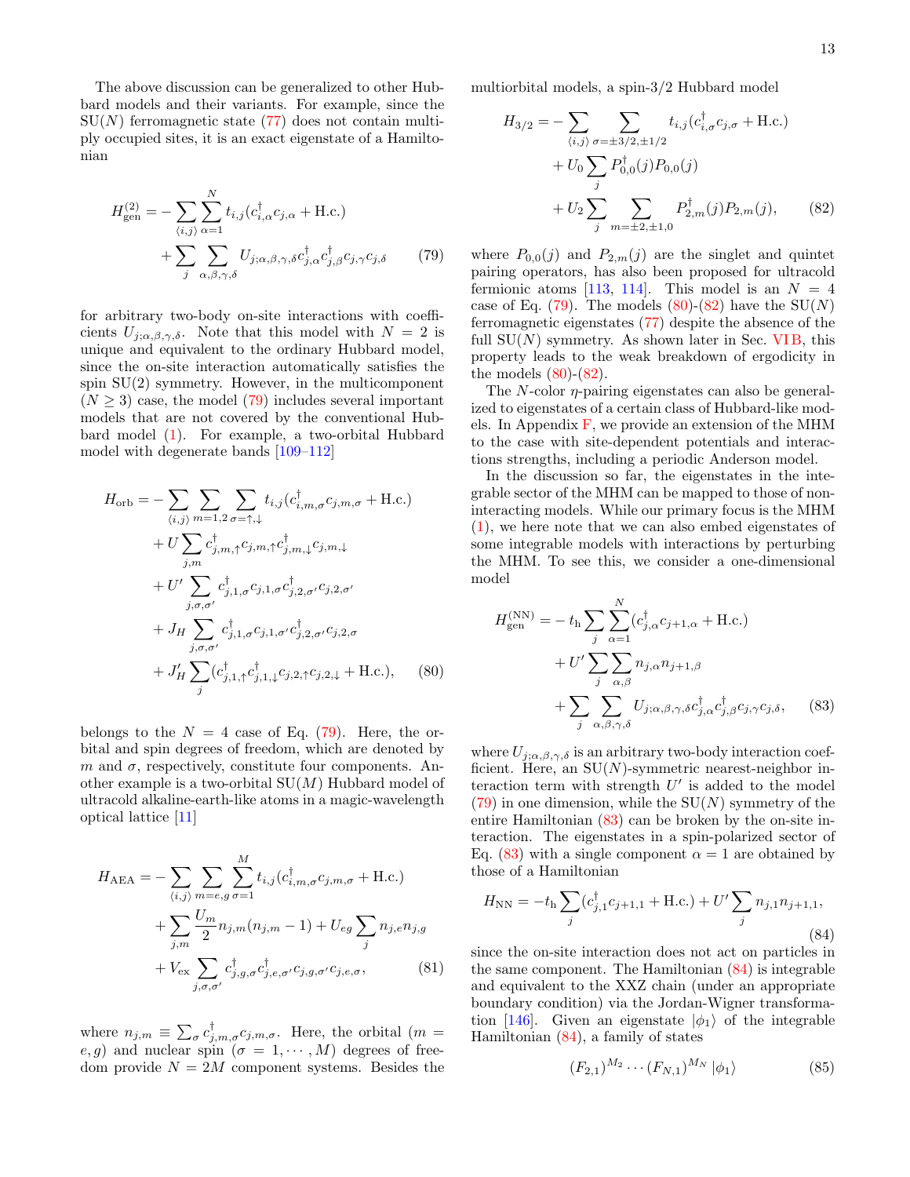The above discussion can be generalized to other Hubbard models and their variants. For example, since the SU($N$) ferromagnetic state (77) does not contain multiply occupied sites, it is an exact eigenstate of a Hamiltonian

$$
\begin{aligned}
H_{\mathrm{gen}}^{(2)} = &- \sum_{\langle i,j\rangle} \sum_{\alpha=1}^{N} t_{i,j} (c_{i,\alpha}^{\dagger} c_{j,\alpha} + \mathrm{H.c.}) \\
&+ \sum_{j} \sum_{\alpha,\beta,\gamma,\delta} U_{j;\alpha,\beta,\gamma,\delta} c_{j,\alpha}^{\dagger} c_{j,\beta}^{\dagger} c_{j,\gamma} c_{j,\delta}
\end{aligned}
\tag{79}
$$

for arbitrary two-body on-site interactions with coefficients $U_{j;\alpha,\beta,\gamma,\delta}$. Note that this model with $N=2$ is unique and equivalent to the ordinary Hubbard model, since the on-site interaction automatically satisfies the spin SU(2) symmetry. However, in the multicomponent ($N \geq 3$) case, the model (79) includes several important models that are not covered by the conventional Hubbard model (1). For example, a two-orbital Hubbard model with degenerate bands [109–112]

$$
\begin{aligned}
H_{\mathrm{orb}} = &- \sum_{\langle i,j\rangle} \sum_{m=1,2} \sum_{\sigma=\uparrow,\downarrow} t_{i,j} (c_{i,m,\sigma}^{\dagger} c_{j,m,\sigma} + \mathrm{H.c.}) \\
&+ U \sum_{j,m} c_{j,m,\uparrow}^{\dagger} c_{j,m,\uparrow} c_{j,m,\downarrow}^{\dagger} c_{j,m,\downarrow} \\
&+ U' \sum_{j,\sigma,\sigma'} c_{j,1,\sigma}^{\dagger} c_{j,1,\sigma} c_{j,2,\sigma'}^{\dagger} c_{j,2,\sigma'} \\
&+ J_H \sum_{j,\sigma,\sigma'} c_{j,1,\sigma}^{\dagger} c_{j,1,\sigma'} c_{j,2,\sigma'}^{\dagger} c_{j,2,\sigma} \\
&+ J_H' \sum_{j} (c_{j,1,\uparrow}^{\dagger} c_{j,1,\downarrow}^{\dagger} c_{j,2,\uparrow} c_{j,2,\downarrow} + \mathrm{H.c.}),
\end{aligned}
\tag{80}
$$

belongs to the $N=4$ case of Eq. (79). Here, the orbital and spin degrees of freedom, which are denoted by $m$ and $\sigma$, respectively, constitute four components. Another example is a two-orbital SU($M$) Hubbard model of ultracold alkaline-earth-like atoms in a magic-wavelength optical lattice [11]

$$
\begin{aligned}
H_{\mathrm{AEA}} = &- \sum_{\langle i,j\rangle} \sum_{m=e,g} \sum_{\sigma=1}^{M} t_{i,j} (c_{i,m,\sigma}^{\dagger} c_{j,m,\sigma} + \mathrm{H.c.}) \\
&+ \sum_{j,m} \frac{U_m}{2} n_{j,m}(n_{j,m}-1) + U_{eg} \sum_{j} n_{j,e} n_{j,g} \\
&+ V_{\mathrm{ex}} \sum_{j,\sigma,\sigma'} c_{j,g,\sigma}^{\dagger} c_{j,e,\sigma'}^{\dagger} c_{j,g,\sigma'} c_{j,e,\sigma},
\end{aligned}
\tag{81}
$$

where $n_{j,m} \equiv \sum_{\sigma} c_{j,m,\sigma}^{\dagger} c_{j,m,\sigma}$. Here, the orbital ($m = e,g$) and nuclear spin ($\sigma = 1, \cdots, M$) degrees of freedom provide $N = 2M$ component systems. Besides the multiorbital models, a spin-3/2 Hubbard model

$$
\begin{aligned}
H_{3/2} = &- \sum_{\langle i,j\rangle} \sum_{\sigma=\pm 3/2, \pm 1/2} t_{i,j} (c_{i,\sigma}^{\dagger} c_{j,\sigma} + \mathrm{H.c.}) \\
&+ U_0 \sum_{j} P_{0,0}^{\dagger}(j) P_{0,0}(j) \\
&+ U_2 \sum_{j} \sum_{m=\pm 2, \pm 1, 0} P_{2,m}^{\dagger}(j) P_{2,m}(j),
\end{aligned}
\tag{82}
$$

where $P_{0,0}(j)$ and $P_{2,m}(j)$ are the singlet and quintet pairing operators, has also been proposed for ultracold fermionic atoms [113, 114]. This model is an $N=4$ case of Eq. (79). The models (80)-(82) have the SU($N$) ferromagnetic eigenstates (77) despite the absence of the full SU($N$) symmetry. As shown later in Sec. VI B, this property leads to the weak breakdown of ergodicity in the models (80)-(82).

The $N$-color $\eta$-pairing eigenstates can also be generalized to eigenstates of a certain class of Hubbard-like models. In Appendix F, we provide an extension of the MHM to the case with site-dependent potentials and interactions strengths, including a periodic Anderson model.

In the discussion so far, the eigenstates in the integrable sector of the MHM can be mapped to those of noninteracting models. While our primary focus is the MHM (1), we here note that we can also embed eigenstates of some integrable models with interactions by perturbing the MHM. To see this, we consider a one-dimensional model

$$
\begin{aligned}
H_{\mathrm{gen}}^{(\mathrm{NN})} = &- t_{\mathrm{h}} \sum_{j} \sum_{\alpha=1}^{N} (c_{j,\alpha}^{\dagger} c_{j+1,\alpha} + \mathrm{H.c.}) \\
&+ U' \sum_{j} \sum_{\alpha,\beta} n_{j,\alpha} n_{j+1,\beta} \\
&+ \sum_{j} \sum_{\alpha,\beta,\gamma,\delta} U_{j;\alpha,\beta,\gamma,\delta} c_{j,\alpha}^{\dagger} c_{j,\beta}^{\dagger} c_{j,\gamma} c_{j,\delta},
\end{aligned}
\tag{83}
$$

where $U_{j;\alpha,\beta,\gamma,\delta}$ is an arbitrary two-body interaction coefficient. Here, an SU($N$)-symmetric nearest-neighbor interaction term with strength $U'$ is added to the model (79) in one dimension, while the SU($N$) symmetry of the entire Hamiltonian (83) can be broken by the on-site interaction. The eigenstates in a spin-polarized sector of Eq. (83) with a single component $\alpha = 1$ are obtained by those of a Hamiltonian

$$
H_{\mathrm{NN}} = -t_{\mathrm{h}} \sum_{j} (c_{j,1}^{\dagger} c_{j+1,1} + \mathrm{H.c.}) + U' \sum_{j} n_{j,1} n_{j+1,1},
\tag{84}
$$

since the on-site interaction does not act on particles in the same component. The Hamiltonian (84) is integrable and equivalent to the XXZ chain (under an appropriate boundary condition) via the Jordan-Wigner transformation [146]. Given an eigenstate $|\phi_1\rangle$ of the integrable Hamiltonian (84), a family of states

$$
(F_{2,1})^{M_2} \cdots (F_{N,1})^{M_N} |\phi_1\rangle
\tag{85}
$$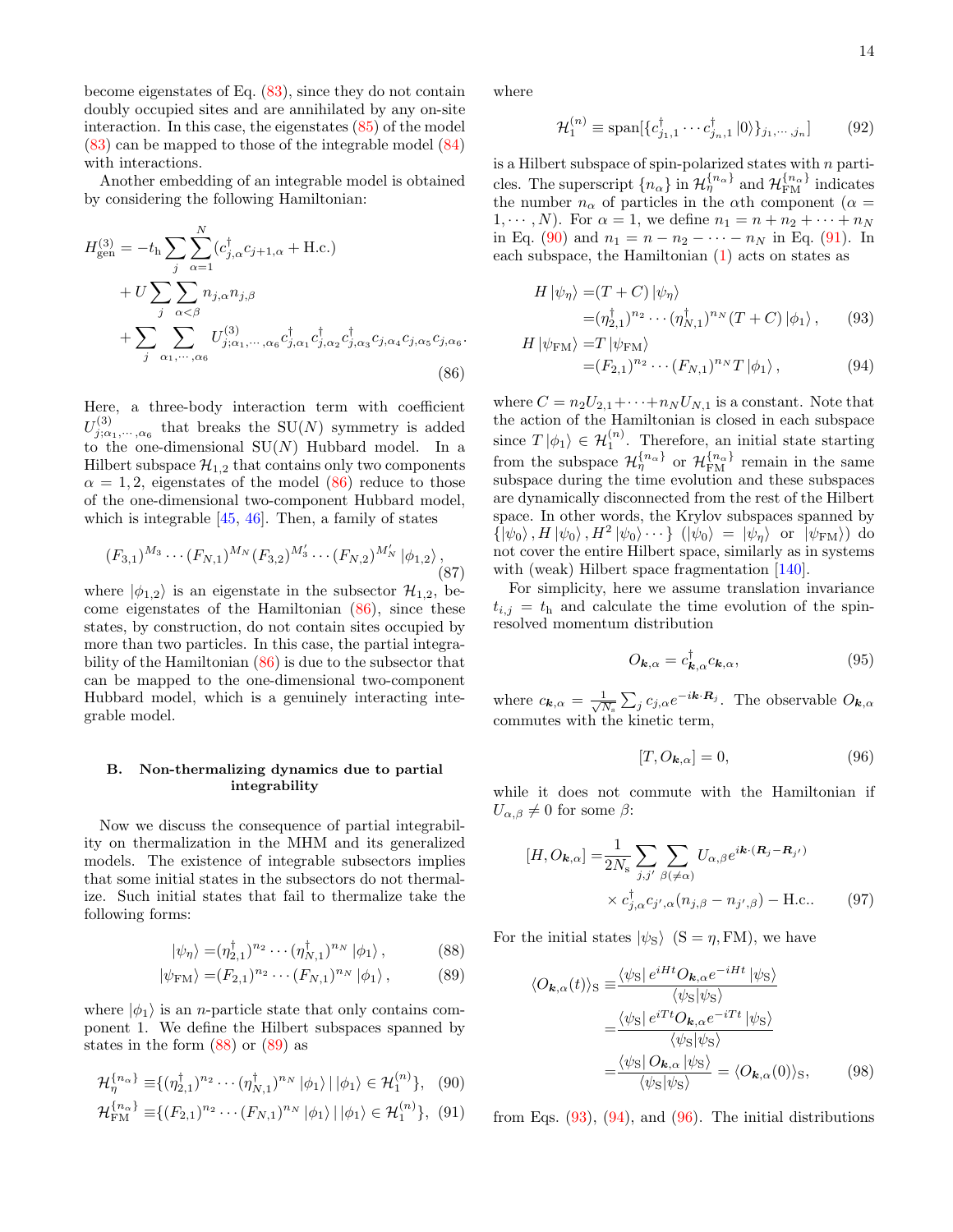become eigenstates of Eq. (83), since they do not contain doubly occupied sites and are annihilated by any on-site interaction. In this case, the eigenstates (85) of the model (83) can be mapped to those of the integrable model (84) with interactions.

Another embedding of an integrable model is obtained by considering the following Hamiltonian:

$$
\begin{aligned}
H_{\rm gen}^{(3)} = & -t_{\rm h}\sum_j \sum_{\alpha=1}^{N} (c_{j,\alpha}^\dagger c_{j+1,\alpha} + \text{H.c.}) \\
& + U \sum_j \sum_{\alpha<\beta} n_{j,\alpha} n_{j,\beta} \\
& + \sum_j \sum_{\alpha_1,\cdots,\alpha_6} U^{(3)}_{j;\alpha_1,\cdots,\alpha_6} c_{j,\alpha_1}^\dagger c_{j,\alpha_2}^\dagger c_{j,\alpha_3}^\dagger c_{j,\alpha_4} c_{j,\alpha_5} c_{j,\alpha_6}.
\end{aligned} \tag{86}
$$

Here, a three-body interaction term with coefficient $U^{(3)}_{j;\alpha_1,\cdots,\alpha_6}$ that breaks the SU($N$) symmetry is added to the one-dimensional SU($N$) Hubbard model. In a Hilbert subspace $\mathcal{H}_{1,2}$ that contains only two components $\alpha = 1, 2$, eigenstates of the model (86) reduce to those of the one-dimensional two-component Hubbard model, which is integrable [45, 46]. Then, a family of states

$$
(F_{3,1})^{M_3} \cdots (F_{N,1})^{M_N} (F_{3,2})^{M'_3} \cdots (F_{N,2})^{M'_N} \left|\phi_{1,2}\right\rangle, \tag{87}
$$

where $|\phi_{1,2}\rangle$ is an eigenstate in the subsector $\mathcal{H}_{1,2}$, become eigenstates of the Hamiltonian (86), since these states, by construction, do not contain sites occupied by more than two particles. In this case, the partial integrability of the Hamiltonian (86) is due to the subsector that can be mapped to the one-dimensional two-component Hubbard model, which is a genuinely interacting integrable model.

### B. Non-thermalizing dynamics due to partial integrability

Now we discuss the consequence of partial integrability on thermalization in the MHM and its generalized models. The existence of integrable subsectors implies that some initial states in the subsectors do not thermalize. Such initial states that fail to thermalize take the following forms:

$$
\left|\psi_\eta\right\rangle = (\eta_{2,1}^\dagger)^{n_2} \cdots (\eta_{N,1}^\dagger)^{n_N} \left|\phi_1\right\rangle, \tag{88}
$$

$$
\left|\psi_{\rm FM}\right\rangle = (F_{2,1})^{n_2} \cdots (F_{N,1})^{n_N} \left|\phi_1\right\rangle, \tag{89}
$$

where $|\phi_1\rangle$ is an $n$-particle state that only contains component 1. We define the Hilbert subspaces spanned by states in the form (88) or (89) as

$$
\mathcal{H}_\eta^{\{n_\alpha\}} \equiv \{(\eta_{2,1}^\dagger)^{n_2} \cdots (\eta_{N,1}^\dagger)^{n_N} \left|\phi_1\right\rangle \,|\, \left|\phi_1\right\rangle \in \mathcal{H}_1^{(n)}\}, \tag{90}
$$

$$
\mathcal{H}_{\rm FM}^{\{n_\alpha\}} \equiv \{(F_{2,1})^{n_2} \cdots (F_{N,1})^{n_N} \left|\phi_1\right\rangle \,|\, \left|\phi_1\right\rangle \in \mathcal{H}_1^{(n)}\}, \tag{91}
$$

where

$$
\mathcal{H}_1^{(n)} \equiv \mathrm{span}[\{c_{j_1,1}^\dagger \cdots c_{j_n,1}^\dagger \left|0\right\rangle\}_{j_1,\cdots,j_n}] \tag{92}
$$

is a Hilbert subspace of spin-polarized states with $n$ particles. The superscript $\{n_\alpha\}$ in $\mathcal{H}_\eta^{\{n_\alpha\}}$ and $\mathcal{H}_{\rm FM}^{\{n_\alpha\}}$ indicates the number $n_\alpha$ of particles in the $\alpha$th component ($\alpha = 1, \cdots, N$). For $\alpha = 1$, we define $n_1 = n + n_2 + \cdots + n_N$ in Eq. (90) and $n_1 = n - n_2 - \cdots - n_N$ in Eq. (91). In each subspace, the Hamiltonian (1) acts on states as

$$
\begin{aligned}
H\left|\psi_\eta\right\rangle &= (T + C)\left|\psi_\eta\right\rangle \\
&= (\eta_{2,1}^\dagger)^{n_2} \cdots (\eta_{N,1}^\dagger)^{n_N} (T + C)\left|\phi_1\right\rangle,
\end{aligned} \tag{93}
$$

$$
\begin{aligned}
H\left|\psi_{\rm FM}\right\rangle &= T\left|\psi_{\rm FM}\right\rangle \\
&= (F_{2,1})^{n_2} \cdots (F_{N,1})^{n_N} T\left|\phi_1\right\rangle,
\end{aligned} \tag{94}
$$

where $C = n_2 U_{2,1} + \cdots + n_N U_{N,1}$ is a constant. Note that the action of the Hamiltonian is closed in each subspace since $T\left|\phi_1\right\rangle \in \mathcal{H}_1^{(n)}$. Therefore, an initial state starting from the subspace $\mathcal{H}_\eta^{\{n_\alpha\}}$ or $\mathcal{H}_{\rm FM}^{\{n_\alpha\}}$ remain in the same subspace during the time evolution and these subspaces are dynamically disconnected from the rest of the Hilbert space. In other words, the Krylov subspaces spanned by $\{\left|\psi_0\right\rangle, H\left|\psi_0\right\rangle, H^2\left|\psi_0\right\rangle \cdots\}$ ($\left|\psi_0\right\rangle = \left|\psi_\eta\right\rangle$ or $\left|\psi_{\rm FM}\right\rangle$) do not cover the entire Hilbert space, similarly as in systems with (weak) Hilbert space fragmentation [140].

For simplicity, here we assume translation invariance $t_{i,j} = t_{\rm h}$ and calculate the time evolution of the spin-resolved momentum distribution

$$
O_{\boldsymbol{k},\alpha} = c_{\boldsymbol{k},\alpha}^\dagger c_{\boldsymbol{k},\alpha}, \tag{95}
$$

where $c_{\boldsymbol{k},\alpha} = \frac{1}{\sqrt{N_{\rm s}}}\sum_j c_{j,\alpha} e^{-i\boldsymbol{k}\cdot\boldsymbol{R}_j}$. The observable $O_{\boldsymbol{k},\alpha}$ commutes with the kinetic term,

$$
[T, O_{\boldsymbol{k},\alpha}] = 0, \tag{96}
$$

while it does not commute with the Hamiltonian if $U_{\alpha,\beta} \neq 0$ for some $\beta$:

$$
\begin{aligned}
[H, O_{\boldsymbol{k},\alpha}] = & \frac{1}{2N_{\rm s}} \sum_{j,j'} \sum_{\beta(\neq\alpha)} U_{\alpha,\beta} e^{i\boldsymbol{k}\cdot(\boldsymbol{R}_j - \boldsymbol{R}_{j'})} \\
& \times c_{j,\alpha}^\dagger c_{j',\alpha} (n_{j,\beta} - n_{j',\beta}) - \text{H.c.}.
\end{aligned} \tag{97}
$$

For the initial states $\left|\psi_{\rm S}\right\rangle$ (S $= \eta$, FM), we have

$$
\begin{aligned}
\langle O_{\boldsymbol{k},\alpha}(t)\rangle_{\rm S} \equiv & \frac{\left\langle\psi_{\rm S}\right| e^{iHt} O_{\boldsymbol{k},\alpha} e^{-iHt} \left|\psi_{\rm S}\right\rangle}{\langle\psi_{\rm S}|\psi_{\rm S}\rangle} \\
= & \frac{\left\langle\psi_{\rm S}\right| e^{iTt} O_{\boldsymbol{k},\alpha} e^{-iTt} \left|\psi_{\rm S}\right\rangle}{\langle\psi_{\rm S}|\psi_{\rm S}\rangle} \\
= & \frac{\left\langle\psi_{\rm S}\right| O_{\boldsymbol{k},\alpha} \left|\psi_{\rm S}\right\rangle}{\langle\psi_{\rm S}|\psi_{\rm S}\rangle} = \langle O_{\boldsymbol{k},\alpha}(0)\rangle_{\rm S},
\end{aligned} \tag{98}
$$

from Eqs. (93), (94), and (96). The initial distributions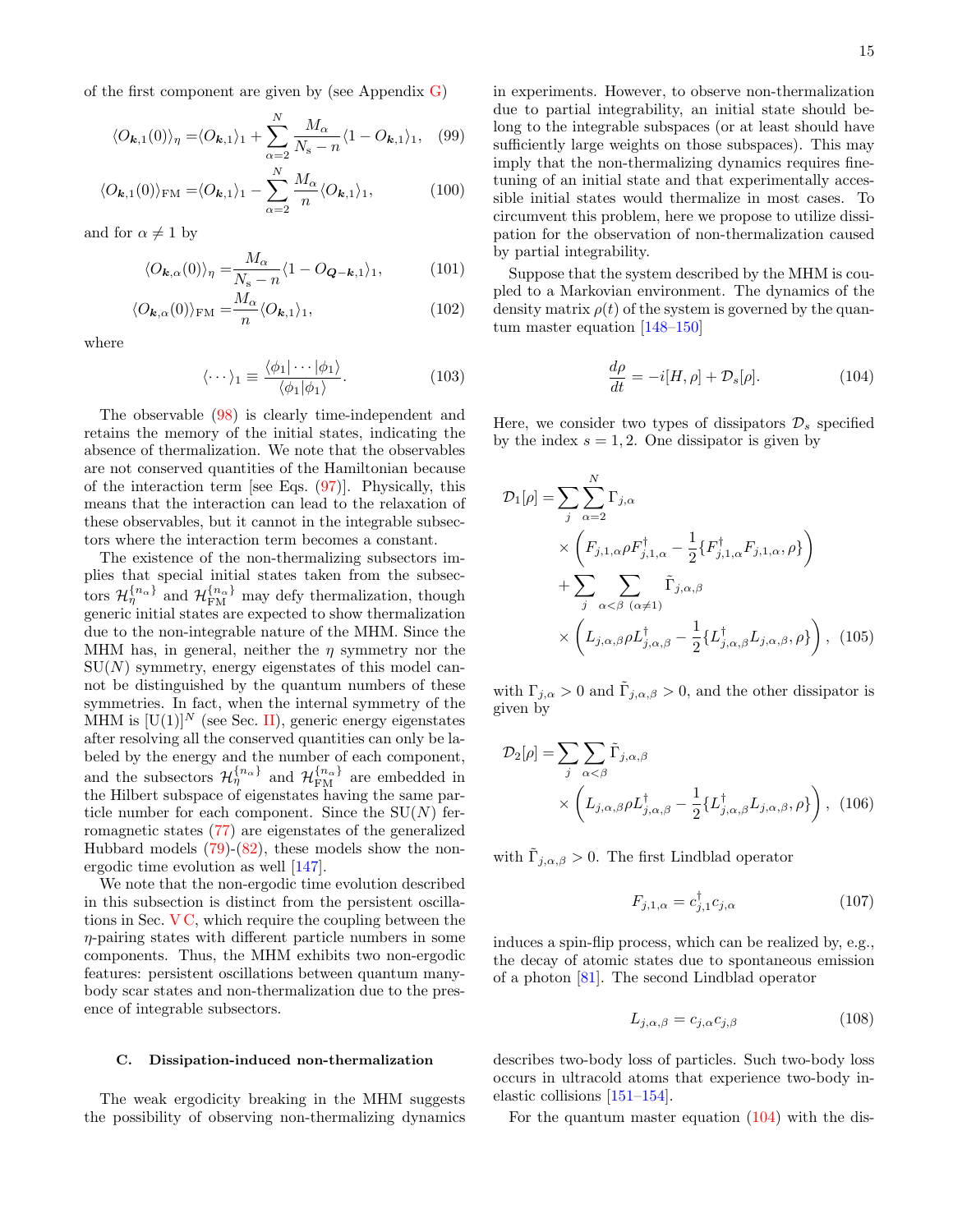of the first component are given by (see Appendix G)

$$\langle O_{\boldsymbol{k},1}(0)\rangle_\eta = \langle O_{\boldsymbol{k},1}\rangle_1 + \sum_{\alpha=2}^{N} \frac{M_\alpha}{N_{\mathrm{s}}-n}\langle 1 - O_{\boldsymbol{k},1}\rangle_1, \quad (99)$$

$$\langle O_{\boldsymbol{k},1}(0)\rangle_{\mathrm{FM}} = \langle O_{\boldsymbol{k},1}\rangle_1 - \sum_{\alpha=2}^{N} \frac{M_\alpha}{n}\langle O_{\boldsymbol{k},1}\rangle_1, \quad (100)$$

and for $\alpha \neq 1$ by

$$\langle O_{\boldsymbol{k},\alpha}(0)\rangle_\eta = \frac{M_\alpha}{N_{\mathrm{s}}-n}\langle 1 - O_{\boldsymbol{Q}-\boldsymbol{k},1}\rangle_1, \quad (101)$$

$$\langle O_{\boldsymbol{k},\alpha}(0)\rangle_{\mathrm{FM}} = \frac{M_\alpha}{n}\langle O_{\boldsymbol{k},1}\rangle_1, \quad (102)$$

where

$$\langle \cdots \rangle_1 \equiv \frac{\langle \phi_1 | \cdots | \phi_1\rangle}{\langle \phi_1 | \phi_1\rangle}. \quad (103)$$

The observable (98) is clearly time-independent and retains the memory of the initial states, indicating the absence of thermalization. We note that the observables are not conserved quantities of the Hamiltonian because of the interaction term [see Eqs. (97)]. Physically, this means that the interaction can lead to the relaxation of these observables, but it cannot in the integrable subsectors where the interaction term becomes a constant.

The existence of the non-thermalizing subsectors implies that special initial states taken from the subsectors $\mathcal{H}_\eta^{\{n_\alpha\}}$ and $\mathcal{H}_{\mathrm{FM}}^{\{n_\alpha\}}$ may defy thermalization, though generic initial states are expected to show thermalization due to the non-integrable nature of the MHM. Since the MHM has, in general, neither the $\eta$ symmetry nor the SU($N$) symmetry, energy eigenstates of this model cannot be distinguished by the quantum numbers of these symmetries. In fact, when the internal symmetry of the MHM is $[\mathrm{U}(1)]^N$ (see Sec. II), generic energy eigenstates after resolving all the conserved quantities can only be labeled by the energy and the number of each component, and the subsectors $\mathcal{H}_\eta^{\{n_\alpha\}}$ and $\mathcal{H}_{\mathrm{FM}}^{\{n_\alpha\}}$ are embedded in the Hilbert subspace of eigenstates having the same particle number for each component. Since the SU($N$) ferromagnetic states (77) are eigenstates of the generalized Hubbard models (79)-(82), these models show the non-ergodic time evolution as well [147].

We note that the non-ergodic time evolution described in this subsection is distinct from the persistent oscillations in Sec. V C, which require the coupling between the $\eta$-pairing states with different particle numbers in some components. Thus, the MHM exhibits two non-ergodic features: persistent oscillations between quantum many-body scar states and non-thermalization due to the presence of integrable subsectors.

### C. Dissipation-induced non-thermalization

The weak ergodicity breaking in the MHM suggests the possibility of observing non-thermalizing dynamics in experiments. However, to observe non-thermalization due to partial integrability, an initial state should belong to the integrable subspaces (or at least should have sufficiently large weights on those subspaces). This may imply that the non-thermalizing dynamics requires fine-tuning of an initial state and that experimentally accessible initial states would thermalize in most cases. To circumvent this problem, here we propose to utilize dissipation for the observation of non-thermalization caused by partial integrability.

Suppose that the system described by the MHM is coupled to a Markovian environment. The dynamics of the density matrix $\rho(t)$ of the system is governed by the quantum master equation [148–150]

$$\frac{d\rho}{dt} = -i[H,\rho] + \mathcal{D}_s[\rho]. \quad (104)$$

Here, we consider two types of dissipators $\mathcal{D}_s$ specified by the index $s = 1, 2$. One dissipator is given by

$$\begin{aligned}\mathcal{D}_1[\rho] = &\sum_j \sum_{\alpha=2}^{N} \Gamma_{j,\alpha} \\ &\times \left( F_{j,1,\alpha}\rho F_{j,1,\alpha}^\dagger - \frac{1}{2}\{F_{j,1,\alpha}^\dagger F_{j,1,\alpha}, \rho\}\right) \\ &+ \sum_j \sum_{\alpha<\beta \ (\alpha\neq 1)} \tilde{\Gamma}_{j,\alpha,\beta} \\ &\times \left( L_{j,\alpha,\beta}\rho L_{j,\alpha,\beta}^\dagger - \frac{1}{2}\{L_{j,\alpha,\beta}^\dagger L_{j,\alpha,\beta}, \rho\}\right), \quad (105)\end{aligned}$$

with $\Gamma_{j,\alpha} > 0$ and $\tilde{\Gamma}_{j,\alpha,\beta} > 0$, and the other dissipator is given by

$$\begin{aligned}\mathcal{D}_2[\rho] = &\sum_j \sum_{\alpha<\beta} \tilde{\Gamma}_{j,\alpha,\beta} \\ &\times \left( L_{j,\alpha,\beta}\rho L_{j,\alpha,\beta}^\dagger - \frac{1}{2}\{L_{j,\alpha,\beta}^\dagger L_{j,\alpha,\beta}, \rho\}\right), \quad (106)\end{aligned}$$

with $\tilde{\Gamma}_{j,\alpha,\beta} > 0$. The first Lindblad operator

$$F_{j,1,\alpha} = c_{j,1}^\dagger c_{j,\alpha} \quad (107)$$

induces a spin-flip process, which can be realized by, e.g., the decay of atomic states due to spontaneous emission of a photon [81]. The second Lindblad operator

$$L_{j,\alpha,\beta} = c_{j,\alpha} c_{j,\beta} \quad (108)$$

describes two-body loss of particles. Such two-body loss occurs in ultracold atoms that experience two-body inelastic collisions [151–154].

For the quantum master equation (104) with the dis-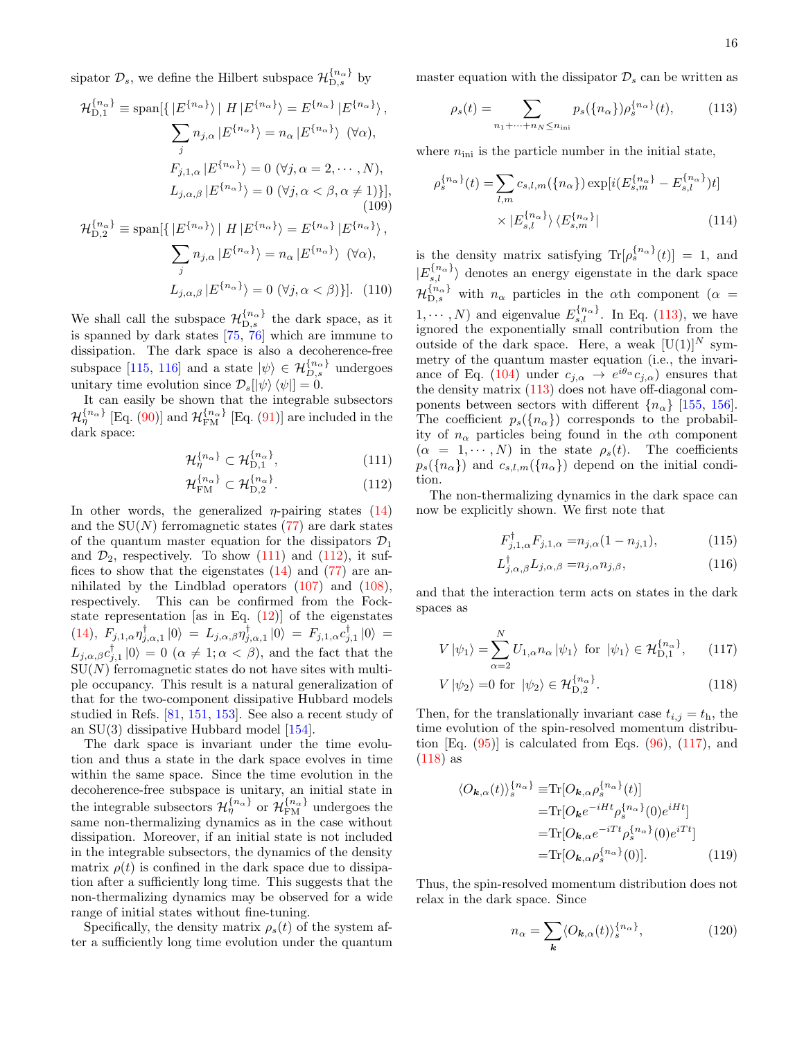sipator $\mathcal{D}_s$, we define the Hilbert subspace $\mathcal{H}_{\mathrm{D},s}^{\{n_\alpha\}}$ by

$$
\begin{aligned}
\mathcal{H}_{\mathrm{D},1}^{\{n_\alpha\}} \equiv \mathrm{span}[\{\, |E^{\{n_\alpha\}}\rangle \mid & H|E^{\{n_\alpha\}}\rangle = E^{\{n_\alpha\}}|E^{\{n_\alpha\}}\rangle, \\
& \sum_j n_{j,\alpha}|E^{\{n_\alpha\}}\rangle = n_\alpha |E^{\{n_\alpha\}}\rangle \ (\forall\alpha), \\
& F_{j,1,\alpha}|E^{\{n_\alpha\}}\rangle = 0 \ (\forall j, \alpha = 2,\cdots,N), \\
& L_{j,\alpha,\beta}|E^{\{n_\alpha\}}\rangle = 0 \ (\forall j, \alpha<\beta, \alpha\neq 1)\}],
\end{aligned} \tag{109}
$$

$$
\begin{aligned}
\mathcal{H}_{\mathrm{D},2}^{\{n_\alpha\}} \equiv \mathrm{span}[\{\, |E^{\{n_\alpha\}}\rangle \mid & H|E^{\{n_\alpha\}}\rangle = E^{\{n_\alpha\}}|E^{\{n_\alpha\}}\rangle, \\
& \sum_j n_{j,\alpha}|E^{\{n_\alpha\}}\rangle = n_\alpha |E^{\{n_\alpha\}}\rangle \ (\forall\alpha), \\
& L_{j,\alpha,\beta}|E^{\{n_\alpha\}}\rangle = 0 \ (\forall j, \alpha<\beta)\}].
\end{aligned} \tag{110}
$$

We shall call the subspace $\mathcal{H}_{\mathrm{D},s}^{\{n_\alpha\}}$ the dark space, as it is spanned by dark states [75, 76] which are immune to dissipation. The dark space is also a decoherence-free subspace [115, 116] and a state $|\psi\rangle \in \mathcal{H}_{D,s}^{\{n_\alpha\}}$ undergoes unitary time evolution since $\mathcal{D}_s[|\psi\rangle\langle\psi|] = 0$.

It can easily be shown that the integrable subsectors $\mathcal{H}_\eta^{\{n_\alpha\}}$ [Eq. (90)] and $\mathcal{H}_{\mathrm{FM}}^{\{n_\alpha\}}$ [Eq. (91)] are included in the dark space:

$$
\mathcal{H}_\eta^{\{n_\alpha\}} \subset \mathcal{H}_{\mathrm{D},1}^{\{n_\alpha\}}, \tag{111}
$$

$$
\mathcal{H}_{\mathrm{FM}}^{\{n_\alpha\}} \subset \mathcal{H}_{\mathrm{D},2}^{\{n_\alpha\}}. \tag{112}
$$

In other words, the generalized $\eta$-pairing states (14) and the SU($N$) ferromagnetic states (77) are dark states of the quantum master equation for the dissipators $\mathcal{D}_1$ and $\mathcal{D}_2$, respectively. To show (111) and (112), it suffices to show that the eigenstates (14) and (77) are annihilated by the Lindblad operators (107) and (108), respectively. This can be confirmed from the Fock-state representation [as in Eq. (12)] of the eigenstates (14), $F_{j,1,\alpha}\eta_{j,\alpha,1}^\dagger|0\rangle = L_{j,\alpha,\beta}\eta_{j,\alpha,1}^\dagger|0\rangle = F_{j,1,\alpha}c_{j,1}^\dagger|0\rangle = L_{j,\alpha,\beta}c_{j,1}^\dagger|0\rangle = 0$ ($\alpha \neq 1; \alpha<\beta$), and the fact that the SU($N$) ferromagnetic states do not have sites with multiple occupancy. This result is a natural generalization of that for the two-component dissipative Hubbard models studied in Refs. [81, 151, 153]. See also a recent study of an SU(3) dissipative Hubbard model [154].

The dark space is invariant under the time evolution and thus a state in the dark space evolves in time within the same space. Since the time evolution in the decoherence-free subspace is unitary, an initial state in the integrable subsectors $\mathcal{H}_\eta^{\{n_\alpha\}}$ or $\mathcal{H}_{\mathrm{FM}}^{\{n_\alpha\}}$ undergoes the same non-thermalizing dynamics as in the case without dissipation. Moreover, if an initial state is not included in the integrable subsectors, the dynamics of the density matrix $\rho(t)$ is confined in the dark space due to dissipation after a sufficiently long time. This suggests that the non-thermalizing dynamics may be observed for a wide range of initial states without fine-tuning.

Specifically, the density matrix $\rho_s(t)$ of the system after a sufficiently long time evolution under the quantum master equation with the dissipator $\mathcal{D}_s$ can be written as

$$
\rho_s(t) = \sum_{n_1+\cdots+n_N \le n_{\mathrm{ini}}} p_s(\{n_\alpha\})\rho_s^{\{n_\alpha\}}(t), \tag{113}
$$

where $n_{\mathrm{ini}}$ is the particle number in the initial state,

$$
\begin{aligned}
\rho_s^{\{n_\alpha\}}(t) = & \sum_{l,m} c_{s,l,m}(\{n_\alpha\}) \exp[i(E_{s,m}^{\{n_\alpha\}} - E_{s,l}^{\{n_\alpha\}})t] \\
& \times |E_{s,l}^{\{n_\alpha\}}\rangle\langle E_{s,m}^{\{n_\alpha\}}|
\end{aligned} \tag{114}
$$

is the density matrix satisfying $\mathrm{Tr}[\rho_s^{\{n_\alpha\}}(t)] = 1$, and $|E_{s,l}^{\{n_\alpha\}}\rangle$ denotes an energy eigenstate in the dark space $\mathcal{H}_{\mathrm{D},s}^{\{n_\alpha\}}$ with $n_\alpha$ particles in the $\alpha$th component ($\alpha = 1,\cdots,N$) and eigenvalue $E_{s,l}^{\{n_\alpha\}}$. In Eq. (113), we have ignored the exponentially small contribution from the outside of the dark space. Here, a weak $[\mathrm{U}(1)]^N$ symmetry of the quantum master equation (i.e., the invariance of Eq. (104) under $c_{j,\alpha} \to e^{i\theta_\alpha}c_{j,\alpha}$) ensures that the density matrix (113) does not have off-diagonal components between sectors with different $\{n_\alpha\}$ [155, 156]. The coefficient $p_s(\{n_\alpha\})$ corresponds to the probability of $n_\alpha$ particles being found in the $\alpha$th component ($\alpha = 1,\cdots,N$) in the state $\rho_s(t)$. The coefficients $p_s(\{n_\alpha\})$ and $c_{s,l,m}(\{n_\alpha\})$ depend on the initial condition.

The non-thermalizing dynamics in the dark space can now be explicitly shown. We first note that

$$
F_{j,1,\alpha}^\dagger F_{j,1,\alpha} = n_{j,\alpha}(1-n_{j,1}), \tag{115}
$$

$$
L_{j,\alpha,\beta}^\dagger L_{j,\alpha,\beta} = n_{j,\alpha}n_{j,\beta}, \tag{116}
$$

and that the interaction term acts on states in the dark spaces as

$$
V|\psi_1\rangle = \sum_{\alpha=2}^N U_{1,\alpha}n_\alpha|\psi_1\rangle \ \text{for} \ |\psi_1\rangle \in \mathcal{H}_{\mathrm{D},1}^{\{n_\alpha\}}, \tag{117}
$$

$$
V|\psi_2\rangle = 0 \ \text{for} \ |\psi_2\rangle \in \mathcal{H}_{\mathrm{D},2}^{\{n_\alpha\}}. \tag{118}
$$

Then, for the translationally invariant case $t_{i,j} = t_{\mathrm{h}}$, the time evolution of the spin-resolved momentum distribution [Eq. (95)] is calculated from Eqs. (96), (117), and (118) as

$$
\begin{aligned}
\langle O_{\boldsymbol{k},\alpha}(t)\rangle_s^{\{n_\alpha\}} \equiv & \mathrm{Tr}[O_{\boldsymbol{k},\alpha}\rho_s^{\{n_\alpha\}}(t)] \\
= & \mathrm{Tr}[O_{\boldsymbol{k}}e^{-iHt}\rho_s^{\{n_\alpha\}}(0)e^{iHt}] \\
= & \mathrm{Tr}[O_{\boldsymbol{k},\alpha}e^{-iTt}\rho_s^{\{n_\alpha\}}(0)e^{iTt}] \\
= & \mathrm{Tr}[O_{\boldsymbol{k},\alpha}\rho_s^{\{n_\alpha\}}(0)].
\end{aligned} \tag{119}
$$

Thus, the spin-resolved momentum distribution does not relax in the dark space. Since

$$
n_\alpha = \sum_{\boldsymbol{k}} \langle O_{\boldsymbol{k},\alpha}(t)\rangle_s^{\{n_\alpha\}}, \tag{120}
$$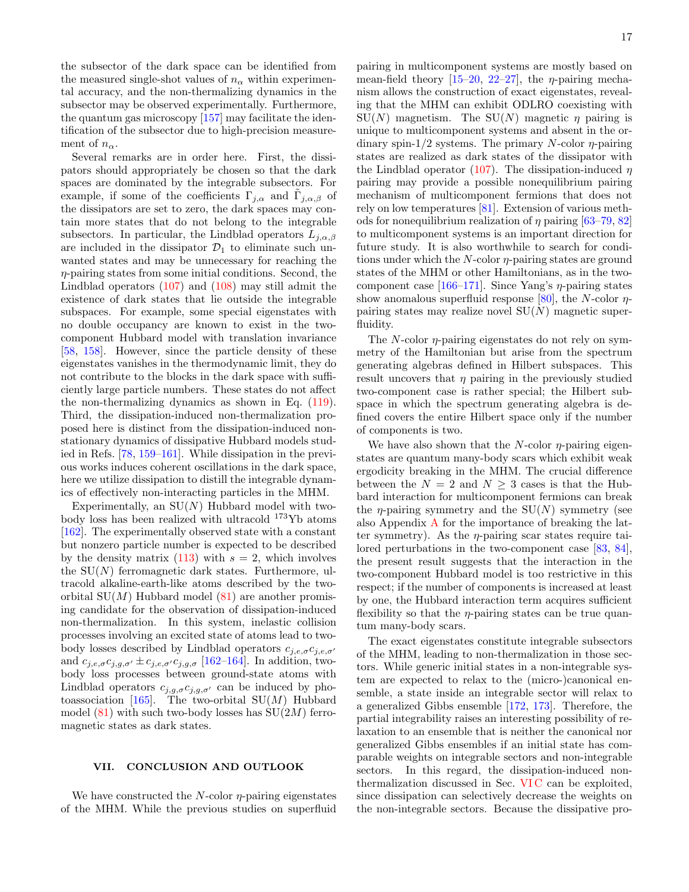the subsector of the dark space can be identified from the measured single-shot values of $n_\alpha$ within experimental accuracy, and the non-thermalizing dynamics in the subsector may be observed experimentally. Furthermore, the quantum gas microscopy [157] may facilitate the identification of the subsector due to high-precision measurement of $n_\alpha$.

Several remarks are in order here. First, the dissipators should appropriately be chosen so that the dark spaces are dominated by the integrable subsectors. For example, if some of the coefficients $\Gamma_{j,\alpha}$ and $\tilde{\Gamma}_{j,\alpha,\beta}$ of the dissipators are set to zero, the dark spaces may contain more states that do not belong to the integrable subsectors. In particular, the Lindblad operators $L_{j,\alpha,\beta}$ are included in the dissipator $\mathcal{D}_1$ to eliminate such unwanted states and may be unnecessary for reaching the $\eta$-pairing states from some initial conditions. Second, the Lindblad operators (107) and (108) may still admit the existence of dark states that lie outside the integrable subspaces. For example, some special eigenstates with no double occupancy are known to exist in the two-component Hubbard model with translation invariance [58, 158]. However, since the particle density of these eigenstates vanishes in the thermodynamic limit, they do not contribute to the blocks in the dark space with sufficiently large particle numbers. These states do not affect the non-thermalizing dynamics as shown in Eq. (119). Third, the dissipation-induced non-thermalization proposed here is distinct from the dissipation-induced non-stationary dynamics of dissipative Hubbard models studied in Refs. [78, 159–161]. While dissipation in the previous works induces coherent oscillations in the dark space, here we utilize dissipation to distill the integrable dynamics of effectively non-interacting particles in the MHM.

Experimentally, an SU($N$) Hubbard model with two-body loss has been realized with ultracold $^{173}$Yb atoms [162]. The experimentally observed state with a constant but nonzero particle number is expected to be described by the density matrix (113) with $s = 2$, which involves the SU($N$) ferromagnetic dark states. Furthermore, ultracold alkaline-earth-like atoms described by the two-orbital SU($M$) Hubbard model (81) are another promising candidate for the observation of dissipation-induced non-thermalization. In this system, inelastic collision processes involving an excited state of atoms lead to two-body losses described by Lindblad operators $c_{j,e,\sigma}c_{j,e,\sigma'}$ and $c_{j,e,\sigma}c_{j,g,\sigma'} \pm c_{j,e,\sigma'}c_{j,g,\sigma}$ [162–164]. In addition, two-body loss processes between ground-state atoms with Lindblad operators $c_{j,g,\sigma}c_{j,g,\sigma'}$ can be induced by photoassociation [165]. The two-orbital SU($M$) Hubbard model (81) with such two-body losses has SU($2M$) ferromagnetic states as dark states.

## VII. CONCLUSION AND OUTLOOK

We have constructed the $N$-color $\eta$-pairing eigenstates of the MHM. While the previous studies on superfluid pairing in multicomponent systems are mostly based on mean-field theory [15–20, 22–27], the $\eta$-pairing mechanism allows the construction of exact eigenstates, revealing that the MHM can exhibit ODLRO coexisting with SU($N$) magnetism. The SU($N$) magnetic $\eta$ pairing is unique to multicomponent systems and absent in the ordinary spin-1/2 systems. The primary $N$-color $\eta$-pairing states are realized as dark states of the dissipator with the Lindblad operator (107). The dissipation-induced $\eta$ pairing may provide a possible nonequilibrium pairing mechanism of multicomponent fermions that does not rely on low temperatures [81]. Extension of various methods for nonequilibrium realization of $\eta$ pairing [63–79, 82] to multicomponent systems is an important direction for future study. It is also worthwhile to search for conditions under which the $N$-color $\eta$-pairing states are ground states of the MHM or other Hamiltonians, as in the two-component case [166–171]. Since Yang's $\eta$-pairing states show anomalous superfluid response [80], the $N$-color $\eta$-pairing states may realize novel SU($N$) magnetic superfluidity.

The $N$-color $\eta$-pairing eigenstates do not rely on symmetry of the Hamiltonian but arise from the spectrum generating algebras defined in Hilbert subspaces. This result uncovers that $\eta$ pairing in the previously studied two-component case is rather special; the Hilbert subspace in which the spectrum generating algebra is defined covers the entire Hilbert space only if the number of components is two.

We have also shown that the $N$-color $\eta$-pairing eigenstates are quantum many-body scars which exhibit weak ergodicity breaking in the MHM. The crucial difference between the $N = 2$ and $N \geq 3$ cases is that the Hubbard interaction for multicomponent fermions can break the $\eta$-pairing symmetry and the SU($N$) symmetry (see also Appendix A for the importance of breaking the latter symmetry). As the $\eta$-pairing scar states require tailored perturbations in the two-component case [83, 84], the present result suggests that the interaction in the two-component Hubbard model is too restrictive in this respect; if the number of components is increased at least by one, the Hubbard interaction term acquires sufficient flexibility so that the $\eta$-pairing states can be true quantum many-body scars.

The exact eigenstates constitute integrable subsectors of the MHM, leading to non-thermalization in those sectors. While generic initial states in a non-integrable system are expected to relax to the (micro-)canonical ensemble, a state inside an integrable sector will relax to a generalized Gibbs ensemble [172, 173]. Therefore, the partial integrability raises an interesting possibility of relaxation to an ensemble that is neither the canonical nor generalized Gibbs ensembles if an initial state has comparable weights on integrable sectors and non-integrable sectors. In this regard, the dissipation-induced non-thermalization discussed in Sec. VI C can be exploited, since dissipation can selectively decrease the weights on the non-integrable sectors. Because the dissipative pro-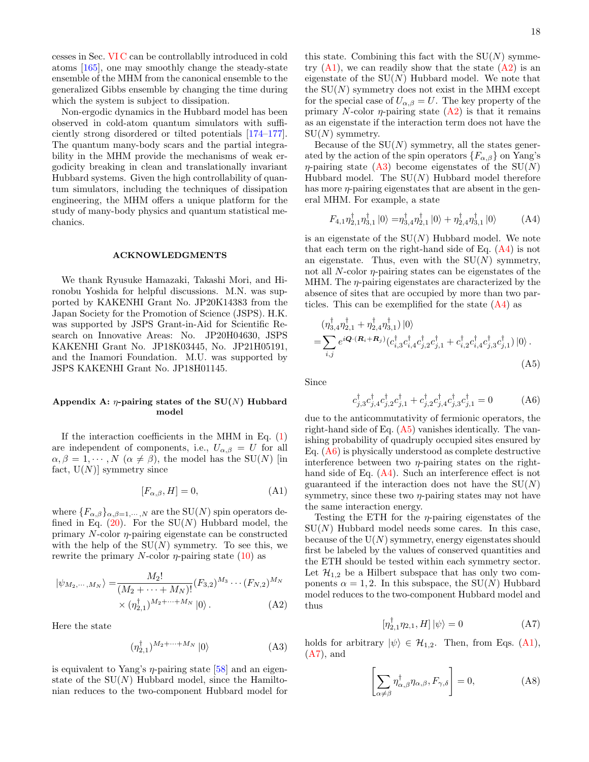cesses in Sec. VI C can be controllablly introduced in cold atoms [165], one may smoothly change the steady-state ensemble of the MHM from the canonical ensemble to the generalized Gibbs ensemble by changing the time during which the system is subject to dissipation.

Non-ergodic dynamics in the Hubbard model has been observed in cold-atom quantum simulators with sufficiently strong disordered or tilted potentials [174–177]. The quantum many-body scars and the partial integrability in the MHM provide the mechanisms of weak ergodicity breaking in clean and translationally invariant Hubbard systems. Given the high controllability of quantum simulators, including the techniques of dissipation engineering, the MHM offers a unique platform for the study of many-body physics and quantum statistical mechanics.

## ACKNOWLEDGMENTS

We thank Ryusuke Hamazaki, Takashi Mori, and Hironobu Yoshida for helpful discussions. M.N. was supported by KAKENHI Grant No. JP20K14383 from the Japan Society for the Promotion of Science (JSPS). H.K. was supported by JSPS Grant-in-Aid for Scientific Research on Innovative Areas: No. JP20H04630, JSPS KAKENHI Grant No. JP18K03445, No. JP21H05191, and the Inamori Foundation. M.U. was supported by JSPS KAKENHI Grant No. JP18H01145.

### Appendix A: $\eta$-pairing states of the SU($N$) Hubbard model

If the interaction coefficients in the MHM in Eq. (1) are independent of components, i.e., $U_{\alpha,\beta} = U$ for all $\alpha, \beta = 1, \cdots, N$ ($\alpha \neq \beta$), the model has the SU($N$) [in fact, U($N$)] symmetry since

$$[F_{\alpha,\beta}, H] = 0, \tag{A1}$$

where $\{F_{\alpha,\beta}\}_{\alpha,\beta=1,\cdots,N}$ are the SU($N$) spin operators defined in Eq. (20). For the SU($N$) Hubbard model, the primary $N$-color $\eta$-pairing eigenstate can be constructed with the help of the SU($N$) symmetry. To see this, we rewrite the primary $N$-color $\eta$-pairing state (10) as

$$\begin{aligned}|\psi_{M_2,\cdots,M_N}\rangle =& \frac{M_2!}{(M_2+\cdots+M_N)!}(F_{3,2})^{M_3}\cdots(F_{N,2})^{M_N} \\ &\times (\eta^\dagger_{2,1})^{M_2+\cdots+M_N}|0\rangle .\end{aligned} \tag{A2}$$

Here the state

$$(\eta^\dagger_{2,1})^{M_2+\cdots+M_N}|0\rangle \tag{A3}$$

is equivalent to Yang's $\eta$-pairing state [58] and an eigenstate of the SU($N$) Hubbard model, since the Hamiltonian reduces to the two-component Hubbard model for this state. Combining this fact with the SU($N$) symmetry (A1), we can readily show that the state (A2) is an eigenstate of the SU($N$) Hubbard model. We note that the SU($N$) symmetry does not exist in the MHM except for the special case of $U_{\alpha,\beta} = U$. The key property of the primary $N$-color $\eta$-pairing state (A2) is that it remains as an eigenstate if the interaction term does not have the SU($N$) symmetry.

Because of the SU($N$) symmetry, all the states generated by the action of the spin operators $\{F_{\alpha,\beta}\}$ on Yang's $\eta$-pairing state (A3) become eigenstates of the SU($N$) Hubbard model. The SU($N$) Hubbard model therefore has more $\eta$-pairing eigenstates that are absent in the general MHM. For example, a state

$$F_{4,1}\eta^\dagger_{2,1}\eta^\dagger_{3,1}|0\rangle = \eta^\dagger_{3,4}\eta^\dagger_{2,1}|0\rangle + \eta^\dagger_{2,4}\eta^\dagger_{3,1}|0\rangle \tag{A4}$$

is an eigenstate of the SU($N$) Hubbard model. We note that each term on the right-hand side of Eq. (A4) is not an eigenstate. Thus, even with the SU($N$) symmetry, not all $N$-color $\eta$-pairing states can be eigenstates of the MHM. The $\eta$-pairing eigenstates are characterized by the absence of sites that are occupied by more than two particles. This can be exemplified for the state (A4) as

$$\begin{aligned}&(\eta^\dagger_{3,4}\eta^\dagger_{2,1} + \eta^\dagger_{2,4}\eta^\dagger_{3,1})|0\rangle \\ =& \sum_{i,j} e^{i\boldsymbol{Q}\cdot(\boldsymbol{R}_i+\boldsymbol{R}_j)}(c^\dagger_{i,3}c^\dagger_{i,4}c^\dagger_{j,2}c^\dagger_{j,1} + c^\dagger_{i,2}c^\dagger_{i,4}c^\dagger_{j,3}c^\dagger_{j,1})|0\rangle .\end{aligned} \tag{A5}$$

Since

$$c^\dagger_{j,3}c^\dagger_{j,4}c^\dagger_{j,2}c^\dagger_{j,1} + c^\dagger_{j,2}c^\dagger_{j,4}c^\dagger_{j,3}c^\dagger_{j,1} = 0 \tag{A6}$$

due to the anticommutativity of fermionic operators, the right-hand side of Eq. (A5) vanishes identically. The vanishing probability of quadruply occupied sites ensured by Eq. (A6) is physically understood as complete destructive interference between two $\eta$-pairing states on the right-hand side of Eq. (A4). Such an interference effect is not guaranteed if the interaction does not have the SU($N$) symmetry, since these two $\eta$-pairing states may not have the same interaction energy.

Testing the ETH for the $\eta$-pairing eigenstates of the SU($N$) Hubbard model needs some cares. In this case, because of the U($N$) symmetry, energy eigenstates should first be labeled by the values of conserved quantities and the ETH should be tested within each symmetry sector. Let $\mathcal{H}_{1,2}$ be a Hilbert subspace that has only two components $\alpha = 1, 2$. In this subspace, the SU($N$) Hubbard model reduces to the two-component Hubbard model and thus

$$[\eta^\dagger_{2,1}\eta_{2,1}, H]|\psi\rangle = 0 \tag{A7}$$

holds for arbitrary $|\psi\rangle \in \mathcal{H}_{1,2}$. Then, from Eqs. (A1), (A7), and

$$\left[\sum_{\alpha\neq\beta}\eta^\dagger_{\alpha,\beta}\eta_{\alpha,\beta}, F_{\gamma,\delta}\right] = 0, \tag{A8}$$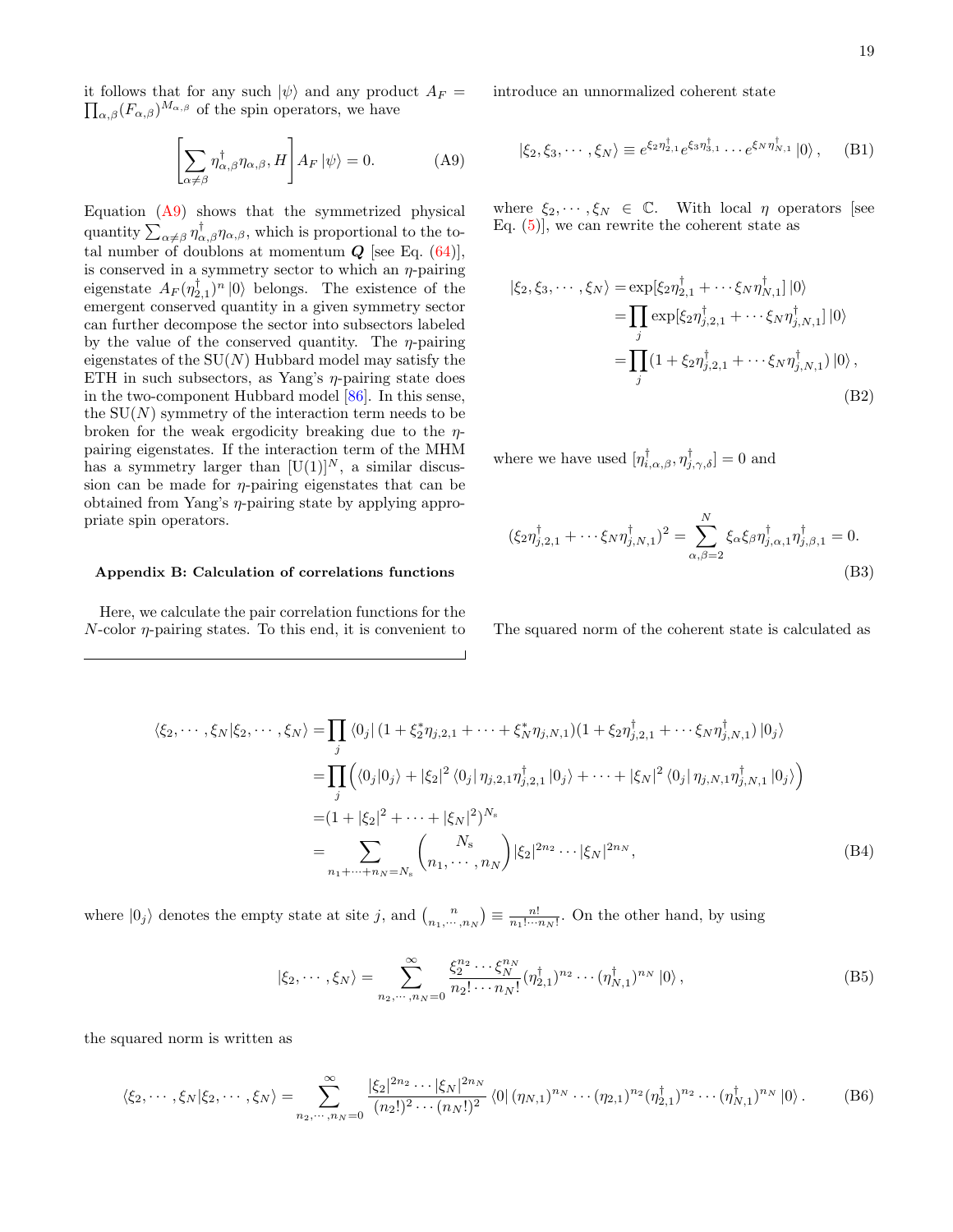it follows that for any such $|\psi\rangle$ and any product $A_F = \prod_{\alpha,\beta}(F_{\alpha,\beta})^{M_{\alpha,\beta}}$ of the spin operators, we have

$$\left[\sum_{\alpha\neq\beta}\eta^\dagger_{\alpha,\beta}\eta_{\alpha,\beta}, H\right]A_F|\psi\rangle = 0. \tag{A9}$$

Equation (A9) shows that the symmetrized physical quantity $\sum_{\alpha\neq\beta}\eta^\dagger_{\alpha,\beta}\eta_{\alpha,\beta}$, which is proportional to the total number of doublons at momentum $\boldsymbol{Q}$ [see Eq. (64)], is conserved in a symmetry sector to which an $\eta$-pairing eigenstate $A_F(\eta^\dagger_{2,1})^n|0\rangle$ belongs. The existence of the emergent conserved quantity in a given symmetry sector can further decompose the sector into subsectors labeled by the value of the conserved quantity. The $\eta$-pairing eigenstates of the SU($N$) Hubbard model may satisfy the ETH in such subsectors, as Yang's $\eta$-pairing state does in the two-component Hubbard model [86]. In this sense, the SU($N$) symmetry of the interaction term needs to be broken for the weak ergodicity breaking due to the $\eta$-pairing eigenstates. If the interaction term of the MHM has a symmetry larger than $[\mathrm{U}(1)]^N$, a similar discussion can be made for $\eta$-pairing eigenstates that can be obtained from Yang's $\eta$-pairing state by applying appropriate spin operators.

### Appendix B: Calculation of correlations functions

Here, we calculate the pair correlation functions for the $N$-color $\eta$-pairing states. To this end, it is convenient to introduce an unnormalized coherent state

$$|\xi_2,\xi_3,\cdots,\xi_N\rangle \equiv e^{\xi_2\eta^\dagger_{2,1}}e^{\xi_3\eta^\dagger_{3,1}}\cdots e^{\xi_N\eta^\dagger_{N,1}}|0\rangle, \tag{B1}$$

where $\xi_2,\cdots,\xi_N \in \mathbb{C}$. With local $\eta$ operators [see Eq. (5)], we can rewrite the coherent state as

$$\begin{aligned}
|\xi_2,\xi_3,\cdots,\xi_N\rangle =&\exp[\xi_2\eta^\dagger_{2,1}+\cdots\xi_N\eta^\dagger_{N,1}]|0\rangle\\
=&\prod_j\exp[\xi_2\eta^\dagger_{j,2,1}+\cdots\xi_N\eta^\dagger_{j,N,1}]|0\rangle\\
=&\prod_j(1+\xi_2\eta^\dagger_{j,2,1}+\cdots\xi_N\eta^\dagger_{j,N,1})|0\rangle,
\end{aligned} \tag{B2}$$

where we have used $[\eta^\dagger_{i,\alpha,\beta},\eta^\dagger_{j,\gamma,\delta}]=0$ and

$$(\xi_2\eta^\dagger_{j,2,1}+\cdots\xi_N\eta^\dagger_{j,N,1})^2 = \sum_{\alpha,\beta=2}^N\xi_\alpha\xi_\beta\eta^\dagger_{j,\alpha,1}\eta^\dagger_{j,\beta,1} = 0. \tag{B3}$$

The squared norm of the coherent state is calculated as

$$\begin{aligned}
\langle\xi_2,\cdots,\xi_N|\xi_2,\cdots,\xi_N\rangle =&\prod_j\langle 0_j|(1+\xi_2^*\eta_{j,2,1}+\cdots+\xi_N^*\eta_{j,N,1})(1+\xi_2\eta^\dagger_{j,2,1}+\cdots\xi_N\eta^\dagger_{j,N,1})|0_j\rangle\\
=&\prod_j\Big(\langle 0_j|0_j\rangle+|\xi_2|^2\langle 0_j|\eta_{j,2,1}\eta^\dagger_{j,2,1}|0_j\rangle+\cdots+|\xi_N|^2\langle 0_j|\eta_{j,N,1}\eta^\dagger_{j,N,1}|0_j\rangle\Big)\\
=&(1+|\xi_2|^2+\cdots+|\xi_N|^2)^{N_\mathrm{s}}\\
=&\sum_{n_1+\cdots+n_N=N_\mathrm{s}}\binom{N_\mathrm{s}}{n_1,\cdots,n_N}|\xi_2|^{2n_2}\cdots|\xi_N|^{2n_N},
\end{aligned} \tag{B4}$$

where $|0_j\rangle$ denotes the empty state at site $j$, and $\binom{n}{n_1,\cdots,n_N}\equiv\frac{n!}{n_1!\cdots n_N!}$. On the other hand, by using

$$|\xi_2,\cdots,\xi_N\rangle = \sum_{n_2,\cdots,n_N=0}^\infty\frac{\xi_2^{n_2}\cdots\xi_N^{n_N}}{n_2!\cdots n_N!}(\eta^\dagger_{2,1})^{n_2}\cdots(\eta^\dagger_{N,1})^{n_N}|0\rangle, \tag{B5}$$

the squared norm is written as

$$\langle\xi_2,\cdots,\xi_N|\xi_2,\cdots,\xi_N\rangle = \sum_{n_2,\cdots,n_N=0}^\infty\frac{|\xi_2|^{2n_2}\cdots|\xi_N|^{2n_N}}{(n_2!)^2\cdots(n_N!)^2}\langle 0|(\eta_{N,1})^{n_N}\cdots(\eta_{2,1})^{n_2}(\eta^\dagger_{2,1})^{n_2}\cdots(\eta^\dagger_{N,1})^{n_N}|0\rangle. \tag{B6}$$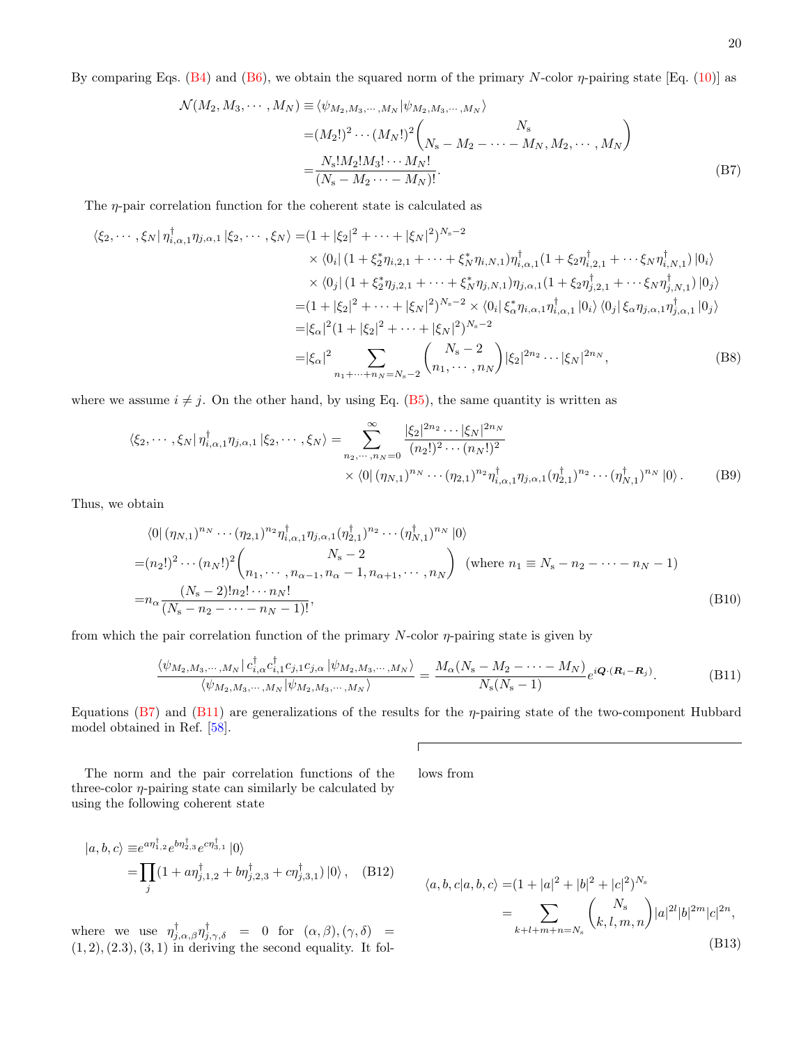By comparing Eqs. (B4) and (B6), we obtain the squared norm of the primary $N$-color $\eta$-pairing state [Eq. (10)] as

$$
\begin{aligned}
\mathcal{N}(M_2, M_3, \cdots, M_N) \equiv & \langle \psi_{M_2,M_3,\cdots,M_N} | \psi_{M_2,M_3,\cdots,M_N} \rangle \\
=&(M_2!)^2 \cdots (M_N!)^2 \binom{N_\mathrm{s}}{N_\mathrm{s} - M_2 - \cdots - M_N, M_2, \cdots, M_N} \\
=&\frac{N_\mathrm{s}! M_2! M_3! \cdots M_N!}{(N_\mathrm{s} - M_2 \cdots - M_N)!}.
\end{aligned}
\tag{B7}
$$

The $\eta$-pair correlation function for the coherent state is calculated as

$$
\begin{aligned}
\langle \xi_2, \cdots, \xi_N | \eta^\dagger_{i,\alpha,1} \eta_{j,\alpha,1} | \xi_2, \cdots, \xi_N \rangle =& (1 + |\xi_2|^2 + \cdots + |\xi_N|^2)^{N_\mathrm{s}-2} \\
& \times \langle 0_i | (1 + \xi_2^* \eta_{i,2,1} + \cdots + \xi_N^* \eta_{i,N,1}) \eta^\dagger_{i,\alpha,1} (1 + \xi_2 \eta^\dagger_{i,2,1} + \cdots \xi_N \eta^\dagger_{i,N,1}) |0_i\rangle \\
& \times \langle 0_j | (1 + \xi_2^* \eta_{j,2,1} + \cdots + \xi_N^* \eta_{j,N,1}) \eta_{j,\alpha,1} (1 + \xi_2 \eta^\dagger_{j,2,1} + \cdots \xi_N \eta^\dagger_{j,N,1}) |0_j\rangle \\
=& (1 + |\xi_2|^2 + \cdots + |\xi_N|^2)^{N_\mathrm{s}-2} \times \langle 0_i | \xi_\alpha^* \eta_{i,\alpha,1} \eta^\dagger_{i,\alpha,1} |0_i\rangle \langle 0_j | \xi_\alpha \eta_{j,\alpha,1} \eta^\dagger_{j,\alpha,1} |0_j\rangle \\
=& |\xi_\alpha|^2 (1 + |\xi_2|^2 + \cdots + |\xi_N|^2)^{N_\mathrm{s}-2} \\
=& |\xi_\alpha|^2 \sum_{n_1 + \cdots + n_N = N_\mathrm{s}-2} \binom{N_\mathrm{s}-2}{n_1, \cdots, n_N} |\xi_2|^{2n_2} \cdots |\xi_N|^{2n_N},
\end{aligned}
\tag{B8}
$$

where we assume $i \neq j$. On the other hand, by using Eq. (B5), the same quantity is written as

$$
\begin{aligned}
\langle \xi_2, \cdots, \xi_N | \eta^\dagger_{i,\alpha,1} \eta_{j,\alpha,1} | \xi_2, \cdots, \xi_N \rangle = & \sum_{n_2, \cdots, n_N = 0}^{\infty} \frac{|\xi_2|^{2n_2} \cdots |\xi_N|^{2n_N}}{(n_2!)^2 \cdots (n_N!)^2} \\
& \times \langle 0 | (\eta_{N,1})^{n_N} \cdots (\eta_{2,1})^{n_2} \eta^\dagger_{i,\alpha,1} \eta_{j,\alpha,1} (\eta^\dagger_{2,1})^{n_2} \cdots (\eta^\dagger_{N,1})^{n_N} |0\rangle .
\end{aligned}
\tag{B9}
$$

Thus, we obtain

$$
\begin{aligned}
& \langle 0 | (\eta_{N,1})^{n_N} \cdots (\eta_{2,1})^{n_2} \eta^\dagger_{i,\alpha,1} \eta_{j,\alpha,1} (\eta^\dagger_{2,1})^{n_2} \cdots (\eta^\dagger_{N,1})^{n_N} |0\rangle \\
=& (n_2!)^2 \cdots (n_N!)^2 \binom{N_\mathrm{s}-2}{n_1, \cdots, n_{\alpha-1}, n_\alpha - 1, n_{\alpha+1}, \cdots, n_N} \quad (\text{where } n_1 \equiv N_\mathrm{s} - n_2 - \cdots - n_N - 1) \\
=& n_\alpha \frac{(N_\mathrm{s}-2)! n_2! \cdots n_N!}{(N_\mathrm{s} - n_2 - \cdots - n_N - 1)!},
\end{aligned}
\tag{B10}
$$

from which the pair correlation function of the primary $N$-color $\eta$-pairing state is given by

$$
\frac{\langle \psi_{M_2,M_3,\cdots,M_N} | c^\dagger_{i,\alpha} c^\dagger_{i,1} c_{j,1} c_{j,\alpha} | \psi_{M_2,M_3,\cdots,M_N} \rangle}{\langle \psi_{M_2,M_3,\cdots,M_N} | \psi_{M_2,M_3,\cdots,M_N} \rangle} = \frac{M_\alpha (N_\mathrm{s} - M_2 - \cdots - M_N)}{N_\mathrm{s}(N_\mathrm{s}-1)} e^{i\boldsymbol{Q}\cdot(\boldsymbol{R}_i - \boldsymbol{R}_j)}.
\tag{B11}
$$

Equations (B7) and (B11) are generalizations of the results for the $\eta$-pairing state of the two-component Hubbard model obtained in Ref. [58].

The norm and the pair correlation functions of the three-color $\eta$-pairing state can similarly be calculated by using the following coherent state

$$
\begin{aligned}
|a, b, c\rangle \equiv & e^{a\eta^\dagger_{1,2}} e^{b\eta^\dagger_{2,3}} e^{c\eta^\dagger_{3,1}} |0\rangle \\
=& \prod_j (1 + a\eta^\dagger_{j,1,2} + b\eta^\dagger_{j,2,3} + c\eta^\dagger_{j,3,1}) |0\rangle ,
\end{aligned}
\tag{B12}
$$

where we use $\eta^\dagger_{j,\alpha,\beta} \eta^\dagger_{j,\gamma,\delta} = 0$ for $(\alpha, \beta), (\gamma, \delta) = (1,2), (2.3), (3,1)$ in deriving the second equality. It follows from

$$
\begin{aligned}
\langle a, b, c | a, b, c \rangle =& (1 + |a|^2 + |b|^2 + |c|^2)^{N_\mathrm{s}} \\
=& \sum_{k+l+m+n=N_\mathrm{s}} \binom{N_\mathrm{s}}{k, l, m, n} |a|^{2l} |b|^{2m} |c|^{2n},
\end{aligned}
\tag{B13}
$$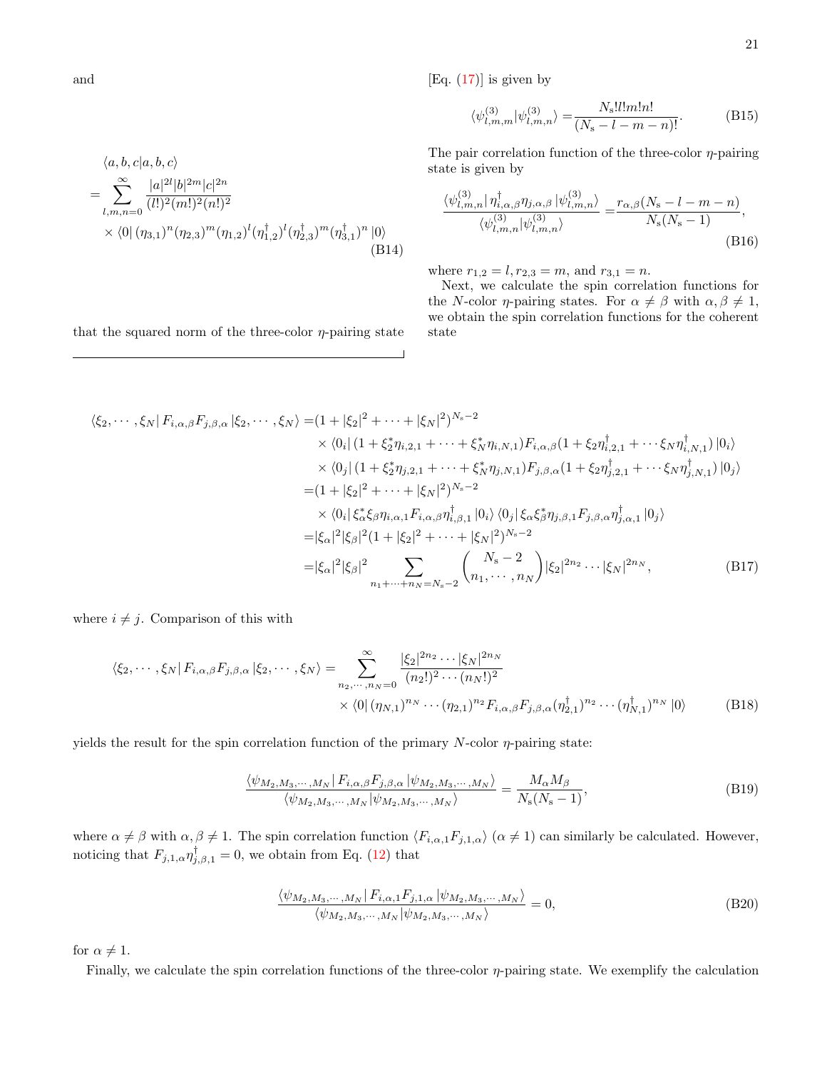and

$$
\begin{aligned}
&\langle a,b,c|a,b,c\rangle \\
&=\sum_{l,m,n=0}^{\infty}\frac{|a|^{2l}|b|^{2m}|c|^{2n}}{(l!)^2(m!)^2(n!)^2} \\
&\quad\times\langle 0|\,(\eta_{3,1})^n(\eta_{2,3})^m(\eta_{1,2})^l(\eta_{1,2}^\dagger)^l(\eta_{2,3}^\dagger)^m(\eta_{3,1}^\dagger)^n\,|0\rangle
\end{aligned}
\tag{B14}
$$

that the squared norm of the three-color $\eta$-pairing state [Eq. (17)] is given by

$$
\langle\psi^{(3)}_{l,m,m}|\psi^{(3)}_{l,m,n}\rangle=\frac{N_{\rm s}!l!m!n!}{(N_{\rm s}-l-m-n)!}. \tag{B15}
$$

The pair correlation function of the three-color $\eta$-pairing state is given by

$$
\frac{\langle\psi^{(3)}_{l,m,n}|\,\eta_{i,\alpha,\beta}^\dagger\eta_{j,\alpha,\beta}\,|\psi^{(3)}_{l,m,n}\rangle}{\langle\psi^{(3)}_{l,m,n}|\psi^{(3)}_{l,m,n}\rangle}=\frac{r_{\alpha,\beta}(N_{\rm s}-l-m-n)}{N_{\rm s}(N_{\rm s}-1)}, \tag{B16}
$$

where $r_{1,2}=l, r_{2,3}=m$, and $r_{3,1}=n$.

Next, we calculate the spin correlation functions for the $N$-color $\eta$-pairing states. For $\alpha\neq\beta$ with $\alpha,\beta\neq 1$, we obtain the spin correlation functions for the coherent state

$$
\begin{aligned}
\langle\xi_2,\cdots,\xi_N|\,F_{i,\alpha,\beta}F_{j,\beta,\alpha}\,|\xi_2,\cdots,\xi_N\rangle=&(1+|\xi_2|^2+\cdots+|\xi_N|^2)^{N_{\rm s}-2} \\
&\times\langle 0_i|\,(1+\xi_2^*\eta_{i,2,1}+\cdots+\xi_N^*\eta_{i,N,1})F_{i,\alpha,\beta}(1+\xi_2\eta_{i,2,1}^\dagger+\cdots\xi_N\eta_{i,N,1}^\dagger)\,|0_i\rangle \\
&\times\langle 0_j|\,(1+\xi_2^*\eta_{j,2,1}+\cdots+\xi_N^*\eta_{j,N,1})F_{j,\beta,\alpha}(1+\xi_2\eta_{j,2,1}^\dagger+\cdots\xi_N\eta_{j,N,1}^\dagger)\,|0_j\rangle \\
=&(1+|\xi_2|^2+\cdots+|\xi_N|^2)^{N_{\rm s}-2} \\
&\times\langle 0_i|\,\xi_\alpha^*\xi_\beta\eta_{i,\alpha,1}F_{i,\alpha,\beta}\eta_{i,\beta,1}^\dagger\,|0_i\rangle\,\langle 0_j|\,\xi_\alpha\xi_\beta^*\eta_{j,\beta,1}F_{j,\beta,\alpha}\eta_{j,\alpha,1}^\dagger\,|0_j\rangle \\
=&|\xi_\alpha|^2|\xi_\beta|^2(1+|\xi_2|^2+\cdots+|\xi_N|^2)^{N_{\rm s}-2} \\
=&|\xi_\alpha|^2|\xi_\beta|^2\sum_{n_1+\cdots+n_N=N_{\rm s}-2}\binom{N_{\rm s}-2}{n_1,\cdots,n_N}|\xi_2|^{2n_2}\cdots|\xi_N|^{2n_N},
\end{aligned}
\tag{B17}
$$

where $i\neq j$. Comparison of this with

$$
\begin{aligned}
\langle\xi_2,\cdots,\xi_N|\,F_{i,\alpha,\beta}F_{j,\beta,\alpha}\,|\xi_2,\cdots,\xi_N\rangle=&\sum_{n_2,\cdots,n_N=0}^{\infty}\frac{|\xi_2|^{2n_2}\cdots|\xi_N|^{2n_N}}{(n_2!)^2\cdots(n_N!)^2} \\
&\times\langle 0|\,(\eta_{N,1})^{n_N}\cdots(\eta_{2,1})^{n_2}F_{i,\alpha,\beta}F_{j,\beta,\alpha}(\eta_{2,1}^\dagger)^{n_2}\cdots(\eta_{N,1}^\dagger)^{n_N}\,|0\rangle
\end{aligned}
\tag{B18}
$$

yields the result for the spin correlation function of the primary $N$-color $\eta$-pairing state:

$$
\frac{\langle\psi_{M_2,M_3,\cdots,M_N}|\,F_{i,\alpha,\beta}F_{j,\beta,\alpha}\,|\psi_{M_2,M_3,\cdots,M_N}\rangle}{\langle\psi_{M_2,M_3,\cdots,M_N}|\psi_{M_2,M_3,\cdots,M_N}\rangle}=\frac{M_\alpha M_\beta}{N_{\rm s}(N_{\rm s}-1)}, \tag{B19}
$$

where $\alpha\neq\beta$ with $\alpha,\beta\neq 1$. The spin correlation function $\langle F_{i,\alpha,1}F_{j,1,\alpha}\rangle$ ($\alpha\neq 1$) can similarly be calculated. However, noticing that $F_{j,1,\alpha}\eta_{j,\beta,1}^\dagger=0$, we obtain from Eq. (12) that

$$
\frac{\langle\psi_{M_2,M_3,\cdots,M_N}|\,F_{i,\alpha,1}F_{j,1,\alpha}\,|\psi_{M_2,M_3,\cdots,M_N}\rangle}{\langle\psi_{M_2,M_3,\cdots,M_N}|\psi_{M_2,M_3,\cdots,M_N}\rangle}=0, \tag{B20}
$$

for $\alpha\neq 1$.

Finally, we calculate the spin correlation functions of the three-color $\eta$-pairing state. We exemplify the calculation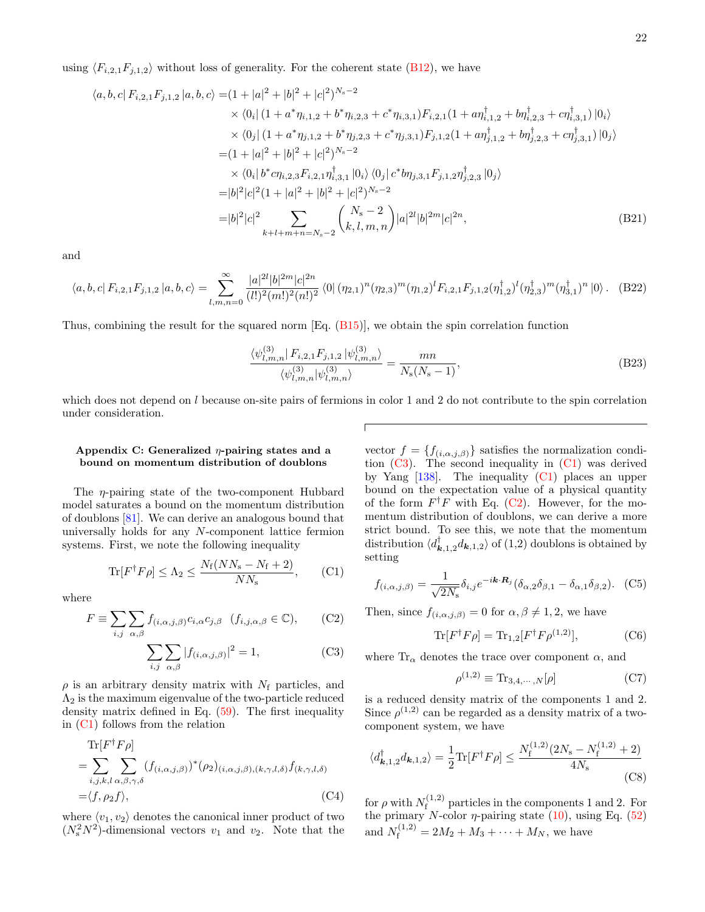using $\langle F_{i,2,1}F_{j,1,2}\rangle$ without loss of generality. For the coherent state (B12), we have

$$
\begin{aligned}
\langle a,b,c|\, F_{i,2,1}F_{j,1,2}\,|a,b,c\rangle =&(1+|a|^2+|b|^2+|c|^2)^{N_\mathrm{s}-2} \\
&\times \langle 0_i|\,(1+a^*\eta_{i,1,2}+b^*\eta_{i,2,3}+c^*\eta_{i,3,1})F_{i,2,1}(1+a\eta^\dagger_{i,1,2}+b\eta^\dagger_{i,2,3}+c\eta^\dagger_{i,3,1})\,|0_i\rangle \\
&\times \langle 0_j|\,(1+a^*\eta_{j,1,2}+b^*\eta_{j,2,3}+c^*\eta_{j,3,1})F_{j,1,2}(1+a\eta^\dagger_{j,1,2}+b\eta^\dagger_{j,2,3}+c\eta^\dagger_{j,3,1})\,|0_j\rangle \\
=&(1+|a|^2+|b|^2+|c|^2)^{N_\mathrm{s}-2} \\
&\times \langle 0_i|\, b^*c\eta_{i,2,3}F_{i,2,1}\eta^\dagger_{i,3,1}\,|0_i\rangle\,\langle 0_j|\, c^*b\eta_{j,3,1}F_{j,1,2}\eta^\dagger_{j,2,3}\,|0_j\rangle \\
=&|b|^2|c|^2(1+|a|^2+|b|^2+|c|^2)^{N_\mathrm{s}-2} \\
=&|b|^2|c|^2\sum_{k+l+m+n=N_\mathrm{s}-2}\binom{N_\mathrm{s}-2}{k,l,m,n}|a|^{2l}|b|^{2m}|c|^{2n},
\end{aligned}
\tag{B21}
$$

and

$$
\langle a,b,c|\, F_{i,2,1}F_{j,1,2}\,|a,b,c\rangle = \sum_{l,m,n=0}^{\infty}\frac{|a|^{2l}|b|^{2m}|c|^{2n}}{(l!)^2(m!)^2(n!)^2}\,\langle 0|\,(\eta_{2,1})^n(\eta_{2,3})^m(\eta_{1,2})^lF_{i,2,1}F_{j,1,2}(\eta^\dagger_{1,2})^l(\eta^\dagger_{2,3})^m(\eta^\dagger_{3,1})^n\,|0\rangle\,. \tag{B22}
$$

Thus, combining the result for the squared norm [Eq. (B15)], we obtain the spin correlation function

$$
\frac{\langle\psi^{(3)}_{l,m,n}|\,F_{i,2,1}F_{j,1,2}\,|\psi^{(3)}_{l,m,n}\rangle}{\langle\psi^{(3)}_{l,m,n}|\psi^{(3)}_{l,m,n}\rangle} = \frac{mn}{N_\mathrm{s}(N_\mathrm{s}-1)}, \tag{B23}
$$

which does not depend on $l$ because on-site pairs of fermions in color 1 and 2 do not contribute to the spin correlation under consideration.

## Appendix C: Generalized $\eta$-pairing states and a bound on momentum distribution of doublons

The $\eta$-pairing state of the two-component Hubbard model saturates a bound on the momentum distribution of doublons [81]. We can derive an analogous bound that universally holds for any $N$-component lattice fermion systems. First, we note the following inequality

$$
\mathrm{Tr}[F^\dagger F\rho] \le \Lambda_2 \le \frac{N_\mathrm{f}(NN_\mathrm{s}-N_\mathrm{f}+2)}{NN_\mathrm{s}}, \tag{C1}
$$

where

$$
F \equiv \sum_{i,j}\sum_{\alpha,\beta} f_{(i,\alpha,j,\beta)}c_{i,\alpha}c_{j,\beta} \quad (f_{i,j,\alpha,\beta}\in\mathbb{C}), \tag{C2}
$$

$$
\sum_{i,j}\sum_{\alpha,\beta}|f_{(i,\alpha,j,\beta)}|^2 = 1, \tag{C3}
$$

$\rho$ is an arbitrary density matrix with $N_\mathrm{f}$ particles, and $\Lambda_2$ is the maximum eigenvalue of the two-particle reduced density matrix defined in Eq. (59). The first inequality in (C1) follows from the relation

$$
\begin{aligned}
&\mathrm{Tr}[F^\dagger F\rho] \\
=&\sum_{i,j,k,l}\sum_{\alpha,\beta,\gamma,\delta}(f_{(i,\alpha,j,\beta)})^*(\rho_2)_{(i,\alpha,j,\beta),(k,\gamma,l,\delta)}f_{(k,\gamma,l,\delta)} \\
=&\langle f,\rho_2 f\rangle,
\end{aligned}
\tag{C4}
$$

where $\langle v_1,v_2\rangle$ denotes the canonical inner product of two $(N_\mathrm{s}^2N^2)$-dimensional vectors $v_1$ and $v_2$. Note that the vector $f=\{f_{(i,\alpha,j,\beta)}\}$ satisfies the normalization condition (C3). The second inequality in (C1) was derived by Yang [138]. The inequality (C1) places an upper bound on the expectation value of a physical quantity of the form $F^\dagger F$ with Eq. (C2). However, for the momentum distribution of doublons, we can derive a more strict bound. To see this, we note that the momentum distribution $\langle d^\dagger_{\boldsymbol{k},1,2}d_{\boldsymbol{k},1,2}\rangle$ of (1,2) doublons is obtained by setting

$$
f_{(i,\alpha,j,\beta)} = \frac{1}{\sqrt{2N_\mathrm{s}}}\delta_{i,j}e^{-i\boldsymbol{k}\cdot\boldsymbol{R}_j}(\delta_{\alpha,2}\delta_{\beta,1}-\delta_{\alpha,1}\delta_{\beta,2}). \tag{C5}
$$

Then, since $f_{(i,\alpha,j,\beta)}=0$ for $\alpha,\beta\neq 1,2$, we have

$$
\mathrm{Tr}[F^\dagger F\rho] = \mathrm{Tr}_{1,2}[F^\dagger F\rho^{(1,2)}], \tag{C6}
$$

where $\mathrm{Tr}_\alpha$ denotes the trace over component $\alpha$, and

$$
\rho^{(1,2)} \equiv \mathrm{Tr}_{3,4,\cdots,N}[\rho] \tag{C7}
$$

is a reduced density matrix of the components 1 and 2. Since $\rho^{(1,2)}$ can be regarded as a density matrix of a two-component system, we have

$$
\langle d^\dagger_{\boldsymbol{k},1,2}d_{\boldsymbol{k},1,2}\rangle = \frac{1}{2}\mathrm{Tr}[F^\dagger F\rho] \le \frac{N_\mathrm{f}^{(1,2)}(2N_\mathrm{s}-N_\mathrm{f}^{(1,2)}+2)}{4N_\mathrm{s}} \tag{C8}
$$

for $\rho$ with $N_\mathrm{f}^{(1,2)}$ particles in the components 1 and 2. For the primary $N$-color $\eta$-pairing state (10), using Eq. (52) and $N_\mathrm{f}^{(1,2)}=2M_2+M_3+\cdots+M_N$, we have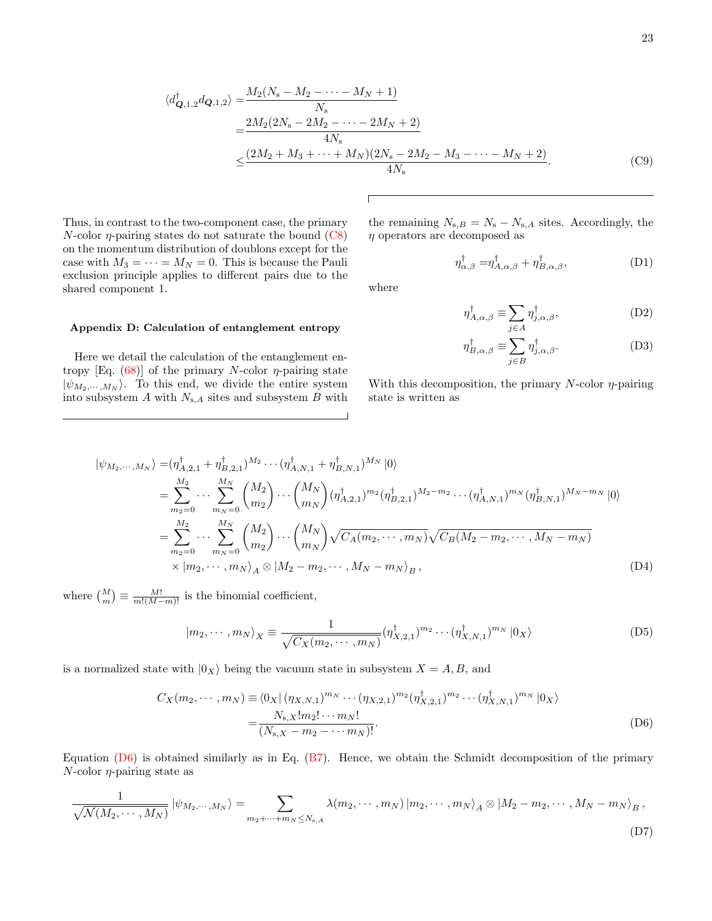$$
\begin{aligned}
\langle d^{\dagger}_{\boldsymbol{Q},1,2} d_{\boldsymbol{Q},1,2}\rangle =& \frac{M_2(N_{\rm s}-M_2-\cdots-M_N+1)}{N_{\rm s}} \\
=& \frac{2M_2(2N_{\rm s}-2M_2-\cdots-2M_N+2)}{4N_{\rm s}} \\
\leq& \frac{(2M_2+M_3+\cdots+M_N)(2N_{\rm s}-2M_2-M_3-\cdots-M_N+2)}{4N_{\rm s}}.
\end{aligned}
\tag{C9}
$$

Thus, in contrast to the two-component case, the primary $N$-color $\eta$-pairing states do not saturate the bound (C8) on the momentum distribution of doublons except for the case with $M_3=\cdots=M_N=0$. This is because the Pauli exclusion principle applies to different pairs due to the shared component 1.

### Appendix D: Calculation of entanglement entropy

Here we detail the calculation of the entanglement entropy [Eq. (68)] of the primary $N$-color $\eta$-pairing state $|\psi_{M_2,\cdots,M_N}\rangle$. To this end, we divide the entire system into subsystem $A$ with $N_{{\rm s},A}$ sites and subsystem $B$ with the remaining $N_{{\rm s},B}=N_{\rm s}-N_{{\rm s},A}$ sites. Accordingly, the $\eta$ operators are decomposed as

$$
\eta^{\dagger}_{\alpha,\beta} = \eta^{\dagger}_{A,\alpha,\beta} + \eta^{\dagger}_{B,\alpha,\beta}, \tag{D1}
$$

where

$$
\eta^{\dagger}_{A,\alpha,\beta} \equiv \sum_{j\in A} \eta^{\dagger}_{j,\alpha,\beta}, \tag{D2}
$$

$$
\eta^{\dagger}_{B,\alpha,\beta} \equiv \sum_{j\in B} \eta^{\dagger}_{j,\alpha,\beta}. \tag{D3}
$$

With this decomposition, the primary $N$-color $\eta$-pairing state is written as

$$
\begin{aligned}
|\psi_{M_2,\cdots,M_N}\rangle =& (\eta^{\dagger}_{A,2,1}+\eta^{\dagger}_{B,2,1})^{M_2}\cdots(\eta^{\dagger}_{A,N,1}+\eta^{\dagger}_{B,N,1})^{M_N}|0\rangle \\
=& \sum_{m_2=0}^{M_2}\cdots\sum_{m_N=0}^{M_N}\binom{M_2}{m_2}\cdots\binom{M_N}{m_N}(\eta^{\dagger}_{A,2,1})^{m_2}(\eta^{\dagger}_{B,2,1})^{M_2-m_2}\cdots(\eta^{\dagger}_{A,N,1})^{m_N}(\eta^{\dagger}_{B,N,1})^{M_N-m_N}|0\rangle \\
=& \sum_{m_2=0}^{M_2}\cdots\sum_{m_N=0}^{M_N}\binom{M_2}{m_2}\cdots\binom{M_N}{m_N}\sqrt{C_A(m_2,\cdots,m_N)}\sqrt{C_B(M_2-m_2,\cdots,M_N-m_N)} \\
&\times |m_2,\cdots,m_N\rangle_A \otimes |M_2-m_2,\cdots,M_N-m_N\rangle_B,
\end{aligned}
\tag{D4}
$$

where $\binom{M}{m}\equiv\frac{M!}{m!(M-m)!}$ is the binomial coefficient,

$$
|m_2,\cdots,m_N\rangle_X \equiv \frac{1}{\sqrt{C_X(m_2,\cdots,m_N)}}(\eta^{\dagger}_{X,2,1})^{m_2}\cdots(\eta^{\dagger}_{X,N,1})^{m_N}|0_X\rangle \tag{D5}
$$

is a normalized state with $|0_X\rangle$ being the vacuum state in subsystem $X=A,B$, and

$$
\begin{aligned}
C_X(m_2,\cdots,m_N) \equiv& \langle 0_X|(\eta_{X,N,1})^{m_N}\cdots(\eta_{X,2,1})^{m_2}(\eta^{\dagger}_{X,2,1})^{m_2}\cdots(\eta^{\dagger}_{X,N,1})^{m_N}|0_X\rangle \\
=& \frac{N_{{\rm s},X}!\,m_2!\cdots m_N!}{(N_{{\rm s},X}-m_2-\cdots m_N)!}.
\end{aligned}
\tag{D6}
$$

Equation (D6) is obtained similarly as in Eq. (B7). Hence, we obtain the Schmidt decomposition of the primary $N$-color $\eta$-pairing state as

$$
\frac{1}{\sqrt{\mathcal{N}(M_2,\cdots,M_N)}}|\psi_{M_2,\cdots,M_N}\rangle = \sum_{m_2+\cdots+m_N\leq N_{{\rm s},A}} \lambda(m_2,\cdots,m_N)\,|m_2,\cdots,m_N\rangle_A \otimes |M_2-m_2,\cdots,M_N-m_N\rangle_B\,,
\tag{D7}
$$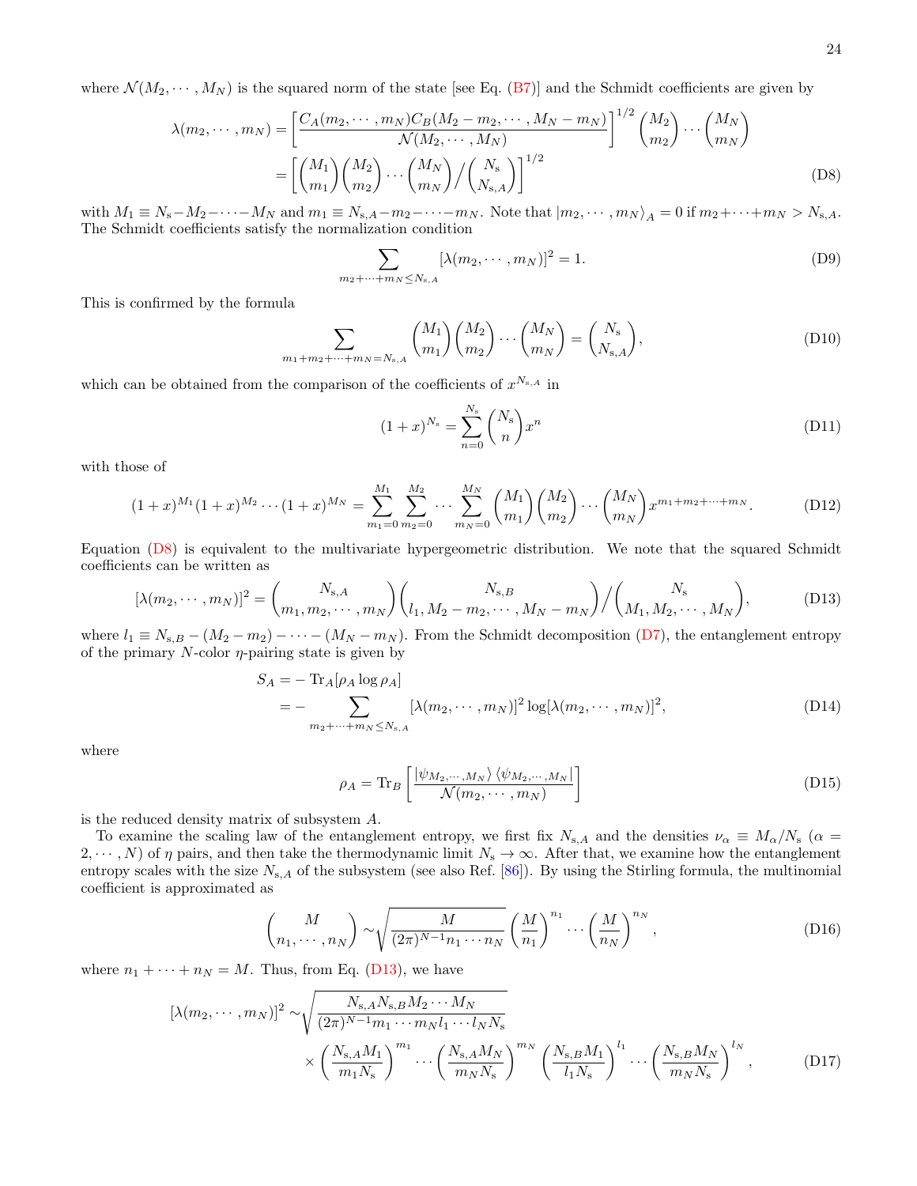where $\mathcal{N}(M_2, \cdots, M_N)$ is the squared norm of the state [see Eq. (B7)] and the Schmidt coefficients are given by

$$
\begin{aligned}
\lambda(m_2, \cdots, m_N) &= \left[\frac{C_A(m_2, \cdots, m_N) C_B(M_2 - m_2, \cdots, M_N - m_N)}{\mathcal{N}(M_2, \cdots, M_N)}\right]^{1/2} \binom{M_2}{m_2} \cdots \binom{M_N}{m_N} \\
&= \left[\binom{M_1}{m_1}\binom{M_2}{m_2} \cdots \binom{M_N}{m_N} \Big/ \binom{N_{\rm s}}{N_{{\rm s},A}}\right]^{1/2}
\end{aligned} \tag{D8}
$$

with $M_1 \equiv N_{\rm s} - M_2 - \cdots - M_N$ and $m_1 \equiv N_{{\rm s},A} - m_2 - \cdots - m_N$. Note that $|m_2, \cdots, m_N\rangle_A = 0$ if $m_2 + \cdots + m_N > N_{{\rm s},A}$. The Schmidt coefficients satisfy the normalization condition

$$
\sum_{m_2 + \cdots + m_N \leq N_{{\rm s},A}} [\lambda(m_2, \cdots, m_N)]^2 = 1. \tag{D9}
$$

This is confirmed by the formula

$$
\sum_{m_1 + m_2 + \cdots + m_N = N_{{\rm s},A}} \binom{M_1}{m_1}\binom{M_2}{m_2} \cdots \binom{M_N}{m_N} = \binom{N_{\rm s}}{N_{{\rm s},A}}, \tag{D10}
$$

which can be obtained from the comparison of the coefficients of $x^{N_{{\rm s},A}}$ in

$$
(1+x)^{N_{\rm s}} = \sum_{n=0}^{N_{\rm s}} \binom{N_{\rm s}}{n} x^n \tag{D11}
$$

with those of

$$
(1+x)^{M_1}(1+x)^{M_2} \cdots (1+x)^{M_N} = \sum_{m_1=0}^{M_1} \sum_{m_2=0}^{M_2} \cdots \sum_{m_N=0}^{M_N} \binom{M_1}{m_1}\binom{M_2}{m_2} \cdots \binom{M_N}{m_N} x^{m_1 + m_2 + \cdots + m_N}. \tag{D12}
$$

Equation (D8) is equivalent to the multivariate hypergeometric distribution. We note that the squared Schmidt coefficients can be written as

$$
[\lambda(m_2, \cdots, m_N)]^2 = \binom{N_{{\rm s},A}}{m_1, m_2, \cdots, m_N}\binom{N_{{\rm s},B}}{l_1, M_2 - m_2, \cdots, M_N - m_N} \Big/ \binom{N_{\rm s}}{M_1, M_2, \cdots, M_N}, \tag{D13}
$$

where $l_1 \equiv N_{{\rm s},B} - (M_2 - m_2) - \cdots - (M_N - m_N)$. From the Schmidt decomposition (D7), the entanglement entropy of the primary $N$-color $\eta$-pairing state is given by

$$
\begin{aligned}
S_A &= -\,\mathrm{Tr}_A[\rho_A \log \rho_A] \\
&= -\sum_{m_2 + \cdots + m_N \leq N_{{\rm s},A}} [\lambda(m_2, \cdots, m_N)]^2 \log[\lambda(m_2, \cdots, m_N)]^2,
\end{aligned} \tag{D14}
$$

where

$$
\rho_A = \mathrm{Tr}_B\left[\frac{|\psi_{M_2, \cdots, M_N}\rangle \langle \psi_{M_2, \cdots, M_N}|}{\mathcal{N}(m_2, \cdots, m_N)}\right] \tag{D15}
$$

is the reduced density matrix of subsystem $A$.

To examine the scaling law of the entanglement entropy, we first fix $N_{{\rm s},A}$ and the densities $\nu_\alpha \equiv M_\alpha / N_{\rm s}$ ($\alpha = 2, \cdots, N$) of $\eta$ pairs, and then take the thermodynamic limit $N_{\rm s} \to \infty$. After that, we examine how the entanglement entropy scales with the size $N_{{\rm s},A}$ of the subsystem (see also Ref. [86]). By using the Stirling formula, the multinomial coefficient is approximated as

$$
\binom{M}{n_1, \cdots, n_N} \sim \sqrt{\frac{M}{(2\pi)^{N-1} n_1 \cdots n_N}} \left(\frac{M}{n_1}\right)^{n_1} \cdots \left(\frac{M}{n_N}\right)^{n_N}, \tag{D16}
$$

where $n_1 + \cdots + n_N = M$. Thus, from Eq. (D13), we have

$$
\begin{aligned}
[\lambda(m_2, \cdots, m_N)]^2 \sim& \sqrt{\frac{N_{{\rm s},A} N_{{\rm s},B} M_2 \cdots M_N}{(2\pi)^{N-1} m_1 \cdots m_N l_1 \cdots l_N N_{\rm s}}} \\
&\times \left(\frac{N_{{\rm s},A} M_1}{m_1 N_{\rm s}}\right)^{m_1} \cdots \left(\frac{N_{{\rm s},A} M_N}{m_N N_{\rm s}}\right)^{m_N} \left(\frac{N_{{\rm s},B} M_1}{l_1 N_{\rm s}}\right)^{l_1} \cdots \left(\frac{N_{{\rm s},B} M_N}{m_N N_{\rm s}}\right)^{l_N},
\end{aligned} \tag{D17}
$$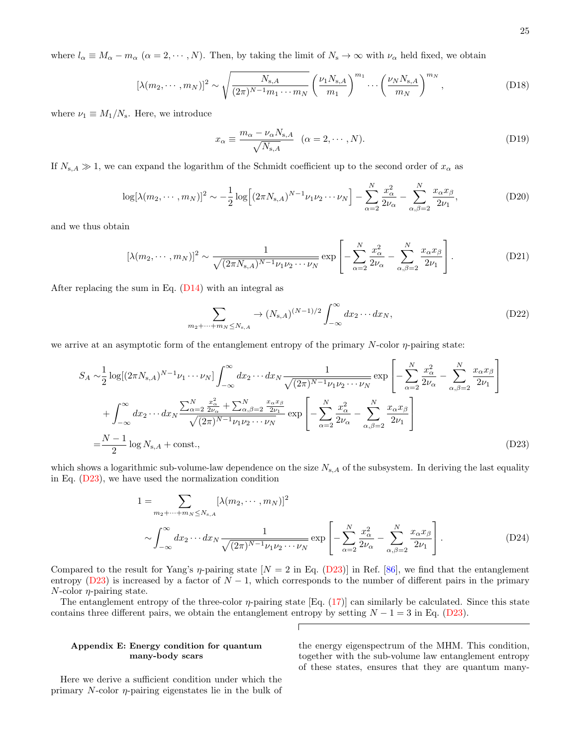where $l_\alpha \equiv M_\alpha - m_\alpha$ ($\alpha = 2, \cdots, N$). Then, by taking the limit of $N_{\rm s} \to \infty$ with $\nu_\alpha$ held fixed, we obtain

$$[\lambda(m_2, \cdots, m_N)]^2 \sim \sqrt{\frac{N_{{\rm s},A}}{(2\pi)^{N-1} m_1 \cdots m_N}} \left(\frac{\nu_1 N_{{\rm s},A}}{m_1}\right)^{m_1} \cdots \left(\frac{\nu_N N_{{\rm s},A}}{m_N}\right)^{m_N}, \tag{D18}$$

where $\nu_1 \equiv M_1/N_{\rm s}$. Here, we introduce

$$x_\alpha \equiv \frac{m_\alpha - \nu_\alpha N_{{\rm s},A}}{\sqrt{N_{{\rm s},A}}} \quad (\alpha = 2, \cdots, N). \tag{D19}$$

If $N_{{\rm s},A} \gg 1$, we can expand the logarithm of the Schmidt coefficient up to the second order of $x_\alpha$ as

$$\log[\lambda(m_2, \cdots, m_N)]^2 \sim -\frac{1}{2} \log\Big[(2\pi N_{{\rm s},A})^{N-1} \nu_1 \nu_2 \cdots \nu_N\Big] - \sum_{\alpha=2}^{N} \frac{x_\alpha^2}{2\nu_\alpha} - \sum_{\alpha,\beta=2}^{N} \frac{x_\alpha x_\beta}{2\nu_1}, \tag{D20}$$

and we thus obtain

$$[\lambda(m_2, \cdots, m_N)]^2 \sim \frac{1}{\sqrt{(2\pi N_{{\rm s},A})^{N-1} \nu_1 \nu_2 \cdots \nu_N}} \exp\left[-\sum_{\alpha=2}^{N} \frac{x_\alpha^2}{2\nu_\alpha} - \sum_{\alpha,\beta=2}^{N} \frac{x_\alpha x_\beta}{2\nu_1}\right]. \tag{D21}$$

After replacing the sum in Eq. (D14) with an integral as

$$\sum_{m_2 + \cdots + m_N \le N_{{\rm s},A}} \to (N_{{\rm s},A})^{(N-1)/2} \int_{-\infty}^{\infty} dx_2 \cdots dx_N, \tag{D22}$$

we arrive at an asymptotic form of the entanglement entropy of the primary $N$-color $\eta$-pairing state:

$$\begin{aligned} S_A \sim& \frac{1}{2} \log[(2\pi N_{{\rm s},A})^{N-1} \nu_1 \cdots \nu_N] \int_{-\infty}^{\infty} dx_2 \cdots dx_N \frac{1}{\sqrt{(2\pi)^{N-1} \nu_1 \nu_2 \cdots \nu_N}} \exp\left[-\sum_{\alpha=2}^{N} \frac{x_\alpha^2}{2\nu_\alpha} - \sum_{\alpha,\beta=2}^{N} \frac{x_\alpha x_\beta}{2\nu_1}\right] \\ &+ \int_{-\infty}^{\infty} dx_2 \cdots dx_N \frac{\sum_{\alpha=2}^{N} \frac{x_\alpha^2}{2\nu_\alpha} + \sum_{\alpha,\beta=2}^{N} \frac{x_\alpha x_\beta}{2\nu_1}}{\sqrt{(2\pi)^{N-1} \nu_1 \nu_2 \cdots \nu_N}} \exp\left[-\sum_{\alpha=2}^{N} \frac{x_\alpha^2}{2\nu_\alpha} - \sum_{\alpha,\beta=2}^{N} \frac{x_\alpha x_\beta}{2\nu_1}\right] \\ =& \frac{N-1}{2} \log N_{{\rm s},A} + \text{const.}, \end{aligned} \tag{D23}$$

which shows a logarithmic sub-volume-law dependence on the size $N_{{\rm s},A}$ of the subsystem. In deriving the last equality in Eq. (D23), we have used the normalization condition

$$\begin{aligned} 1 =& \sum_{m_2 + \cdots + m_N \le N_{{\rm s},A}} [\lambda(m_2, \cdots, m_N)]^2 \\ \sim& \int_{-\infty}^{\infty} dx_2 \cdots dx_N \frac{1}{\sqrt{(2\pi)^{N-1} \nu_1 \nu_2 \cdots \nu_N}} \exp\left[-\sum_{\alpha=2}^{N} \frac{x_\alpha^2}{2\nu_\alpha} - \sum_{\alpha,\beta=2}^{N} \frac{x_\alpha x_\beta}{2\nu_1}\right]. \end{aligned} \tag{D24}$$

Compared to the result for Yang's $\eta$-pairing state [$N = 2$ in Eq. (D23)] in Ref. [86], we find that the entanglement entropy (D23) is increased by a factor of $N - 1$, which corresponds to the number of different pairs in the primary $N$-color $\eta$-pairing state.

The entanglement entropy of the three-color $\eta$-pairing state [Eq. (17)] can similarly be calculated. Since this state contains three different pairs, we obtain the entanglement entropy by setting $N - 1 = 3$ in Eq. (D23).

## Appendix E: Energy condition for quantum many-body scars

Here we derive a sufficient condition under which the primary $N$-color $\eta$-pairing eigenstates lie in the bulk of the energy eigenspectrum of the MHM. This condition, together with the sub-volume law entanglement entropy of these states, ensures that they are quantum many-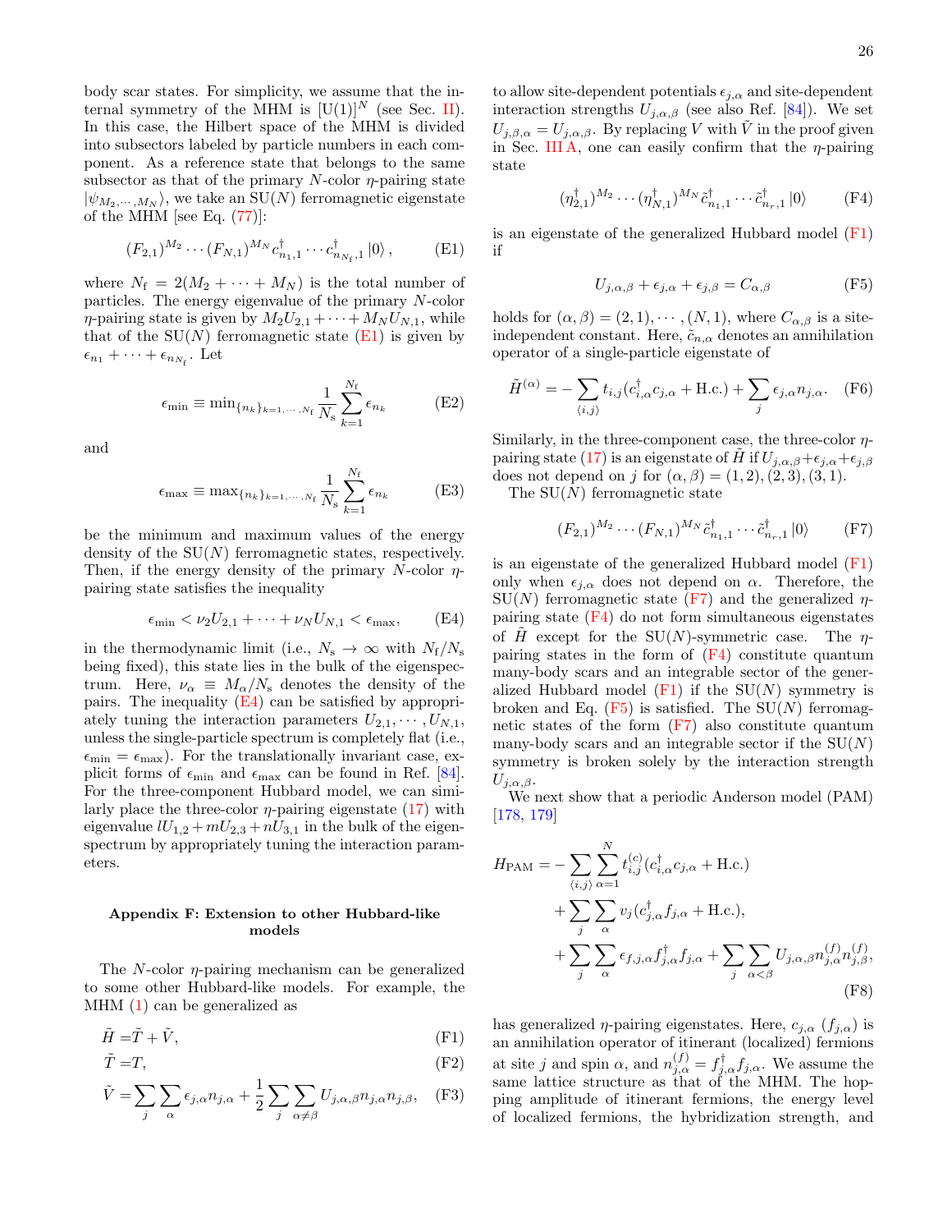body scar states. For simplicity, we assume that the internal symmetry of the MHM is $[\mathrm{U}(1)]^N$ (see Sec. II). In this case, the Hilbert space of the MHM is divided into subsectors labeled by particle numbers in each component. As a reference state that belongs to the same subsector as that of the primary $N$-color $\eta$-pairing state $|\psi_{M_2,\cdots,M_N}\rangle$, we take an SU($N$) ferromagnetic eigenstate of the MHM [see Eq. (77)]:

$$(F_{2,1})^{M_2}\cdots(F_{N,1})^{M_N}c^\dagger_{n_1,1}\cdots c^\dagger_{n_{N_\mathrm{f}},1}|0\rangle, \tag{E1}$$

where $N_\mathrm{f}=2(M_2+\cdots+M_N)$ is the total number of particles. The energy eigenvalue of the primary $N$-color $\eta$-pairing state is given by $M_2U_{2,1}+\cdots+M_NU_{N,1}$, while that of the SU($N$) ferromagnetic state (E1) is given by $\epsilon_{n_1}+\cdots+\epsilon_{n_{N_\mathrm{f}}}$. Let

$$\epsilon_{\min}\equiv\min_{\{n_k\}_{k=1,\cdots,N_\mathrm{f}}}\frac{1}{N_\mathrm{s}}\sum_{k=1}^{N_\mathrm{f}}\epsilon_{n_k} \tag{E2}$$

and

$$\epsilon_{\max}\equiv\max_{\{n_k\}_{k=1,\cdots,N_\mathrm{f}}}\frac{1}{N_\mathrm{s}}\sum_{k=1}^{N_\mathrm{f}}\epsilon_{n_k} \tag{E3}$$

be the minimum and maximum values of the energy density of the SU($N$) ferromagnetic states, respectively. Then, if the energy density of the primary $N$-color $\eta$-pairing state satisfies the inequality

$$\epsilon_{\min}<\nu_2U_{2,1}+\cdots+\nu_NU_{N,1}<\epsilon_{\max}, \tag{E4}$$

in the thermodynamic limit (i.e., $N_\mathrm{s}\to\infty$ with $N_\mathrm{f}/N_\mathrm{s}$ being fixed), this state lies in the bulk of the eigenspectrum. Here, $\nu_\alpha\equiv M_\alpha/N_\mathrm{s}$ denotes the density of the pairs. The inequality (E4) can be satisfied by appropriately tuning the interaction parameters $U_{2,1},\cdots,U_{N,1}$, unless the single-particle spectrum is completely flat (i.e., $\epsilon_{\min}=\epsilon_{\max}$). For the translationally invariant case, explicit forms of $\epsilon_{\min}$ and $\epsilon_{\max}$ can be found in Ref. [84]. For the three-component Hubbard model, we can similarly place the three-color $\eta$-pairing eigenstate (17) with eigenvalue $lU_{1,2}+mU_{2,3}+nU_{3,1}$ in the bulk of the eigenspectrum by appropriately tuning the interaction parameters.

### Appendix F: Extension to other Hubbard-like models

The $N$-color $\eta$-pairing mechanism can be generalized to some other Hubbard-like models. For example, the MHM (1) can be generalized as

$$\tilde{H}=\tilde{T}+\tilde{V}, \tag{F1}$$

$$\tilde{T}=T, \tag{F2}$$

$$\tilde{V}=\sum_j\sum_\alpha\epsilon_{j,\alpha}n_{j,\alpha}+\frac{1}{2}\sum_j\sum_{\alpha\neq\beta}U_{j,\alpha,\beta}n_{j,\alpha}n_{j,\beta}, \tag{F3}$$

to allow site-dependent potentials $\epsilon_{j,\alpha}$ and site-dependent interaction strengths $U_{j,\alpha,\beta}$ (see also Ref. [84]). We set $U_{j,\beta,\alpha}=U_{j,\alpha,\beta}$. By replacing $V$ with $\tilde{V}$ in the proof given in Sec. III A, one can easily confirm that the $\eta$-pairing state

$$(\eta^\dagger_{2,1})^{M_2}\cdots(\eta^\dagger_{N,1})^{M_N}\tilde{c}^\dagger_{n_1,1}\cdots\tilde{c}^\dagger_{n_r,1}|0\rangle \tag{F4}$$

is an eigenstate of the generalized Hubbard model (F1) if

$$U_{j,\alpha,\beta}+\epsilon_{j,\alpha}+\epsilon_{j,\beta}=C_{\alpha,\beta} \tag{F5}$$

holds for $(\alpha,\beta)=(2,1),\cdots,(N,1)$, where $C_{\alpha,\beta}$ is a site-independent constant. Here, $\tilde{c}_{n,\alpha}$ denotes an annihilation operator of a single-particle eigenstate of

$$\tilde{H}^{(\alpha)}=-\sum_{\langle i,j\rangle}t_{i,j}(c^\dagger_{i,\alpha}c_{j,\alpha}+\mathrm{H.c.})+\sum_j\epsilon_{j,\alpha}n_{j,\alpha}. \tag{F6}$$

Similarly, in the three-component case, the three-color $\eta$-pairing state (17) is an eigenstate of $\tilde{H}$ if $U_{j,\alpha,\beta}+\epsilon_{j,\alpha}+\epsilon_{j,\beta}$ does not depend on $j$ for $(\alpha,\beta)=(1,2),(2,3),(3,1)$.

The SU($N$) ferromagnetic state

$$(F_{2,1})^{M_2}\cdots(F_{N,1})^{M_N}\tilde{c}^\dagger_{n_1,1}\cdots\tilde{c}^\dagger_{n_r,1}|0\rangle \tag{F7}$$

is an eigenstate of the generalized Hubbard model (F1) only when $\epsilon_{j,\alpha}$ does not depend on $\alpha$. Therefore, the SU($N$) ferromagnetic state (F7) and the generalized $\eta$-pairing state (F4) do not form simultaneous eigenstates of $\tilde{H}$ except for the SU($N$)-symmetric case. The $\eta$-pairing states in the form of (F4) constitute quantum many-body scars and an integrable sector of the generalized Hubbard model (F1) if the SU($N$) symmetry is broken and Eq. (F5) is satisfied. The SU($N$) ferromagnetic states of the form (F7) also constitute quantum many-body scars and an integrable sector if the SU($N$) symmetry is broken solely by the interaction strength $U_{j,\alpha,\beta}$.

We next show that a periodic Anderson model (PAM) [178, 179]

$$\begin{aligned}H_{\mathrm{PAM}}=&-\sum_{\langle i,j\rangle}\sum_{\alpha=1}^N t^{(c)}_{i,j}(c^\dagger_{i,\alpha}c_{j,\alpha}+\mathrm{H.c.})\\&+\sum_j\sum_\alpha v_j(c^\dagger_{j,\alpha}f_{j,\alpha}+\mathrm{H.c.}),\\&+\sum_j\sum_\alpha\epsilon_{f,j,\alpha}f^\dagger_{j,\alpha}f_{j,\alpha}+\sum_j\sum_{\alpha<\beta}U_{j,\alpha,\beta}n^{(f)}_{j,\alpha}n^{(f)}_{j,\beta},\end{aligned} \tag{F8}$$

has generalized $\eta$-pairing eigenstates. Here, $c_{j,\alpha}$ ($f_{j,\alpha}$) is an annihilation operator of itinerant (localized) fermions at site $j$ and spin $\alpha$, and $n^{(f)}_{j,\alpha}=f^\dagger_{j,\alpha}f_{j,\alpha}$. We assume the same lattice structure as that of the MHM. The hopping amplitude of itinerant fermions, the energy level of localized fermions, the hybridization strength, and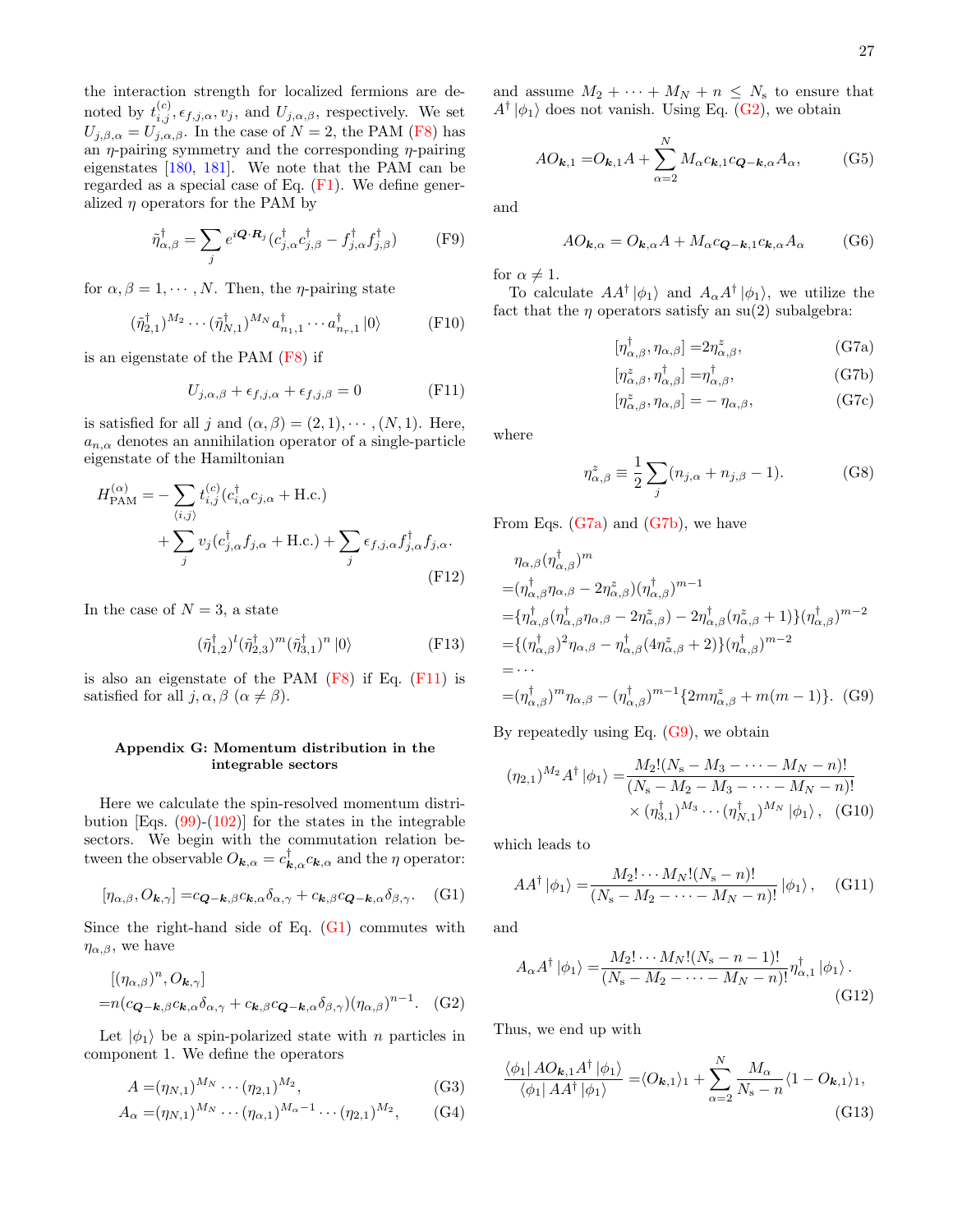the interaction strength for localized fermions are denoted by $t_{i,j}^{(c)}, \epsilon_{f,j,\alpha}, v_j$, and $U_{j,\alpha,\beta}$, respectively. We set $U_{j,\beta,\alpha} = U_{j,\alpha,\beta}$. In the case of $N = 2$, the PAM (F8) has an $\eta$-pairing symmetry and the corresponding $\eta$-pairing eigenstates [180, 181]. We note that the PAM can be regarded as a special case of Eq. (F1). We define generalized $\eta$ operators for the PAM by

$$\tilde{\eta}_{\alpha,\beta}^\dagger = \sum_j e^{i\boldsymbol{Q}\cdot\boldsymbol{R}_j}(c_{j,\alpha}^\dagger c_{j,\beta}^\dagger - f_{j,\alpha}^\dagger f_{j,\beta}^\dagger) \tag{F9}$$

for $\alpha, \beta = 1, \cdots, N$. Then, the $\eta$-pairing state

$$(\tilde{\eta}_{2,1}^\dagger)^{M_2} \cdots (\tilde{\eta}_{N,1}^\dagger)^{M_N} a_{n_1,1}^\dagger \cdots a_{n_r,1}^\dagger |0\rangle \tag{F10}$$

is an eigenstate of the PAM (F8) if

$$U_{j,\alpha,\beta} + \epsilon_{f,j,\alpha} + \epsilon_{f,j,\beta} = 0 \tag{F11}$$

is satisfied for all $j$ and $(\alpha, \beta) = (2, 1), \cdots, (N, 1)$. Here, $a_{n,\alpha}$ denotes an annihilation operator of a single-particle eigenstate of the Hamiltonian

$$H_{\rm PAM}^{(\alpha)} = -\sum_{\langle i,j\rangle} t_{i,j}^{(c)}(c_{i,\alpha}^\dagger c_{j,\alpha} + \text{H.c.}) + \sum_j v_j(c_{j,\alpha}^\dagger f_{j,\alpha} + \text{H.c.}) + \sum_j \epsilon_{f,j,\alpha} f_{j,\alpha}^\dagger f_{j,\alpha}. \tag{F12}$$

In the case of $N = 3$, a state

$$(\tilde{\eta}_{1,2}^\dagger)^l (\tilde{\eta}_{2,3}^\dagger)^m (\tilde{\eta}_{3,1}^\dagger)^n |0\rangle \tag{F13}$$

is also an eigenstate of the PAM (F8) if Eq. (F11) is satisfied for all $j, \alpha, \beta$ $(\alpha \neq \beta)$.

## Appendix G: Momentum distribution in the integrable sectors

Here we calculate the spin-resolved momentum distribution [Eqs. (99)-(102)] for the states in the integrable sectors. We begin with the commutation relation between the observable $O_{\boldsymbol{k},\alpha} = c_{\boldsymbol{k},\alpha}^\dagger c_{\boldsymbol{k},\alpha}$ and the $\eta$ operator:

$$[\eta_{\alpha,\beta}, O_{\boldsymbol{k},\gamma}] = c_{\boldsymbol{Q}-\boldsymbol{k},\beta} c_{\boldsymbol{k},\alpha} \delta_{\alpha,\gamma} + c_{\boldsymbol{k},\beta} c_{\boldsymbol{Q}-\boldsymbol{k},\alpha} \delta_{\beta,\gamma}. \tag{G1}$$

Since the right-hand side of Eq. (G1) commutes with $\eta_{\alpha,\beta}$, we have

$$\begin{aligned}&[(\eta_{\alpha,\beta})^n, O_{\boldsymbol{k},\gamma}] \\ =& n(c_{\boldsymbol{Q}-\boldsymbol{k},\beta} c_{\boldsymbol{k},\alpha} \delta_{\alpha,\gamma} + c_{\boldsymbol{k},\beta} c_{\boldsymbol{Q}-\boldsymbol{k},\alpha} \delta_{\beta,\gamma})(\eta_{\alpha,\beta})^{n-1}.\end{aligned} \tag{G2}$$

Let $|\phi_1\rangle$ be a spin-polarized state with $n$ particles in component 1. We define the operators

$$A = (\eta_{N,1})^{M_N} \cdots (\eta_{2,1})^{M_2}, \tag{G3}$$

$$A_\alpha = (\eta_{N,1})^{M_N} \cdots (\eta_{\alpha,1})^{M_\alpha - 1} \cdots (\eta_{2,1})^{M_2}, \tag{G4}$$

and assume $M_2 + \cdots + M_N + n \leq N_{\rm s}$ to ensure that $A^\dagger |\phi_1\rangle$ does not vanish. Using Eq. (G2), we obtain

$$AO_{\boldsymbol{k},1} = O_{\boldsymbol{k},1} A + \sum_{\alpha=2}^N M_\alpha c_{\boldsymbol{k},1} c_{\boldsymbol{Q}-\boldsymbol{k},\alpha} A_\alpha, \tag{G5}$$

and

$$AO_{\boldsymbol{k},\alpha} = O_{\boldsymbol{k},\alpha} A + M_\alpha c_{\boldsymbol{Q}-\boldsymbol{k},1} c_{\boldsymbol{k},\alpha} A_\alpha \tag{G6}$$

for $\alpha \neq 1$.

To calculate $AA^\dagger |\phi_1\rangle$ and $A_\alpha A^\dagger |\phi_1\rangle$, we utilize the fact that the $\eta$ operators satisfy an su(2) subalgebra:

$$[\eta_{\alpha,\beta}^\dagger, \eta_{\alpha,\beta}] = 2\eta_{\alpha,\beta}^z, \tag{G7a}$$

$$[\eta_{\alpha,\beta}^z, \eta_{\alpha,\beta}^\dagger] = \eta_{\alpha,\beta}^\dagger, \tag{G7b}$$

$$[\eta_{\alpha,\beta}^z, \eta_{\alpha,\beta}] = -\eta_{\alpha,\beta}, \tag{G7c}$$

where

$$\eta_{\alpha,\beta}^z \equiv \frac{1}{2}\sum_j (n_{j,\alpha} + n_{j,\beta} - 1). \tag{G8}$$

From Eqs. (G7a) and (G7b), we have

$$\begin{aligned}&\eta_{\alpha,\beta}(\eta_{\alpha,\beta}^\dagger)^m \\ =& (\eta_{\alpha,\beta}^\dagger \eta_{\alpha,\beta} - 2\eta_{\alpha,\beta}^z)(\eta_{\alpha,\beta}^\dagger)^{m-1} \\ =& \{\eta_{\alpha,\beta}^\dagger(\eta_{\alpha,\beta}^\dagger \eta_{\alpha,\beta} - 2\eta_{\alpha,\beta}^z) - 2\eta_{\alpha,\beta}^\dagger(\eta_{\alpha,\beta}^z + 1)\}(\eta_{\alpha,\beta}^\dagger)^{m-2} \\ =& \{(\eta_{\alpha,\beta}^\dagger)^2 \eta_{\alpha,\beta} - \eta_{\alpha,\beta}^\dagger(4\eta_{\alpha,\beta}^z + 2)\}(\eta_{\alpha,\beta}^\dagger)^{m-2} \\ =& \cdots \\ =& (\eta_{\alpha,\beta}^\dagger)^m \eta_{\alpha,\beta} - (\eta_{\alpha,\beta}^\dagger)^{m-1}\{2m\eta_{\alpha,\beta}^z + m(m-1)\}.\end{aligned} \tag{G9}$$

By repeatedly using Eq. (G9), we obtain

$$(\eta_{2,1})^{M_2} A^\dagger |\phi_1\rangle = \frac{M_2!(N_{\rm s} - M_3 - \cdots - M_N - n)!}{(N_{\rm s} - M_2 - M_3 - \cdots - M_N - n)!} \times (\eta_{3,1}^\dagger)^{M_3} \cdots (\eta_{N,1}^\dagger)^{M_N} |\phi_1\rangle, \tag{G10}$$

which leads to

$$AA^\dagger |\phi_1\rangle = \frac{M_2! \cdots M_N!(N_{\rm s} - n)!}{(N_{\rm s} - M_2 - \cdots - M_N - n)!} |\phi_1\rangle, \tag{G11}$$

and

$$A_\alpha A^\dagger |\phi_1\rangle = \frac{M_2! \cdots M_N!(N_{\rm s} - n - 1)!}{(N_{\rm s} - M_2 - \cdots - M_N - n)!} \eta_{\alpha,1}^\dagger |\phi_1\rangle. \tag{G12}$$

Thus, we end up with

$$\frac{\langle\phi_1| AO_{\boldsymbol{k},1}A^\dagger |\phi_1\rangle}{\langle\phi_1| AA^\dagger |\phi_1\rangle} = \langle O_{\boldsymbol{k},1}\rangle_1 + \sum_{\alpha=2}^N \frac{M_\alpha}{N_{\rm s} - n}\langle 1 - O_{\boldsymbol{k},1}\rangle_1, \tag{G13}$$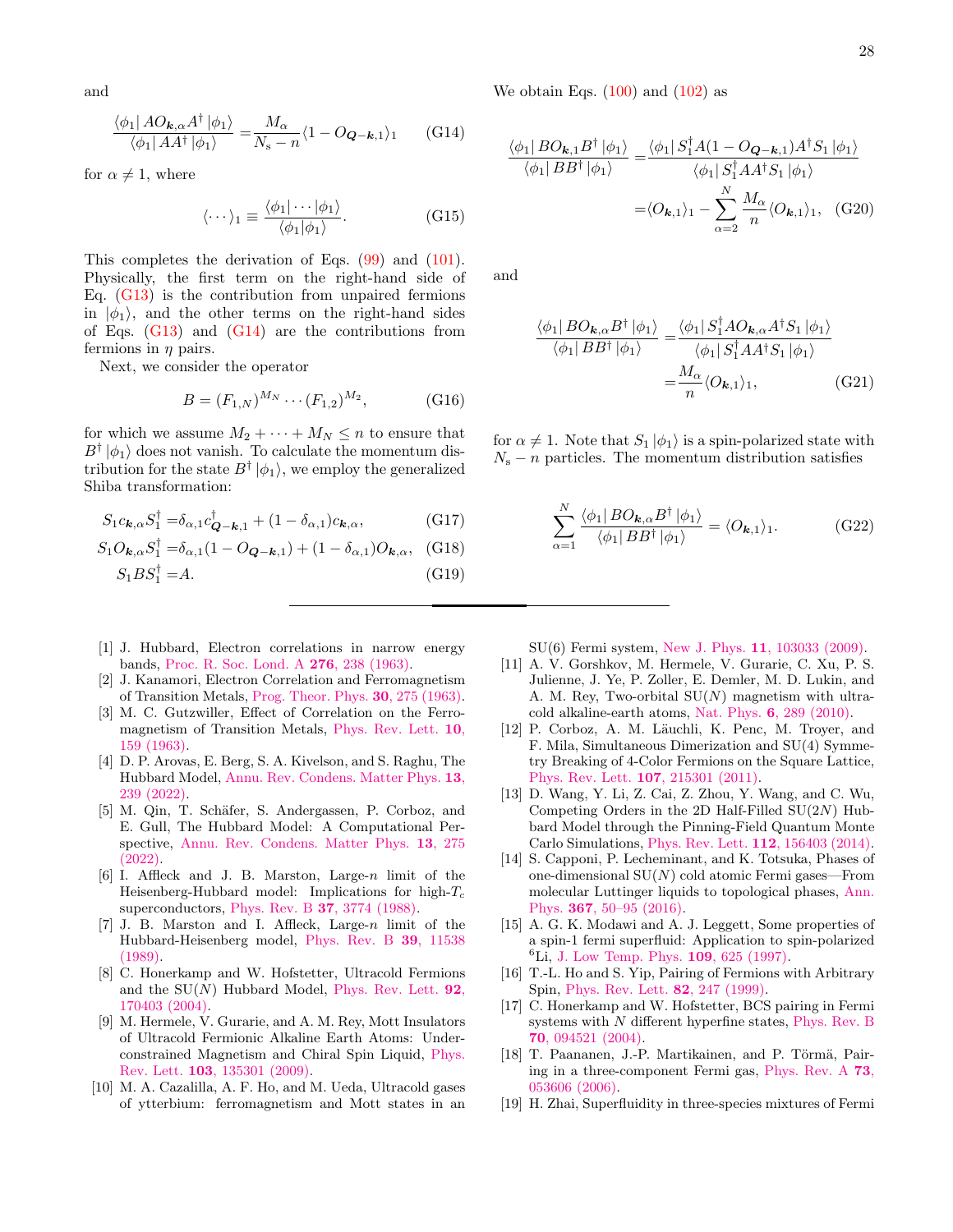and

$$\frac{\langle\phi_1|\, AO_{\boldsymbol{k},\alpha}A^\dagger\,|\phi_1\rangle}{\langle\phi_1|\, AA^\dagger\,|\phi_1\rangle} = \frac{M_\alpha}{N_{\rm s}-n}\langle 1-O_{\boldsymbol{Q}-\boldsymbol{k},1}\rangle_1 \tag{G14}$$

for $\alpha \neq 1$, where

$$\langle\cdots\rangle_1 \equiv \frac{\langle\phi_1|\cdots|\phi_1\rangle}{\langle\phi_1|\phi_1\rangle}. \tag{G15}$$

This completes the derivation of Eqs. (99) and (101). Physically, the first term on the right-hand side of Eq. (G13) is the contribution from unpaired fermions in $|\phi_1\rangle$, and the other terms on the right-hand sides of Eqs. (G13) and (G14) are the contributions from fermions in $\eta$ pairs.

Next, we consider the operator

$$B = (F_{1,N})^{M_N}\cdots(F_{1,2})^{M_2}, \tag{G16}$$

for which we assume $M_2 + \cdots + M_N \leq n$ to ensure that $B^\dagger\,|\phi_1\rangle$ does not vanish. To calculate the momentum distribution for the state $B^\dagger\,|\phi_1\rangle$, we employ the generalized Shiba transformation:

$$S_1 c_{\boldsymbol{k},\alpha} S_1^\dagger = \delta_{\alpha,1} c^\dagger_{\boldsymbol{Q}-\boldsymbol{k},1} + (1-\delta_{\alpha,1}) c_{\boldsymbol{k},\alpha}, \tag{G17}$$

$$S_1 O_{\boldsymbol{k},\alpha} S_1^\dagger = \delta_{\alpha,1}(1-O_{\boldsymbol{Q}-\boldsymbol{k},1}) + (1-\delta_{\alpha,1}) O_{\boldsymbol{k},\alpha}, \tag{G18}$$

$$S_1 B S_1^\dagger = A. \tag{G19}$$

We obtain Eqs. (100) and (102) as

$$\begin{aligned}\frac{\langle\phi_1|\, BO_{\boldsymbol{k},1}B^\dagger\,|\phi_1\rangle}{\langle\phi_1|\, BB^\dagger\,|\phi_1\rangle} &= \frac{\langle\phi_1|\, S_1^\dagger A(1-O_{\boldsymbol{Q}-\boldsymbol{k},1})A^\dagger S_1\,|\phi_1\rangle}{\langle\phi_1|\, S_1^\dagger AA^\dagger S_1\,|\phi_1\rangle} \\ &= \langle O_{\boldsymbol{k},1}\rangle_1 - \sum_{\alpha=2}^{N}\frac{M_\alpha}{n}\langle O_{\boldsymbol{k},1}\rangle_1,\end{aligned} \tag{G20}$$

and

$$\begin{aligned}\frac{\langle\phi_1|\, BO_{\boldsymbol{k},\alpha}B^\dagger\,|\phi_1\rangle}{\langle\phi_1|\, BB^\dagger\,|\phi_1\rangle} &= \frac{\langle\phi_1|\, S_1^\dagger AO_{\boldsymbol{k},\alpha}A^\dagger S_1\,|\phi_1\rangle}{\langle\phi_1|\, S_1^\dagger AA^\dagger S_1\,|\phi_1\rangle} \\ &= \frac{M_\alpha}{n}\langle O_{\boldsymbol{k},1}\rangle_1,\end{aligned} \tag{G21}$$

for $\alpha \neq 1$. Note that $S_1\,|\phi_1\rangle$ is a spin-polarized state with $N_{\rm s}-n$ particles. The momentum distribution satisfies

$$\sum_{\alpha=1}^{N}\frac{\langle\phi_1|\, BO_{\boldsymbol{k},\alpha}B^\dagger\,|\phi_1\rangle}{\langle\phi_1|\, BB^\dagger\,|\phi_1\rangle} = \langle O_{\boldsymbol{k},1}\rangle_1. \tag{G22}$$

---

[1] J. Hubbard, Electron correlations in narrow energy bands, Proc. R. Soc. Lond. A **276**, 238 (1963).

[2] J. Kanamori, Electron Correlation and Ferromagnetism of Transition Metals, Prog. Theor. Phys. **30**, 275 (1963).

[3] M. C. Gutzwiller, Effect of Correlation on the Ferromagnetism of Transition Metals, Phys. Rev. Lett. **10**, 159 (1963).

[4] D. P. Arovas, E. Berg, S. A. Kivelson, and S. Raghu, The Hubbard Model, Annu. Rev. Condens. Matter Phys. **13**, 239 (2022).

[5] M. Qin, T. Schäfer, S. Andergassen, P. Corboz, and E. Gull, The Hubbard Model: A Computational Perspective, Annu. Rev. Condens. Matter Phys. **13**, 275 (2022).

[6] I. Affleck and J. B. Marston, Large-$n$ limit of the Heisenberg-Hubbard model: Implications for high-$T_c$ superconductors, Phys. Rev. B **37**, 3774 (1988).

[7] J. B. Marston and I. Affleck, Large-$n$ limit of the Hubbard-Heisenberg model, Phys. Rev. B **39**, 11538 (1989).

[8] C. Honerkamp and W. Hofstetter, Ultracold Fermions and the SU($N$) Hubbard Model, Phys. Rev. Lett. **92**, 170403 (2004).

[9] M. Hermele, V. Gurarie, and A. M. Rey, Mott Insulators of Ultracold Fermionic Alkaline Earth Atoms: Underconstrained Magnetism and Chiral Spin Liquid, Phys. Rev. Lett. **103**, 135301 (2009).

[10] M. A. Cazalilla, A. F. Ho, and M. Ueda, Ultracold gases of ytterbium: ferromagnetism and Mott states in an SU(6) Fermi system, New J. Phys. **11**, 103033 (2009).

[11] A. V. Gorshkov, M. Hermele, V. Gurarie, C. Xu, P. S. Julienne, J. Ye, P. Zoller, E. Demler, M. D. Lukin, and A. M. Rey, Two-orbital SU($N$) magnetism with ultracold alkaline-earth atoms, Nat. Phys. **6**, 289 (2010).

[12] P. Corboz, A. M. Läuchli, K. Penc, M. Troyer, and F. Mila, Simultaneous Dimerization and SU(4) Symmetry Breaking of 4-Color Fermions on the Square Lattice, Phys. Rev. Lett. **107**, 215301 (2011).

[13] D. Wang, Y. Li, Z. Cai, Z. Zhou, Y. Wang, and C. Wu, Competing Orders in the 2D Half-Filled SU($2N$) Hubbard Model through the Pinning-Field Quantum Monte Carlo Simulations, Phys. Rev. Lett. **112**, 156403 (2014).

[14] S. Capponi, P. Lecheminant, and K. Totsuka, Phases of one-dimensional SU($N$) cold atomic Fermi gases—From molecular Luttinger liquids to topological phases, Ann. Phys. **367**, 50–95 (2016).

[15] A. G. K. Modawi and A. J. Leggett, Some properties of a spin-1 fermi superfluid: Application to spin-polarized $^6$Li, J. Low Temp. Phys. **109**, 625 (1997).

[16] T.-L. Ho and S. Yip, Pairing of Fermions with Arbitrary Spin, Phys. Rev. Lett. **82**, 247 (1999).

[17] C. Honerkamp and W. Hofstetter, BCS pairing in Fermi systems with $N$ different hyperfine states, Phys. Rev. B **70**, 094521 (2004).

[18] T. Paananen, J.-P. Martikainen, and P. Törmä, Pairing in a three-component Fermi gas, Phys. Rev. A **73**, 053606 (2006).

[19] H. Zhai, Superfluidity in three-species mixtures of Fermi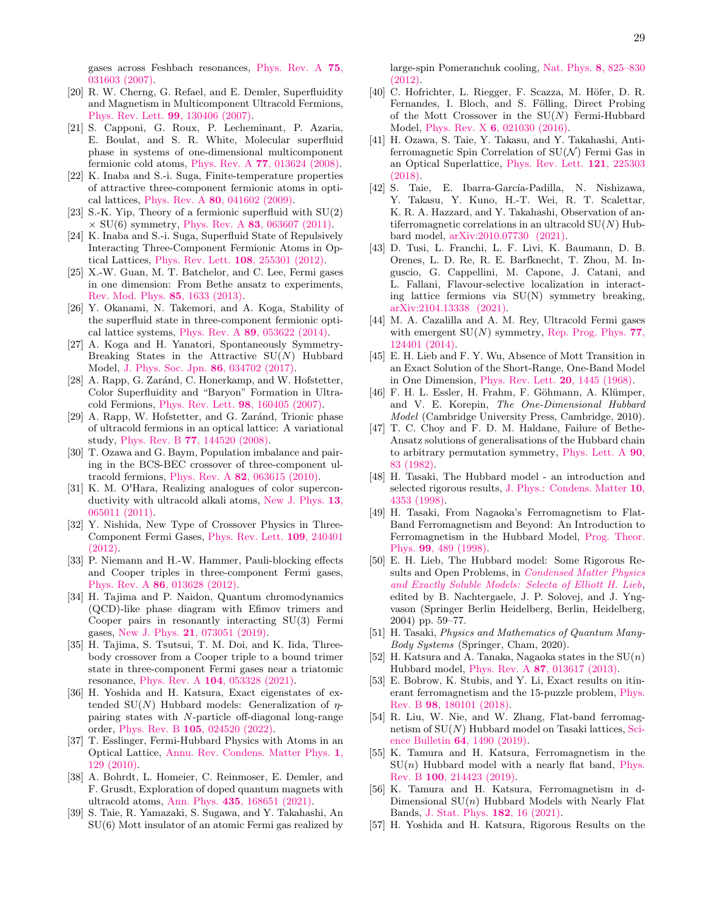gases across Feshbach resonances, Phys. Rev. A **75**, 031603 (2007).

[20] R. W. Cherng, G. Refael, and E. Demler, Superfluidity and Magnetism in Multicomponent Ultracold Fermions, Phys. Rev. Lett. **99**, 130406 (2007).

[21] S. Capponi, G. Roux, P. Lecheminant, P. Azaria, E. Boulat, and S. R. White, Molecular superfluid phase in systems of one-dimensional multicomponent fermionic cold atoms, Phys. Rev. A **77**, 013624 (2008).

[22] K. Inaba and S.-i. Suga, Finite-temperature properties of attractive three-component fermionic atoms in optical lattices, Phys. Rev. A **80**, 041602 (2009).

[23] S.-K. Yip, Theory of a fermionic superfluid with SU(2) $\times$ SU(6) symmetry, Phys. Rev. A **83**, 063607 (2011).

[24] K. Inaba and S.-i. Suga, Superfluid State of Repulsively Interacting Three-Component Fermionic Atoms in Optical Lattices, Phys. Rev. Lett. **108**, 255301 (2012).

[25] X.-W. Guan, M. T. Batchelor, and C. Lee, Fermi gases in one dimension: From Bethe ansatz to experiments, Rev. Mod. Phys. **85**, 1633 (2013).

[26] Y. Okanami, N. Takemori, and A. Koga, Stability of the superfluid state in three-component fermionic optical lattice systems, Phys. Rev. A **89**, 053622 (2014).

[27] A. Koga and H. Yanatori, Spontaneously Symmetry-Breaking States in the Attractive SU($N$) Hubbard Model, J. Phys. Soc. Jpn. **86**, 034702 (2017).

[28] A. Rapp, G. Zaránd, C. Honerkamp, and W. Hofstetter, Color Superfluidity and "Baryon" Formation in Ultracold Fermions, Phys. Rev. Lett. **98**, 160405 (2007).

[29] A. Rapp, W. Hofstetter, and G. Zaránd, Trionic phase of ultracold fermions in an optical lattice: A variational study, Phys. Rev. B **77**, 144520 (2008).

[30] T. Ozawa and G. Baym, Population imbalance and pairing in the BCS-BEC crossover of three-component ultracold fermions, Phys. Rev. A **82**, 063615 (2010).

[31] K. M. O'Hara, Realizing analogues of color superconductivity with ultracold alkali atoms, New J. Phys. **13**, 065011 (2011).

[32] Y. Nishida, New Type of Crossover Physics in Three-Component Fermi Gases, Phys. Rev. Lett. **109**, 240401 (2012).

[33] P. Niemann and H.-W. Hammer, Pauli-blocking effects and Cooper triples in three-component Fermi gases, Phys. Rev. A **86**, 013628 (2012).

[34] H. Tajima and P. Naidon, Quantum chromodynamics (QCD)-like phase diagram with Efimov trimers and Cooper pairs in resonantly interacting SU(3) Fermi gases, New J. Phys. **21**, 073051 (2019).

[35] H. Tajima, S. Tsutsui, T. M. Doi, and K. Iida, Three-body crossover from a Cooper triple to a bound trimer state in three-component Fermi gases near a triatomic resonance, Phys. Rev. A **104**, 053328 (2021).

[36] H. Yoshida and H. Katsura, Exact eigenstates of extended SU($N$) Hubbard models: Generalization of $\eta$-pairing states with $N$-particle off-diagonal long-range order, Phys. Rev. B **105**, 024520 (2022).

[37] T. Esslinger, Fermi-Hubbard Physics with Atoms in an Optical Lattice, Annu. Rev. Condens. Matter Phys. **1**, 129 (2010).

[38] A. Bohrdt, L. Homeier, C. Reinmoser, E. Demler, and F. Grusdt, Exploration of doped quantum magnets with ultracold atoms, Ann. Phys. **435**, 168651 (2021).

[39] S. Taie, R. Yamazaki, S. Sugawa, and Y. Takahashi, An SU(6) Mott insulator of an atomic Fermi gas realized by large-spin Pomeranchuk cooling, Nat. Phys. **8**, 825–830 (2012).

[40] C. Hofrichter, L. Riegger, F. Scazza, M. Höfer, D. R. Fernandes, I. Bloch, and S. Fölling, Direct Probing of the Mott Crossover in the SU($N$) Fermi-Hubbard Model, Phys. Rev. X **6**, 021030 (2016).

[41] H. Ozawa, S. Taie, Y. Takasu, and Y. Takahashi, Antiferromagnetic Spin Correlation of SU($\mathcal{N}$) Fermi Gas in an Optical Superlattice, Phys. Rev. Lett. **121**, 225303 (2018).

[42] S. Taie, E. Ibarra-García-Padilla, N. Nishizawa, Y. Takasu, Y. Kuno, H.-T. Wei, R. T. Scalettar, K. R. A. Hazzard, and Y. Takahashi, Observation of antiferromagnetic correlations in an ultracold SU($N$) Hubbard model, arXiv:2010.07730 (2021).

[43] D. Tusi, L. Franchi, L. F. Livi, K. Baumann, D. B. Orenes, L. D. Re, R. E. Barfknecht, T. Zhou, M. Inguscio, G. Cappellini, M. Capone, J. Catani, and L. Fallani, Flavour-selective localization in interacting lattice fermions via SU(N) symmetry breaking, arXiv:2104.13338 (2021).

[44] M. A. Cazalilla and A. M. Rey, Ultracold Fermi gases with emergent SU($N$) symmetry, Rep. Prog. Phys. **77**, 124401 (2014).

[45] E. H. Lieb and F. Y. Wu, Absence of Mott Transition in an Exact Solution of the Short-Range, One-Band Model in One Dimension, Phys. Rev. Lett. **20**, 1445 (1968).

[46] F. H. L. Essler, H. Frahm, F. Göhmann, A. Klümper, and V. E. Korepin, *The One-Dimensional Hubbard Model* (Cambridge University Press, Cambridge, 2010).

[47] T. C. Choy and F. D. M. Haldane, Failure of Bethe-Ansatz solutions of generalisations of the Hubbard chain to arbitrary permutation symmetry, Phys. Lett. A **90**, 83 (1982).

[48] H. Tasaki, The Hubbard model - an introduction and selected rigorous results, J. Phys.: Condens. Matter **10**, 4353 (1998).

[49] H. Tasaki, From Nagaoka's Ferromagnetism to Flat-Band Ferromagnetism and Beyond: An Introduction to Ferromagnetism in the Hubbard Model, Prog. Theor. Phys. **99**, 489 (1998).

[50] E. H. Lieb, The Hubbard model: Some Rigorous Results and Open Problems, in *Condensed Matter Physics and Exactly Soluble Models: Selecta of Elliott H. Lieb*, edited by B. Nachtergaele, J. P. Solovej, and J. Yngvason (Springer Berlin Heidelberg, Berlin, Heidelberg, 2004) pp. 59–77.

[51] H. Tasaki, *Physics and Mathematics of Quantum Many-Body Systems* (Springer, Cham, 2020).

[52] H. Katsura and A. Tanaka, Nagaoka states in the SU($n$) Hubbard model, Phys. Rev. A **87**, 013617 (2013).

[53] E. Bobrow, K. Stubis, and Y. Li, Exact results on itinerant ferromagnetism and the 15-puzzle problem, Phys. Rev. B **98**, 180101 (2018).

[54] R. Liu, W. Nie, and W. Zhang, Flat-band ferromagnetism of SU($N$) Hubbard model on Tasaki lattices, Science Bulletin **64**, 1490 (2019).

[55] K. Tamura and H. Katsura, Ferromagnetism in the SU($n$) Hubbard model with a nearly flat band, Phys. Rev. B **100**, 214423 (2019).

[56] K. Tamura and H. Katsura, Ferromagnetism in d-Dimensional SU($n$) Hubbard Models with Nearly Flat Bands, J. Stat. Phys. **182**, 16 (2021).

[57] H. Yoshida and H. Katsura, Rigorous Results on the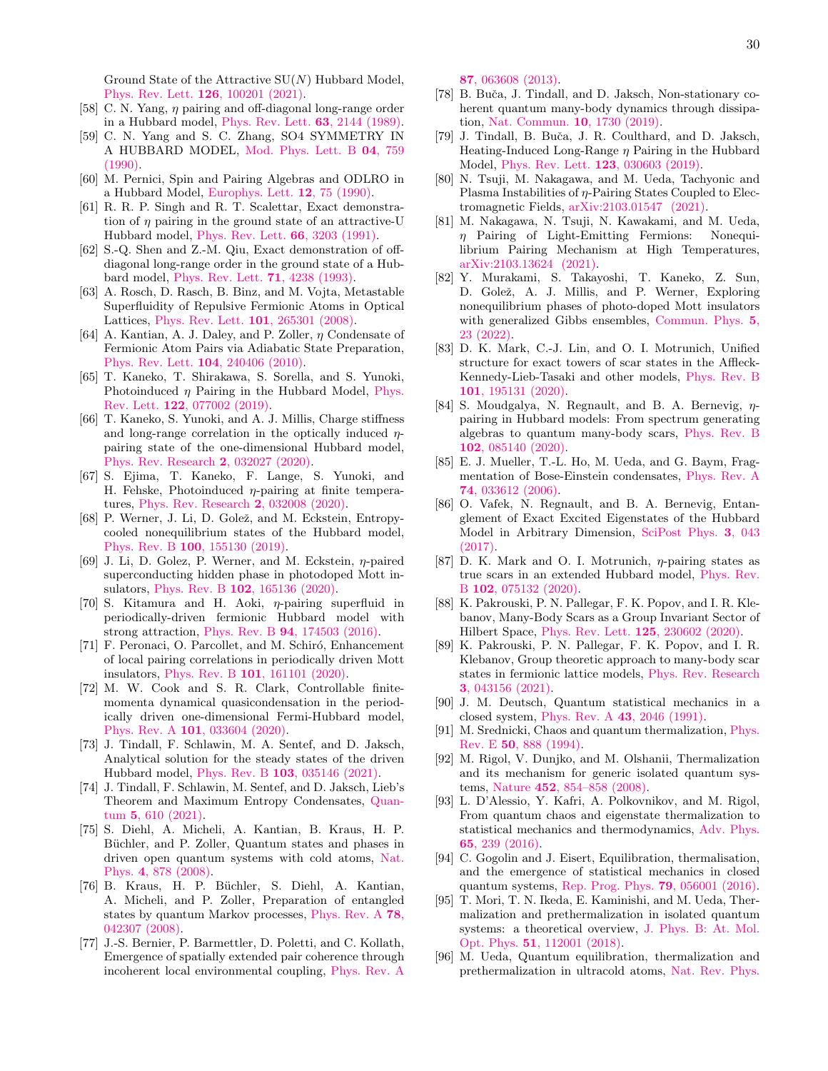Ground State of the Attractive SU($N$) Hubbard Model, Phys. Rev. Lett. **126**, 100201 (2021).

[58] C. N. Yang, $\eta$ pairing and off-diagonal long-range order in a Hubbard model, Phys. Rev. Lett. **63**, 2144 (1989).

[59] C. N. Yang and S. C. Zhang, SO4 SYMMETRY IN A HUBBARD MODEL, Mod. Phys. Lett. B **04**, 759 (1990).

[60] M. Pernici, Spin and Pairing Algebras and ODLRO in a Hubbard Model, Europhys. Lett. **12**, 75 (1990).

[61] R. R. P. Singh and R. T. Scalettar, Exact demonstration of $\eta$ pairing in the ground state of an attractive-U Hubbard model, Phys. Rev. Lett. **66**, 3203 (1991).

[62] S.-Q. Shen and Z.-M. Qiu, Exact demonstration of off-diagonal long-range order in the ground state of a Hubbard model, Phys. Rev. Lett. **71**, 4238 (1993).

[63] A. Rosch, D. Rasch, B. Binz, and M. Vojta, Metastable Superfluidity of Repulsive Fermionic Atoms in Optical Lattices, Phys. Rev. Lett. **101**, 265301 (2008).

[64] A. Kantian, A. J. Daley, and P. Zoller, $\eta$ Condensate of Fermionic Atom Pairs via Adiabatic State Preparation, Phys. Rev. Lett. **104**, 240406 (2010).

[65] T. Kaneko, T. Shirakawa, S. Sorella, and S. Yunoki, Photoinduced $\eta$ Pairing in the Hubbard Model, Phys. Rev. Lett. **122**, 077002 (2019).

[66] T. Kaneko, S. Yunoki, and A. J. Millis, Charge stiffness and long-range correlation in the optically induced $\eta$-pairing state of the one-dimensional Hubbard model, Phys. Rev. Research **2**, 032027 (2020).

[67] S. Ejima, T. Kaneko, F. Lange, S. Yunoki, and H. Fehske, Photoinduced $\eta$-pairing at finite temperatures, Phys. Rev. Research **2**, 032008 (2020).

[68] P. Werner, J. Li, D. Golež, and M. Eckstein, Entropy-cooled nonequilibrium states of the Hubbard model, Phys. Rev. B **100**, 155130 (2019).

[69] J. Li, D. Golez, P. Werner, and M. Eckstein, $\eta$-paired superconducting hidden phase in photodoped Mott insulators, Phys. Rev. B **102**, 165136 (2020).

[70] S. Kitamura and H. Aoki, $\eta$-pairing superfluid in periodically-driven fermionic Hubbard model with strong attraction, Phys. Rev. B **94**, 174503 (2016).

[71] F. Peronaci, O. Parcollet, and M. Schiró, Enhancement of local pairing correlations in periodically driven Mott insulators, Phys. Rev. B **101**, 161101 (2020).

[72] M. W. Cook and S. R. Clark, Controllable finite-momenta dynamical quasicondensation in the periodically driven one-dimensional Fermi-Hubbard model, Phys. Rev. A **101**, 033604 (2020).

[73] J. Tindall, F. Schlawin, M. A. Sentef, and D. Jaksch, Analytical solution for the steady states of the driven Hubbard model, Phys. Rev. B **103**, 035146 (2021).

[74] J. Tindall, F. Schlawin, M. Sentef, and D. Jaksch, Lieb's Theorem and Maximum Entropy Condensates, Quantum **5**, 610 (2021).

[75] S. Diehl, A. Micheli, A. Kantian, B. Kraus, H. P. Büchler, and P. Zoller, Quantum states and phases in driven open quantum systems with cold atoms, Nat. Phys. **4**, 878 (2008).

[76] B. Kraus, H. P. Büchler, S. Diehl, A. Kantian, A. Micheli, and P. Zoller, Preparation of entangled states by quantum Markov processes, Phys. Rev. A **78**, 042307 (2008).

[77] J.-S. Bernier, P. Barmettler, D. Poletti, and C. Kollath, Emergence of spatially extended pair coherence through incoherent local environmental coupling, Phys. Rev. A **87**, 063608 (2013).

[78] B. Buča, J. Tindall, and D. Jaksch, Non-stationary coherent quantum many-body dynamics through dissipation, Nat. Commun. **10**, 1730 (2019).

[79] J. Tindall, B. Buča, J. R. Coulthard, and D. Jaksch, Heating-Induced Long-Range $\eta$ Pairing in the Hubbard Model, Phys. Rev. Lett. **123**, 030603 (2019).

[80] N. Tsuji, M. Nakagawa, and M. Ueda, Tachyonic and Plasma Instabilities of $\eta$-Pairing States Coupled to Electromagnetic Fields, arXiv:2103.01547 (2021).

[81] M. Nakagawa, N. Tsuji, N. Kawakami, and M. Ueda, $\eta$ Pairing of Light-Emitting Fermions: Nonequilibrium Pairing Mechanism at High Temperatures, arXiv:2103.13624 (2021).

[82] Y. Murakami, S. Takayoshi, T. Kaneko, Z. Sun, D. Golež, A. J. Millis, and P. Werner, Exploring nonequilibrium phases of photo-doped Mott insulators with generalized Gibbs ensembles, Commun. Phys. **5**, 23 (2022).

[83] D. K. Mark, C.-J. Lin, and O. I. Motrunich, Unified structure for exact towers of scar states in the Affleck-Kennedy-Lieb-Tasaki and other models, Phys. Rev. B **101**, 195131 (2020).

[84] S. Moudgalya, N. Regnault, and B. A. Bernevig, $\eta$-pairing in Hubbard models: From spectrum generating algebras to quantum many-body scars, Phys. Rev. B **102**, 085140 (2020).

[85] E. J. Mueller, T.-L. Ho, M. Ueda, and G. Baym, Fragmentation of Bose-Einstein condensates, Phys. Rev. A **74**, 033612 (2006).

[86] O. Vafek, N. Regnault, and B. A. Bernevig, Entanglement of Exact Excited Eigenstates of the Hubbard Model in Arbitrary Dimension, SciPost Phys. **3**, 043 (2017).

[87] D. K. Mark and O. I. Motrunich, $\eta$-pairing states as true scars in an extended Hubbard model, Phys. Rev. B **102**, 075132 (2020).

[88] K. Pakrouski, P. N. Pallegar, F. K. Popov, and I. R. Klebanov, Many-Body Scars as a Group Invariant Sector of Hilbert Space, Phys. Rev. Lett. **125**, 230602 (2020).

[89] K. Pakrouski, P. N. Pallegar, F. K. Popov, and I. R. Klebanov, Group theoretic approach to many-body scar states in fermionic lattice models, Phys. Rev. Research **3**, 043156 (2021).

[90] J. M. Deutsch, Quantum statistical mechanics in a closed system, Phys. Rev. A **43**, 2046 (1991).

[91] M. Srednicki, Chaos and quantum thermalization, Phys. Rev. E **50**, 888 (1994).

[92] M. Rigol, V. Dunjko, and M. Olshanii, Thermalization and its mechanism for generic isolated quantum systems, Nature **452**, 854–858 (2008).

[93] L. D'Alessio, Y. Kafri, A. Polkovnikov, and M. Rigol, From quantum chaos and eigenstate thermalization to statistical mechanics and thermodynamics, Adv. Phys. **65**, 239 (2016).

[94] C. Gogolin and J. Eisert, Equilibration, thermalisation, and the emergence of statistical mechanics in closed quantum systems, Rep. Prog. Phys. **79**, 056001 (2016).

[95] T. Mori, T. N. Ikeda, E. Kaminishi, and M. Ueda, Thermalization and prethermalization in isolated quantum systems: a theoretical overview, J. Phys. B: At. Mol. Opt. Phys. **51**, 112001 (2018).

[96] M. Ueda, Quantum equilibration, thermalization and prethermalization in ultracold atoms, Nat. Rev. Phys.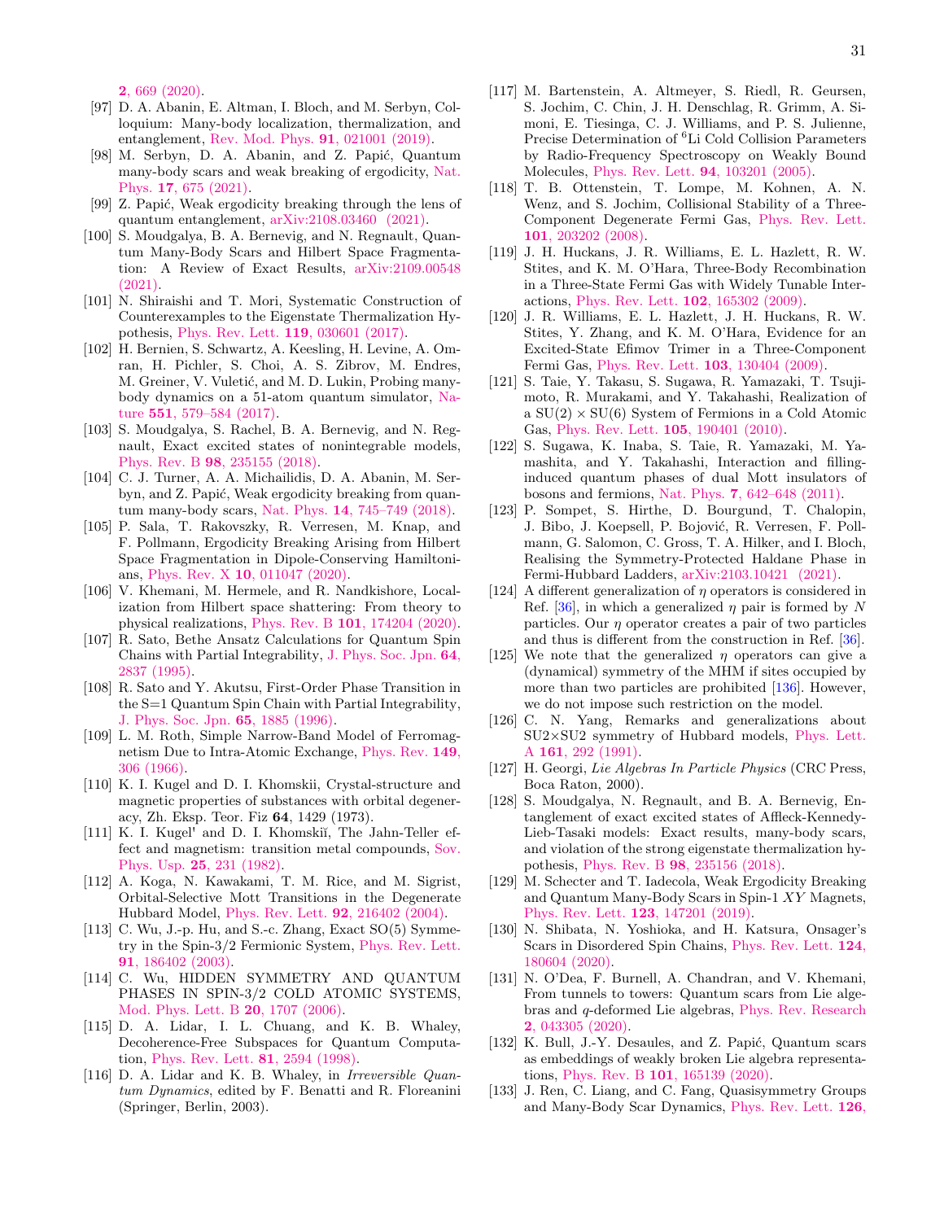2, 669 (2020).

[97] D. A. Abanin, E. Altman, I. Bloch, and M. Serbyn, Colloquium: Many-body localization, thermalization, and entanglement, Rev. Mod. Phys. **91**, 021001 (2019).

[98] M. Serbyn, D. A. Abanin, and Z. Papić, Quantum many-body scars and weak breaking of ergodicity, Nat. Phys. **17**, 675 (2021).

[99] Z. Papić, Weak ergodicity breaking through the lens of quantum entanglement, arXiv:2108.03460 (2021).

[100] S. Moudgalya, B. A. Bernevig, and N. Regnault, Quantum Many-Body Scars and Hilbert Space Fragmentation: A Review of Exact Results, arXiv:2109.00548 (2021).

[101] N. Shiraishi and T. Mori, Systematic Construction of Counterexamples to the Eigenstate Thermalization Hypothesis, Phys. Rev. Lett. **119**, 030601 (2017).

[102] H. Bernien, S. Schwartz, A. Keesling, H. Levine, A. Omran, H. Pichler, S. Choi, A. S. Zibrov, M. Endres, M. Greiner, V. Vuletić, and M. D. Lukin, Probing many-body dynamics on a 51-atom quantum simulator, Nature **551**, 579–584 (2017).

[103] S. Moudgalya, S. Rachel, B. A. Bernevig, and N. Regnault, Exact excited states of nonintegrable models, Phys. Rev. B **98**, 235155 (2018).

[104] C. J. Turner, A. A. Michailidis, D. A. Abanin, M. Serbyn, and Z. Papić, Weak ergodicity breaking from quantum many-body scars, Nat. Phys. **14**, 745–749 (2018).

[105] P. Sala, T. Rakovszky, R. Verresen, M. Knap, and F. Pollmann, Ergodicity Breaking Arising from Hilbert Space Fragmentation in Dipole-Conserving Hamiltonians, Phys. Rev. X **10**, 011047 (2020).

[106] V. Khemani, M. Hermele, and R. Nandkishore, Localization from Hilbert space shattering: From theory to physical realizations, Phys. Rev. B **101**, 174204 (2020).

[107] R. Sato, Bethe Ansatz Calculations for Quantum Spin Chains with Partial Integrability, J. Phys. Soc. Jpn. **64**, 2837 (1995).

[108] R. Sato and Y. Akutsu, First-Order Phase Transition in the S=1 Quantum Spin Chain with Partial Integrability, J. Phys. Soc. Jpn. **65**, 1885 (1996).

[109] L. M. Roth, Simple Narrow-Band Model of Ferromagnetism Due to Intra-Atomic Exchange, Phys. Rev. **149**, 306 (1966).

[110] K. I. Kugel and D. I. Khomskii, Crystal-structure and magnetic properties of substances with orbital degeneracy, Zh. Eksp. Teor. Fiz **64**, 1429 (1973).

[111] K. I. Kugel' and D. I. Khomskiĭ, The Jahn-Teller effect and magnetism: transition metal compounds, Sov. Phys. Usp. **25**, 231 (1982).

[112] A. Koga, N. Kawakami, T. M. Rice, and M. Sigrist, Orbital-Selective Mott Transitions in the Degenerate Hubbard Model, Phys. Rev. Lett. **92**, 216402 (2004).

[113] C. Wu, J.-p. Hu, and S.-c. Zhang, Exact SO(5) Symmetry in the Spin-3/2 Fermionic System, Phys. Rev. Lett. **91**, 186402 (2003).

[114] C. Wu, HIDDEN SYMMETRY AND QUANTUM PHASES IN SPIN-3/2 COLD ATOMIC SYSTEMS, Mod. Phys. Lett. B **20**, 1707 (2006).

[115] D. A. Lidar, I. L. Chuang, and K. B. Whaley, Decoherence-Free Subspaces for Quantum Computation, Phys. Rev. Lett. **81**, 2594 (1998).

[116] D. A. Lidar and K. B. Whaley, in *Irreversible Quantum Dynamics*, edited by F. Benatti and R. Floreanini (Springer, Berlin, 2003).

[117] M. Bartenstein, A. Altmeyer, S. Riedl, R. Geursen, S. Jochim, C. Chin, J. H. Denschlag, R. Grimm, A. Simoni, E. Tiesinga, C. J. Williams, and P. S. Julienne, Precise Determination of $^6$Li Cold Collision Parameters by Radio-Frequency Spectroscopy on Weakly Bound Molecules, Phys. Rev. Lett. **94**, 103201 (2005).

[118] T. B. Ottenstein, T. Lompe, M. Kohnen, A. N. Wenz, and S. Jochim, Collisional Stability of a Three-Component Degenerate Fermi Gas, Phys. Rev. Lett. **101**, 203202 (2008).

[119] J. H. Huckans, J. R. Williams, E. L. Hazlett, R. W. Stites, and K. M. O'Hara, Three-Body Recombination in a Three-State Fermi Gas with Widely Tunable Interactions, Phys. Rev. Lett. **102**, 165302 (2009).

[120] J. R. Williams, E. L. Hazlett, J. H. Huckans, R. W. Stites, Y. Zhang, and K. M. O'Hara, Evidence for an Excited-State Efimov Trimer in a Three-Component Fermi Gas, Phys. Rev. Lett. **103**, 130404 (2009).

[121] S. Taie, Y. Takasu, S. Sugawa, R. Yamazaki, T. Tsujimoto, R. Murakami, and Y. Takahashi, Realization of a SU(2) × SU(6) System of Fermions in a Cold Atomic Gas, Phys. Rev. Lett. **105**, 190401 (2010).

[122] S. Sugawa, K. Inaba, S. Taie, R. Yamazaki, M. Yamashita, and Y. Takahashi, Interaction and filling-induced quantum phases of dual Mott insulators of bosons and fermions, Nat. Phys. **7**, 642–648 (2011).

[123] P. Sompet, S. Hirthe, D. Bourgund, T. Chalopin, J. Bibo, J. Koepsell, P. Bojović, R. Verresen, F. Pollmann, G. Salomon, C. Gross, T. A. Hilker, and I. Bloch, Realising the Symmetry-Protected Haldane Phase in Fermi-Hubbard Ladders, arXiv:2103.10421 (2021).

[124] A different generalization of $\eta$ operators is considered in Ref. [36], in which a generalized $\eta$ pair is formed by $N$ particles. Our $\eta$ operator creates a pair of two particles and thus is different from the construction in Ref. [36].

[125] We note that the generalized $\eta$ operators can give a (dynamical) symmetry of the MHM if sites occupied by more than two particles are prohibited [136]. However, we do not impose such restriction on the model.

[126] C. N. Yang, Remarks and generalizations about SU2×SU2 symmetry of Hubbard models, Phys. Lett. A **161**, 292 (1991).

[127] H. Georgi, *Lie Algebras In Particle Physics* (CRC Press, Boca Raton, 2000).

[128] S. Moudgalya, N. Regnault, and B. A. Bernevig, Entanglement of exact excited states of Affleck-Kennedy-Lieb-Tasaki models: Exact results, many-body scars, and violation of the strong eigenstate thermalization hypothesis, Phys. Rev. B **98**, 235156 (2018).

[129] M. Schecter and T. Iadecola, Weak Ergodicity Breaking and Quantum Many-Body Scars in Spin-1 $XY$ Magnets, Phys. Rev. Lett. **123**, 147201 (2019).

[130] N. Shibata, N. Yoshioka, and H. Katsura, Onsager's Scars in Disordered Spin Chains, Phys. Rev. Lett. **124**, 180604 (2020).

[131] N. O'Dea, F. Burnell, A. Chandran, and V. Khemani, From tunnels to towers: Quantum scars from Lie algebras and $q$-deformed Lie algebras, Phys. Rev. Research **2**, 043305 (2020).

[132] K. Bull, J.-Y. Desaules, and Z. Papić, Quantum scars as embeddings of weakly broken Lie algebra representations, Phys. Rev. B **101**, 165139 (2020).

[133] J. Ren, C. Liang, and C. Fang, Quasisymmetry Groups and Many-Body Scar Dynamics, Phys. Rev. Lett. **126**,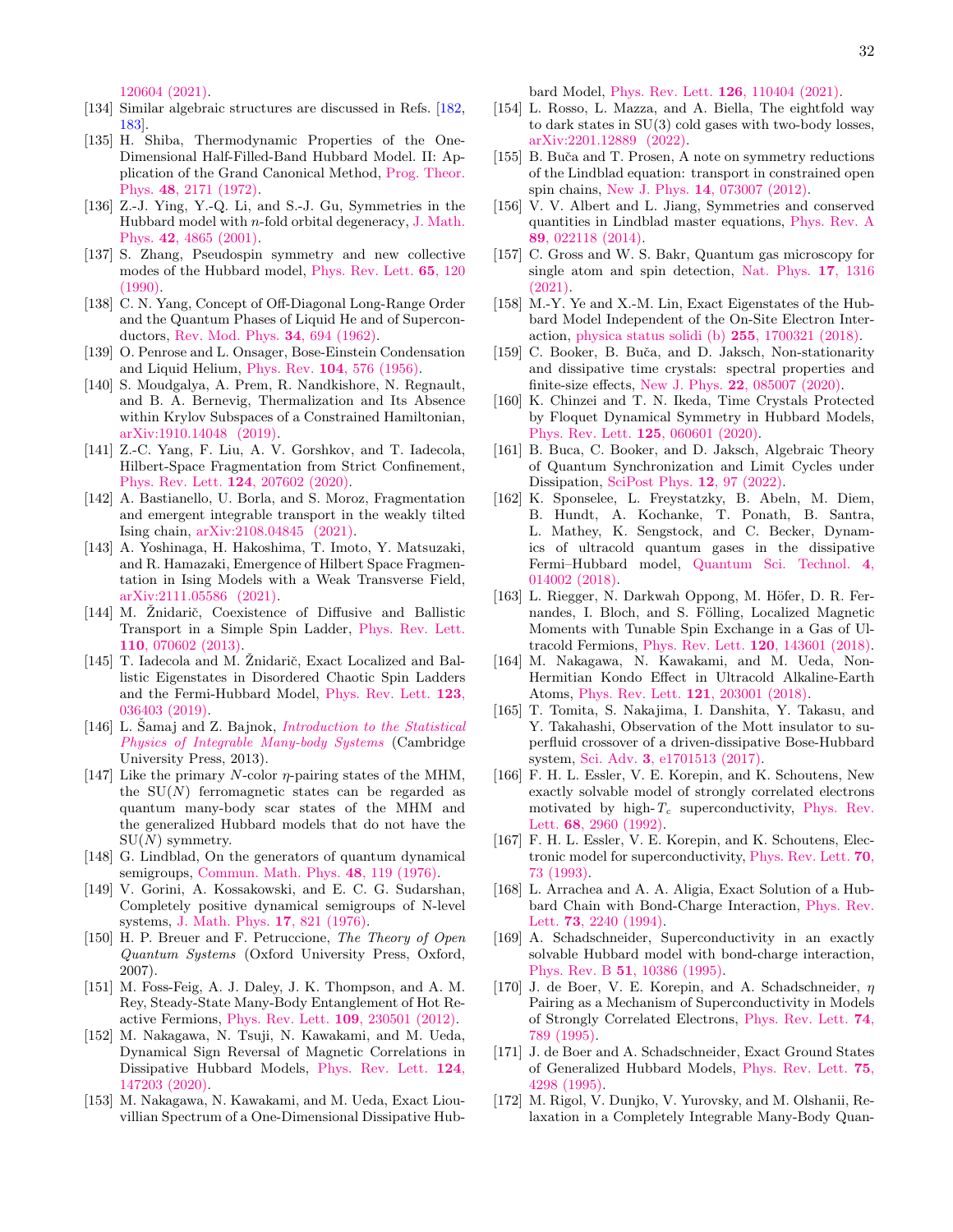120604 (2021).

[134] Similar algebraic structures are discussed in Refs. [182, 183].

[135] H. Shiba, Thermodynamic Properties of the One-Dimensional Half-Filled-Band Hubbard Model. II: Application of the Grand Canonical Method, Prog. Theor. Phys. **48**, 2171 (1972).

[136] Z.-J. Ying, Y.-Q. Li, and S.-J. Gu, Symmetries in the Hubbard model with $n$-fold orbital degeneracy, J. Math. Phys. **42**, 4865 (2001).

[137] S. Zhang, Pseudospin symmetry and new collective modes of the Hubbard model, Phys. Rev. Lett. **65**, 120 (1990).

[138] C. N. Yang, Concept of Off-Diagonal Long-Range Order and the Quantum Phases of Liquid He and of Superconductors, Rev. Mod. Phys. **34**, 694 (1962).

[139] O. Penrose and L. Onsager, Bose-Einstein Condensation and Liquid Helium, Phys. Rev. **104**, 576 (1956).

[140] S. Moudgalya, A. Prem, R. Nandkishore, N. Regnault, and B. A. Bernevig, Thermalization and Its Absence within Krylov Subspaces of a Constrained Hamiltonian, arXiv:1910.14048 (2019).

[141] Z.-C. Yang, F. Liu, A. V. Gorshkov, and T. Iadecola, Hilbert-Space Fragmentation from Strict Confinement, Phys. Rev. Lett. **124**, 207602 (2020).

[142] A. Bastianello, U. Borla, and S. Moroz, Fragmentation and emergent integrable transport in the weakly tilted Ising chain, arXiv:2108.04845 (2021).

[143] A. Yoshinaga, H. Hakoshima, T. Imoto, Y. Matsuzaki, and R. Hamazaki, Emergence of Hilbert Space Fragmentation in Ising Models with a Weak Transverse Field, arXiv:2111.05586 (2021).

[144] M. Žnidarič, Coexistence of Diffusive and Ballistic Transport in a Simple Spin Ladder, Phys. Rev. Lett. **110**, 070602 (2013).

[145] T. Iadecola and M. Žnidarič, Exact Localized and Ballistic Eigenstates in Disordered Chaotic Spin Ladders and the Fermi-Hubbard Model, Phys. Rev. Lett. **123**, 036403 (2019).

[146] L. Šamaj and Z. Bajnok, *Introduction to the Statistical Physics of Integrable Many-body Systems* (Cambridge University Press, 2013).

[147] Like the primary $N$-color $\eta$-pairing states of the MHM, the SU($N$) ferromagnetic states can be regarded as quantum many-body scar states of the MHM and the generalized Hubbard models that do not have the SU($N$) symmetry.

[148] G. Lindblad, On the generators of quantum dynamical semigroups, Commun. Math. Phys. **48**, 119 (1976).

[149] V. Gorini, A. Kossakowski, and E. C. G. Sudarshan, Completely positive dynamical semigroups of N-level systems, J. Math. Phys. **17**, 821 (1976).

[150] H. P. Breuer and F. Petruccione, *The Theory of Open Quantum Systems* (Oxford University Press, Oxford, 2007).

[151] M. Foss-Feig, A. J. Daley, J. K. Thompson, and A. M. Rey, Steady-State Many-Body Entanglement of Hot Reactive Fermions, Phys. Rev. Lett. **109**, 230501 (2012).

[152] M. Nakagawa, N. Tsuji, N. Kawakami, and M. Ueda, Dynamical Sign Reversal of Magnetic Correlations in Dissipative Hubbard Models, Phys. Rev. Lett. **124**, 147203 (2020).

[153] M. Nakagawa, N. Kawakami, and M. Ueda, Exact Liouvillian Spectrum of a One-Dimensional Dissipative Hubbard Model, Phys. Rev. Lett. **126**, 110404 (2021).

[154] L. Rosso, L. Mazza, and A. Biella, The eightfold way to dark states in SU(3) cold gases with two-body losses, arXiv:2201.12889 (2022).

[155] B. Buča and T. Prosen, A note on symmetry reductions of the Lindblad equation: transport in constrained open spin chains, New J. Phys. **14**, 073007 (2012).

[156] V. V. Albert and L. Jiang, Symmetries and conserved quantities in Lindblad master equations, Phys. Rev. A **89**, 022118 (2014).

[157] C. Gross and W. S. Bakr, Quantum gas microscopy for single atom and spin detection, Nat. Phys. **17**, 1316 (2021).

[158] M.-Y. Ye and X.-M. Lin, Exact Eigenstates of the Hubbard Model Independent of the On-Site Electron Interaction, physica status solidi (b) **255**, 1700321 (2018).

[159] C. Booker, B. Buča, and D. Jaksch, Non-stationarity and dissipative time crystals: spectral properties and finite-size effects, New J. Phys. **22**, 085007 (2020).

[160] K. Chinzei and T. N. Ikeda, Time Crystals Protected by Floquet Dynamical Symmetry in Hubbard Models, Phys. Rev. Lett. **125**, 060601 (2020).

[161] B. Buca, C. Booker, and D. Jaksch, Algebraic Theory of Quantum Synchronization and Limit Cycles under Dissipation, SciPost Phys. **12**, 97 (2022).

[162] K. Sponselee, L. Freystatzky, B. Abeln, M. Diem, B. Hundt, A. Kochanke, T. Ponath, B. Santra, L. Mathey, K. Sengstock, and C. Becker, Dynamics of ultracold quantum gases in the dissipative Fermi–Hubbard model, Quantum Sci. Technol. **4**, 014002 (2018).

[163] L. Riegger, N. Darkwah Oppong, M. Höfer, D. R. Fernandes, I. Bloch, and S. Fölling, Localized Magnetic Moments with Tunable Spin Exchange in a Gas of Ultracold Fermions, Phys. Rev. Lett. **120**, 143601 (2018).

[164] M. Nakagawa, N. Kawakami, and M. Ueda, Non-Hermitian Kondo Effect in Ultracold Alkaline-Earth Atoms, Phys. Rev. Lett. **121**, 203001 (2018).

[165] T. Tomita, S. Nakajima, I. Danshita, Y. Takasu, and Y. Takahashi, Observation of the Mott insulator to superfluid crossover of a driven-dissipative Bose-Hubbard system, Sci. Adv. **3**, e1701513 (2017).

[166] F. H. L. Essler, V. E. Korepin, and K. Schoutens, New exactly solvable model of strongly correlated electrons motivated by high-$T_c$ superconductivity, Phys. Rev. Lett. **68**, 2960 (1992).

[167] F. H. L. Essler, V. E. Korepin, and K. Schoutens, Electronic model for superconductivity, Phys. Rev. Lett. **70**, 73 (1993).

[168] L. Arrachea and A. A. Aligia, Exact Solution of a Hubbard Chain with Bond-Charge Interaction, Phys. Rev. Lett. **73**, 2240 (1994).

[169] A. Schadschneider, Superconductivity in an exactly solvable Hubbard model with bond-charge interaction, Phys. Rev. B **51**, 10386 (1995).

[170] J. de Boer, V. E. Korepin, and A. Schadschneider, $\eta$ Pairing as a Mechanism of Superconductivity in Models of Strongly Correlated Electrons, Phys. Rev. Lett. **74**, 789 (1995).

[171] J. de Boer and A. Schadschneider, Exact Ground States of Generalized Hubbard Models, Phys. Rev. Lett. **75**, 4298 (1995).

[172] M. Rigol, V. Dunjko, V. Yurovsky, and M. Olshanii, Relaxation in a Completely Integrable Many-Body Quan-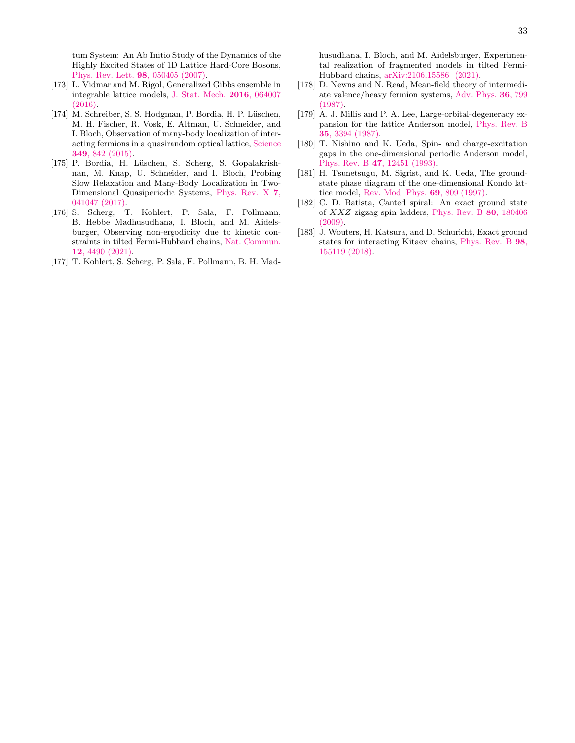tum System: An Ab Initio Study of the Dynamics of the Highly Excited States of 1D Lattice Hard-Core Bosons, Phys. Rev. Lett. **98**, 050405 (2007).

[173] L. Vidmar and M. Rigol, Generalized Gibbs ensemble in integrable lattice models, J. Stat. Mech. **2016**, 064007 (2016).

[174] M. Schreiber, S. S. Hodgman, P. Bordia, H. P. Lüschen, M. H. Fischer, R. Vosk, E. Altman, U. Schneider, and I. Bloch, Observation of many-body localization of interacting fermions in a quasirandom optical lattice, Science **349**, 842 (2015).

[175] P. Bordia, H. Lüschen, S. Scherg, S. Gopalakrishnan, M. Knap, U. Schneider, and I. Bloch, Probing Slow Relaxation and Many-Body Localization in Two-Dimensional Quasiperiodic Systems, Phys. Rev. X **7**, 041047 (2017).

[176] S. Scherg, T. Kohlert, P. Sala, F. Pollmann, B. Hebbe Madhusudhana, I. Bloch, and M. Aidelsburger, Observing non-ergodicity due to kinetic constraints in tilted Fermi-Hubbard chains, Nat. Commun. **12**, 4490 (2021).

[177] T. Kohlert, S. Scherg, P. Sala, F. Pollmann, B. H. Madhusudhana, I. Bloch, and M. Aidelsburger, Experimental realization of fragmented models in tilted Fermi-Hubbard chains, arXiv:2106.15586 (2021).

[178] D. Newns and N. Read, Mean-field theory of intermediate valence/heavy fermion systems, Adv. Phys. **36**, 799 (1987).

[179] A. J. Millis and P. A. Lee, Large-orbital-degeneracy expansion for the lattice Anderson model, Phys. Rev. B **35**, 3394 (1987).

[180] T. Nishino and K. Ueda, Spin- and charge-excitation gaps in the one-dimensional periodic Anderson model, Phys. Rev. B **47**, 12451 (1993).

[181] H. Tsunetsugu, M. Sigrist, and K. Ueda, The ground-state phase diagram of the one-dimensional Kondo lattice model, Rev. Mod. Phys. **69**, 809 (1997).

[182] C. D. Batista, Canted spiral: An exact ground state of $XXZ$ zigzag spin ladders, Phys. Rev. B **80**, 180406 (2009).

[183] J. Wouters, H. Katsura, and D. Schuricht, Exact ground states for interacting Kitaev chains, Phys. Rev. B **98**, 155119 (2018).